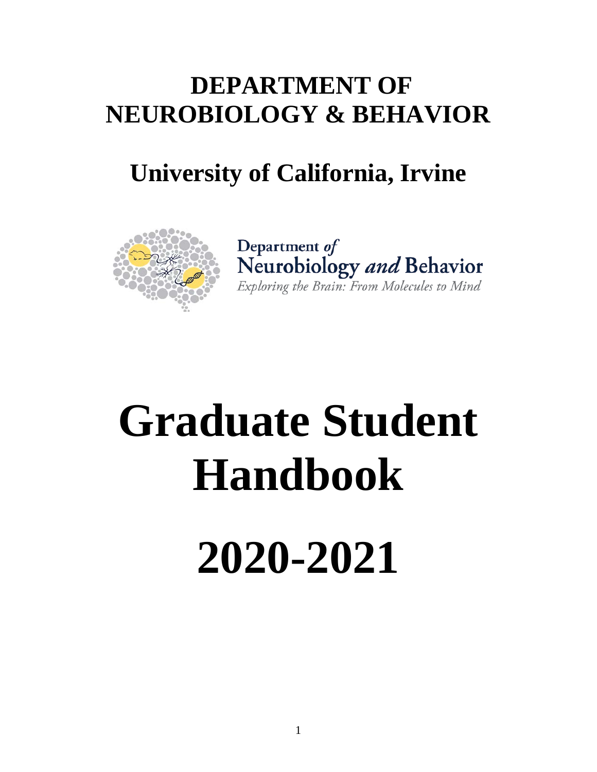# DEPARTMENT OF NEUROBIOLOGY & BEHAVIOR

## University of California, Irvine

Department *of*
Neurobiology *and* Behavior
*Exploring the Brain: From Molecules to Mind*

# Graduate Student Handbook

# 2020-2021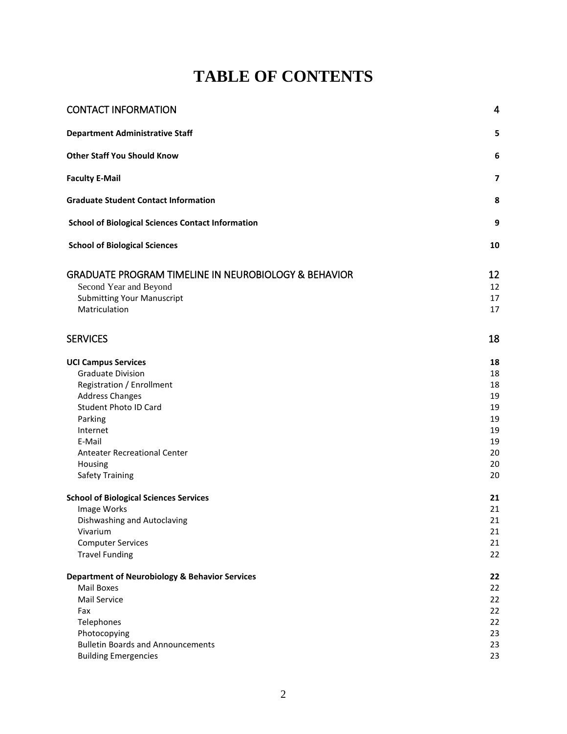# TABLE OF CONTENTS

| | |
|---|---|
| CONTACT INFORMATION | 4 |
| **Department Administrative Staff** | **5** |
| **Other Staff You Should Know** | **6** |
| **Faculty E-Mail** | **7** |
| **Graduate Student Contact Information** | **8** |
| **School of Biological Sciences Contact Information** | **9** |
| **School of Biological Sciences** | **10** |
| GRADUATE PROGRAM TIMELINE IN NEUROBIOLOGY & BEHAVIOR | 12 |
| Second Year and Beyond | 12 |
| Submitting Your Manuscript | 17 |
| Matriculation | 17 |
| SERVICES | 18 |
| **UCI Campus Services** | **18** |
| Graduate Division | 18 |
| Registration / Enrollment | 18 |
| Address Changes | 19 |
| Student Photo ID Card | 19 |
| Parking | 19 |
| Internet | 19 |
| E-Mail | 19 |
| Anteater Recreational Center | 20 |
| Housing | 20 |
| Safety Training | 20 |
| **School of Biological Sciences Services** | **21** |
| Image Works | 21 |
| Dishwashing and Autoclaving | 21 |
| Vivarium | 21 |
| Computer Services | 21 |
| Travel Funding | 22 |
| **Department of Neurobiology & Behavior Services** | **22** |
| Mail Boxes | 22 |
| Mail Service | 22 |
| Fax | 22 |
| Telephones | 22 |
| Photocopying | 23 |
| Bulletin Boards and Announcements | 23 |
| Building Emergencies | 23 |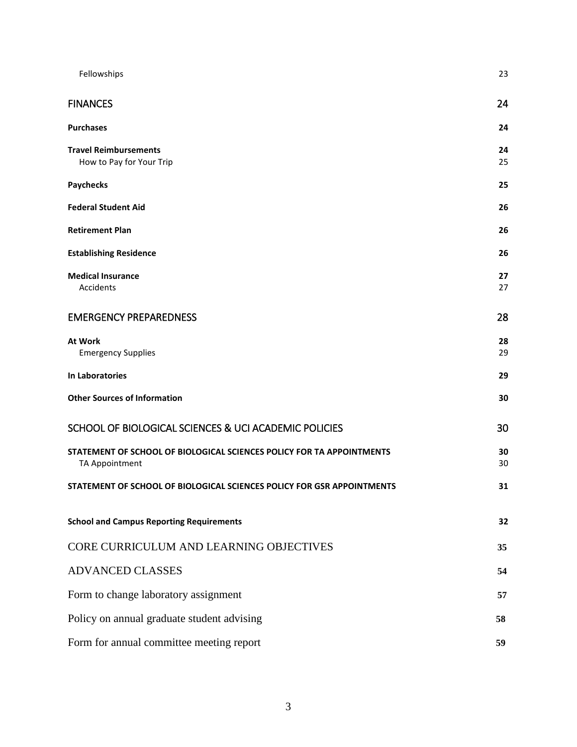| | |
|---|---|
| Fellowships | 23 |
| **FINANCES** | **24** |
| **Purchases** | **24** |
| **Travel Reimbursements** | **24** |
| How to Pay for Your Trip | 25 |
| **Paychecks** | **25** |
| **Federal Student Aid** | **26** |
| **Retirement Plan** | **26** |
| **Establishing Residence** | **26** |
| **Medical Insurance** | **27** |
| Accidents | 27 |
| **EMERGENCY PREPAREDNESS** | **28** |
| **At Work** | **28** |
| Emergency Supplies | 29 |
| **In Laboratories** | **29** |
| **Other Sources of Information** | **30** |
| **SCHOOL OF BIOLOGICAL SCIENCES & UCI ACADEMIC POLICIES** | **30** |
| **STATEMENT OF SCHOOL OF BIOLOGICAL SCIENCES POLICY FOR TA APPOINTMENTS** | **30** |
| TA Appointment | 30 |
| **STATEMENT OF SCHOOL OF BIOLOGICAL SCIENCES POLICY FOR GSR APPOINTMENTS** | **31** |
| **School and Campus Reporting Requirements** | **32** |
| CORE CURRICULUM AND LEARNING OBJECTIVES | **35** |
| ADVANCED CLASSES | **54** |
| Form to change laboratory assignment | **57** |
| Policy on annual graduate student advising | **58** |
| Form for annual committee meeting report | **59** |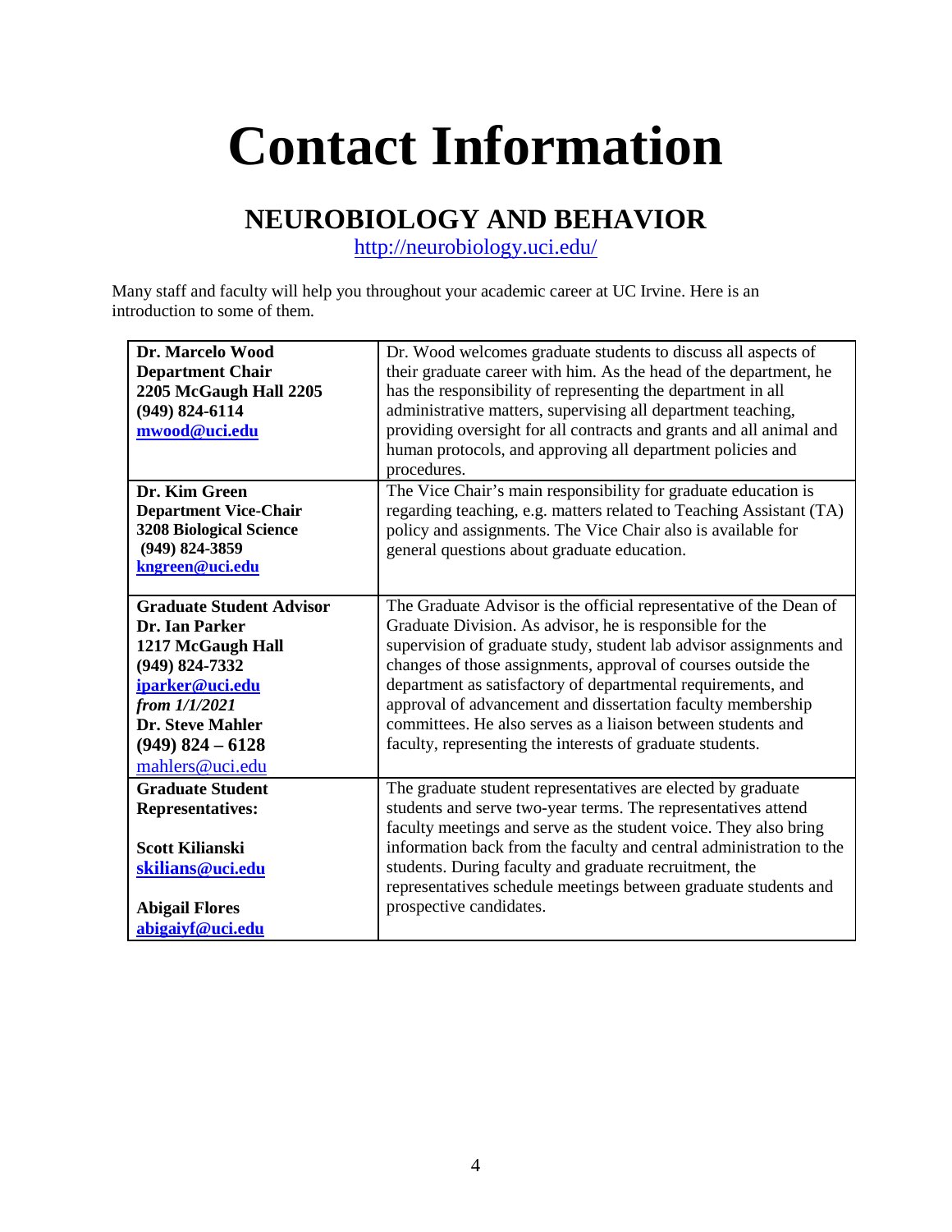# Contact Information

## NEUROBIOLOGY AND BEHAVIOR

http://neurobiology.uci.edu/

Many staff and faculty will help you throughout your academic career at UC Irvine. Here is an introduction to some of them.

| | |
|---|---|
| **Dr. Marcelo Wood**<br>**Department Chair**<br>**2205 McGaugh Hall 2205**<br>**(949) 824-6114**<br>**mwood@uci.edu** | Dr. Wood welcomes graduate students to discuss all aspects of their graduate career with him. As the head of the department, he has the responsibility of representing the department in all administrative matters, supervising all department teaching, providing oversight for all contracts and grants and all animal and human protocols, and approving all department policies and procedures. |
| **Dr. Kim Green**<br>**Department Vice-Chair**<br>**3208 Biological Science**<br>**(949) 824-3859**<br>**kngreen@uci.edu** | The Vice Chair's main responsibility for graduate education is regarding teaching, e.g. matters related to Teaching Assistant (TA) policy and assignments. The Vice Chair also is available for general questions about graduate education. |
| **Graduate Student Advisor**<br>**Dr. Ian Parker**<br>**1217 McGaugh Hall**<br>**(949) 824-7332**<br>**iparker@uci.edu**<br>***from 1/1/2021***<br>**Dr. Steve Mahler**<br>**(949) 824 – 6128**<br>mahlers@uci.edu | The Graduate Advisor is the official representative of the Dean of Graduate Division. As advisor, he is responsible for the supervision of graduate study, student lab advisor assignments and changes of those assignments, approval of courses outside the department as satisfactory of departmental requirements, and approval of advancement and dissertation faculty membership committees. He also serves as a liaison between students and faculty, representing the interests of graduate students. |
| **Graduate Student Representatives:**<br><br>**Scott Kilianski**<br>**skilians@uci.edu**<br><br>**Abigail Flores**<br>**abigaiyf@uci.edu** | The graduate student representatives are elected by graduate students and serve two-year terms. The representatives attend faculty meetings and serve as the student voice. They also bring information back from the faculty and central administration to the students. During faculty and graduate recruitment, the representatives schedule meetings between graduate students and prospective candidates. |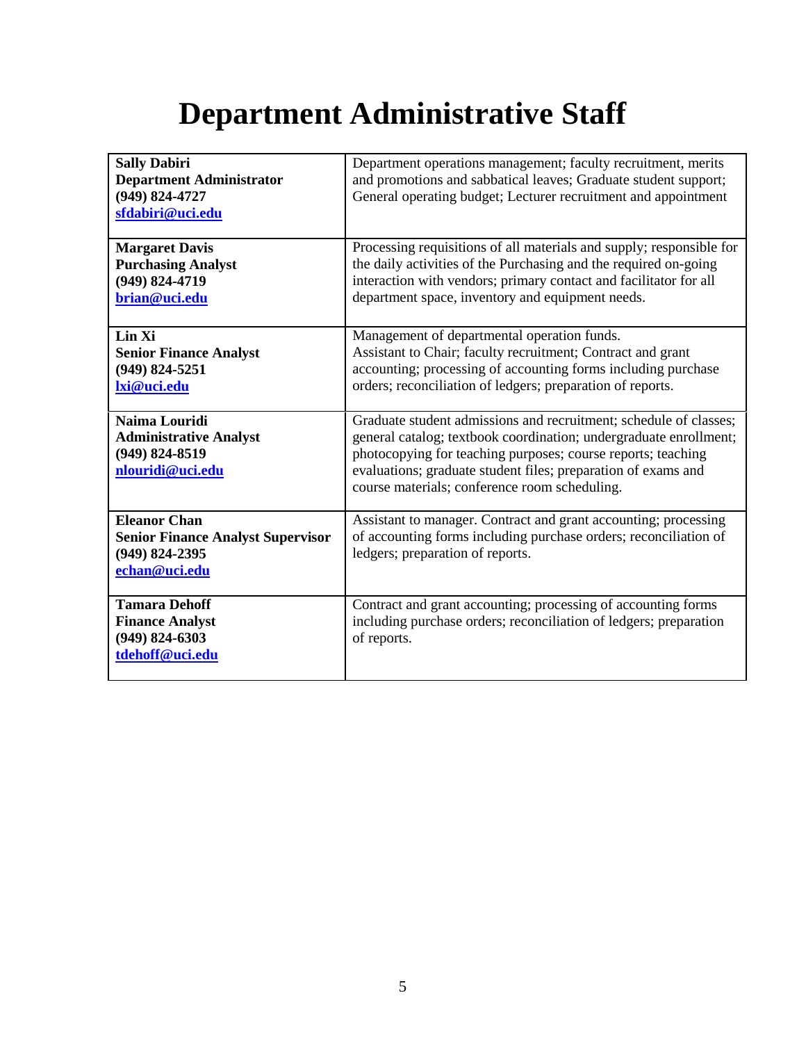# Department Administrative Staff

| | |
|---|---|
| **Sally Dabiri**<br>**Department Administrator**<br>**(949) 824-4727**<br>**sfdabiri@uci.edu** | Department operations management; faculty recruitment, merits and promotions and sabbatical leaves; Graduate student support; General operating budget; Lecturer recruitment and appointment |
| **Margaret Davis**<br>**Purchasing Analyst**<br>**(949) 824-4719**<br>**brian@uci.edu** | Processing requisitions of all materials and supply; responsible for the daily activities of the Purchasing and the required on-going interaction with vendors; primary contact and facilitator for all department space, inventory and equipment needs. |
| **Lin Xi**<br>**Senior Finance Analyst**<br>**(949) 824-5251**<br>**lxi@uci.edu** | Management of departmental operation funds.<br>Assistant to Chair; faculty recruitment; Contract and grant accounting; processing of accounting forms including purchase orders; reconciliation of ledgers; preparation of reports. |
| **Naima Louridi**<br>**Administrative Analyst**<br>**(949) 824-8519**<br>**nlouridi@uci.edu** | Graduate student admissions and recruitment; schedule of classes; general catalog; textbook coordination; undergraduate enrollment; photocopying for teaching purposes; course reports; teaching evaluations; graduate student files; preparation of exams and course materials; conference room scheduling. |
| **Eleanor Chan**<br>**Senior Finance Analyst Supervisor**<br>**(949) 824-2395**<br>**echan@uci.edu** | Assistant to manager. Contract and grant accounting; processing of accounting forms including purchase orders; reconciliation of ledgers; preparation of reports. |
| **Tamara Dehoff**<br>**Finance Analyst**<br>**(949) 824-6303**<br>**tdehoff@uci.edu** | Contract and grant accounting; processing of accounting forms including purchase orders; reconciliation of ledgers; preparation of reports. |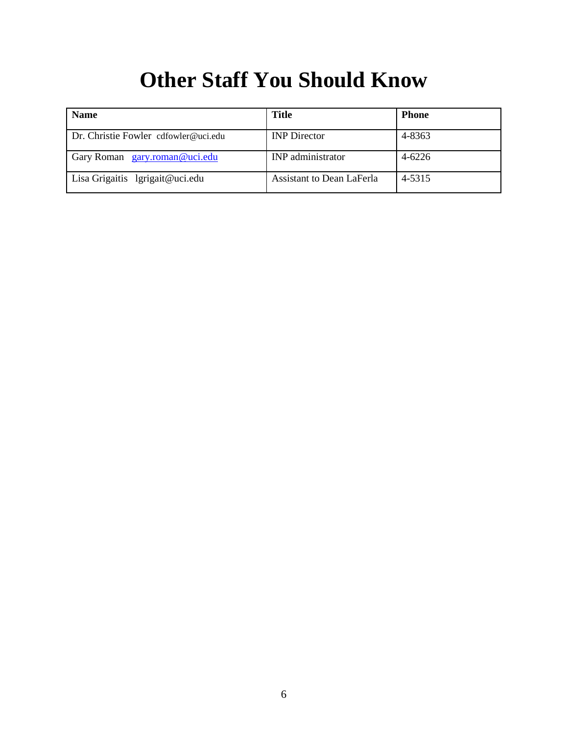# Other Staff You Should Know

| **Name** | **Title** | **Phone** |
|---|---|---|
| Dr. Christie Fowler cdfowler@uci.edu | INP Director | 4-8363 |
| Gary Roman gary.roman@uci.edu | INP administrator | 4-6226 |
| Lisa Grigaitis lgrigait@uci.edu | Assistant to Dean LaFerla | 4-5315 |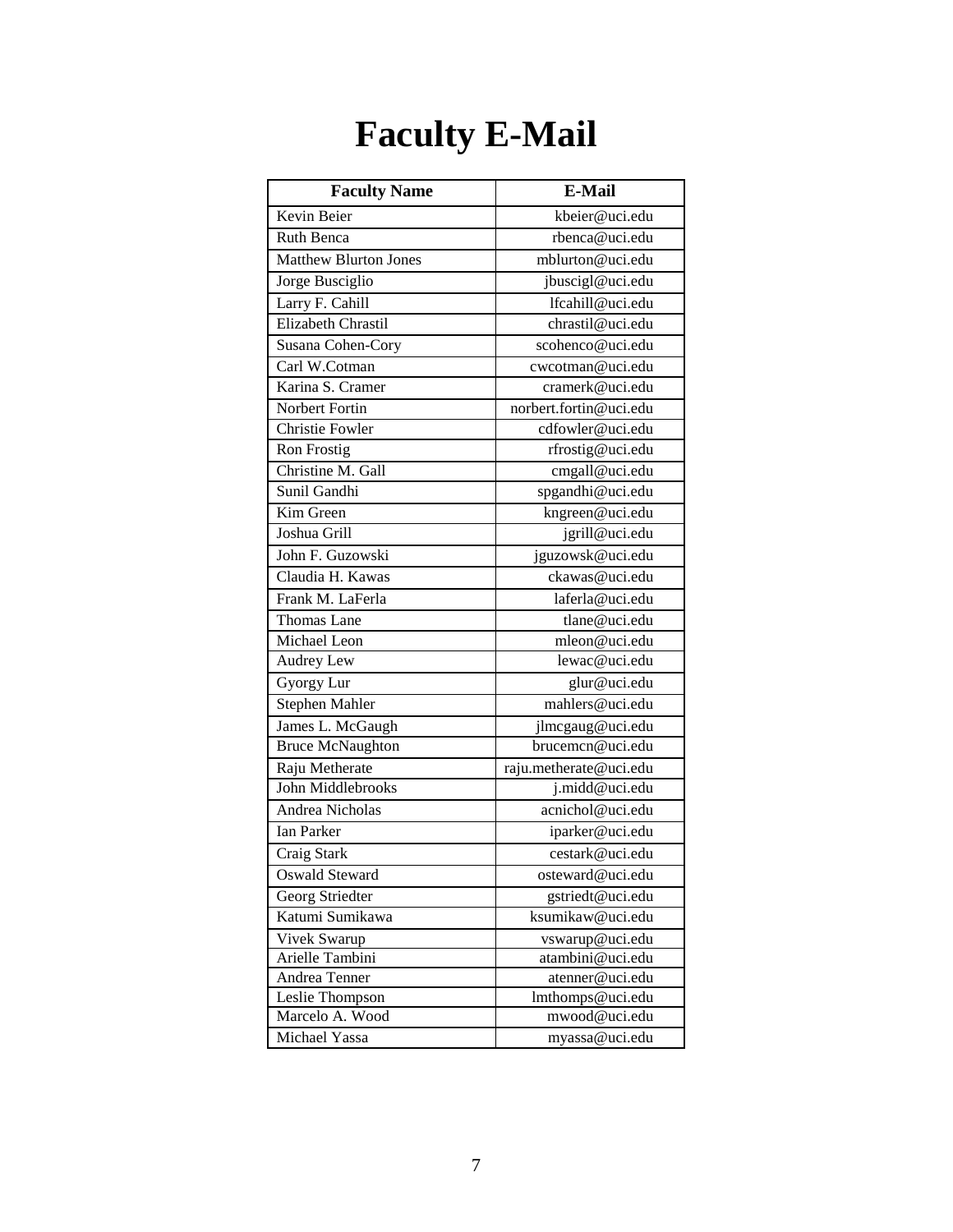# Faculty E-Mail

| Faculty Name | E-Mail |
|---|---|
| Kevin Beier | kbeier@uci.edu |
| Ruth Benca | rbenca@uci.edu |
| Matthew Blurton Jones | mblurton@uci.edu |
| Jorge Busciglio | jbuscigl@uci.edu |
| Larry F. Cahill | lfcahill@uci.edu |
| Elizabeth Chrastil | chrastil@uci.edu |
| Susana Cohen-Cory | scohenco@uci.edu |
| Carl W.Cotman | cwcotman@uci.edu |
| Karina S. Cramer | cramerk@uci.edu |
| Norbert Fortin | norbert.fortin@uci.edu |
| Christie Fowler | cdfowler@uci.edu |
| Ron Frostig | rfrostig@uci.edu |
| Christine M. Gall | cmgall@uci.edu |
| Sunil Gandhi | spgandhi@uci.edu |
| Kim Green | kngreen@uci.edu |
| Joshua Grill | jgrill@uci.edu |
| John F. Guzowski | jguzowsk@uci.edu |
| Claudia H. Kawas | ckawas@uci.edu |
| Frank M. LaFerla | laferla@uci.edu |
| Thomas Lane | tlane@uci.edu |
| Michael Leon | mleon@uci.edu |
| Audrey Lew | lewac@uci.edu |
| Gyorgy Lur | glur@uci.edu |
| Stephen Mahler | mahlers@uci.edu |
| James L. McGaugh | jlmcgaug@uci.edu |
| Bruce McNaughton | brucemcn@uci.edu |
| Raju Metherate | raju.metherate@uci.edu |
| John Middlebrooks | j.midd@uci.edu |
| Andrea Nicholas | acnichol@uci.edu |
| Ian Parker | iparker@uci.edu |
| Craig Stark | cestark@uci.edu |
| Oswald Steward | osteward@uci.edu |
| Georg Striedter | gstriedt@uci.edu |
| Katumi Sumikawa | ksumikaw@uci.edu |
| Vivek Swarup | vswarup@uci.edu |
| Arielle Tambini | atambini@uci.edu |
| Andrea Tenner | atenner@uci.edu |
| Leslie Thompson | lmthomps@uci.edu |
| Marcelo A. Wood | mwood@uci.edu |
| Michael Yassa | myassa@uci.edu |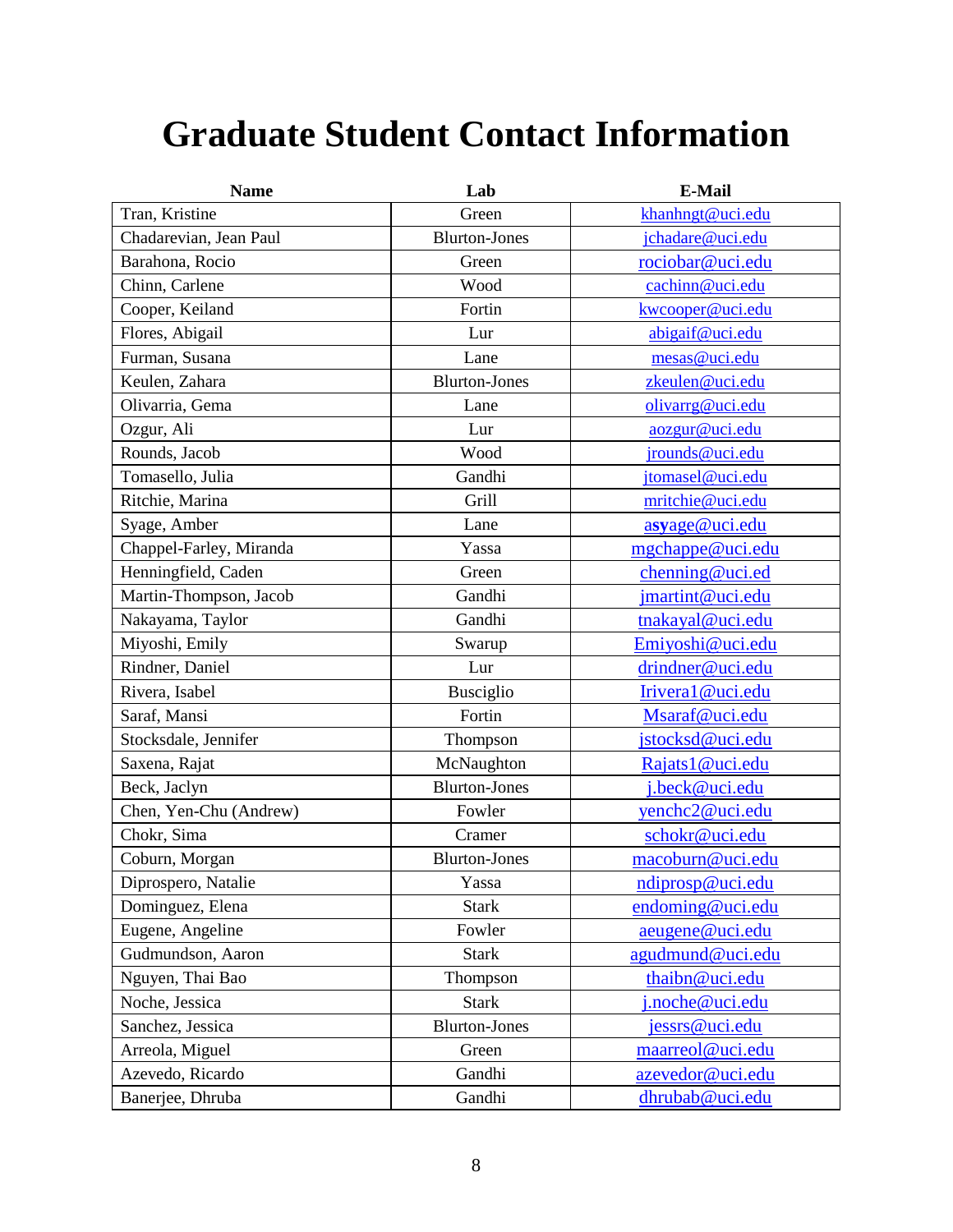# Graduate Student Contact Information

| Name | Lab | E-Mail |
|---|---|---|
| Tran, Kristine | Green | khanhngt@uci.edu |
| Chadarevian, Jean Paul | Blurton-Jones | jchadare@uci.edu |
| Barahona, Rocio | Green | rociobar@uci.edu |
| Chinn, Carlene | Wood | cachinn@uci.edu |
| Cooper, Keiland | Fortin | kwcooper@uci.edu |
| Flores, Abigail | Lur | abigaif@uci.edu |
| Furman, Susana | Lane | mesas@uci.edu |
| Keulen, Zahara | Blurton-Jones | zkeulen@uci.edu |
| Olivarria, Gema | Lane | olivarrg@uci.edu |
| Ozgur, Ali | Lur | aozgur@uci.edu |
| Rounds, Jacob | Wood | jrounds@uci.edu |
| Tomasello, Julia | Gandhi | jtomasel@uci.edu |
| Ritchie, Marina | Grill | mritchie@uci.edu |
| Syage, Amber | Lane | asyage@uci.edu |
| Chappel-Farley, Miranda | Yassa | mgchappe@uci.edu |
| Henningfield, Caden | Green | chenning@uci.ed |
| Martin-Thompson, Jacob | Gandhi | jmartint@uci.edu |
| Nakayama, Taylor | Gandhi | tnakayal@uci.edu |
| Miyoshi, Emily | Swarup | Emiyoshi@uci.edu |
| Rindner, Daniel | Lur | drindner@uci.edu |
| Rivera, Isabel | Busciglio | Irivera1@uci.edu |
| Saraf, Mansi | Fortin | Msaraf@uci.edu |
| Stocksdale, Jennifer | Thompson | jstocksd@uci.edu |
| Saxena, Rajat | McNaughton | Rajats1@uci.edu |
| Beck, Jaclyn | Blurton-Jones | j.beck@uci.edu |
| Chen, Yen-Chu (Andrew) | Fowler | yenchc2@uci.edu |
| Chokr, Sima | Cramer | schokr@uci.edu |
| Coburn, Morgan | Blurton-Jones | macoburn@uci.edu |
| Diprospero, Natalie | Yassa | ndiprosp@uci.edu |
| Dominguez, Elena | Stark | endoming@uci.edu |
| Eugene, Angeline | Fowler | aeugene@uci.edu |
| Gudmundson, Aaron | Stark | agudmund@uci.edu |
| Nguyen, Thai Bao | Thompson | thaibn@uci.edu |
| Noche, Jessica | Stark | j.noche@uci.edu |
| Sanchez, Jessica | Blurton-Jones | jessrs@uci.edu |
| Arreola, Miguel | Green | maarreol@uci.edu |
| Azevedo, Ricardo | Gandhi | azevedor@uci.edu |
| Banerjee, Dhruba | Gandhi | dhrubab@uci.edu |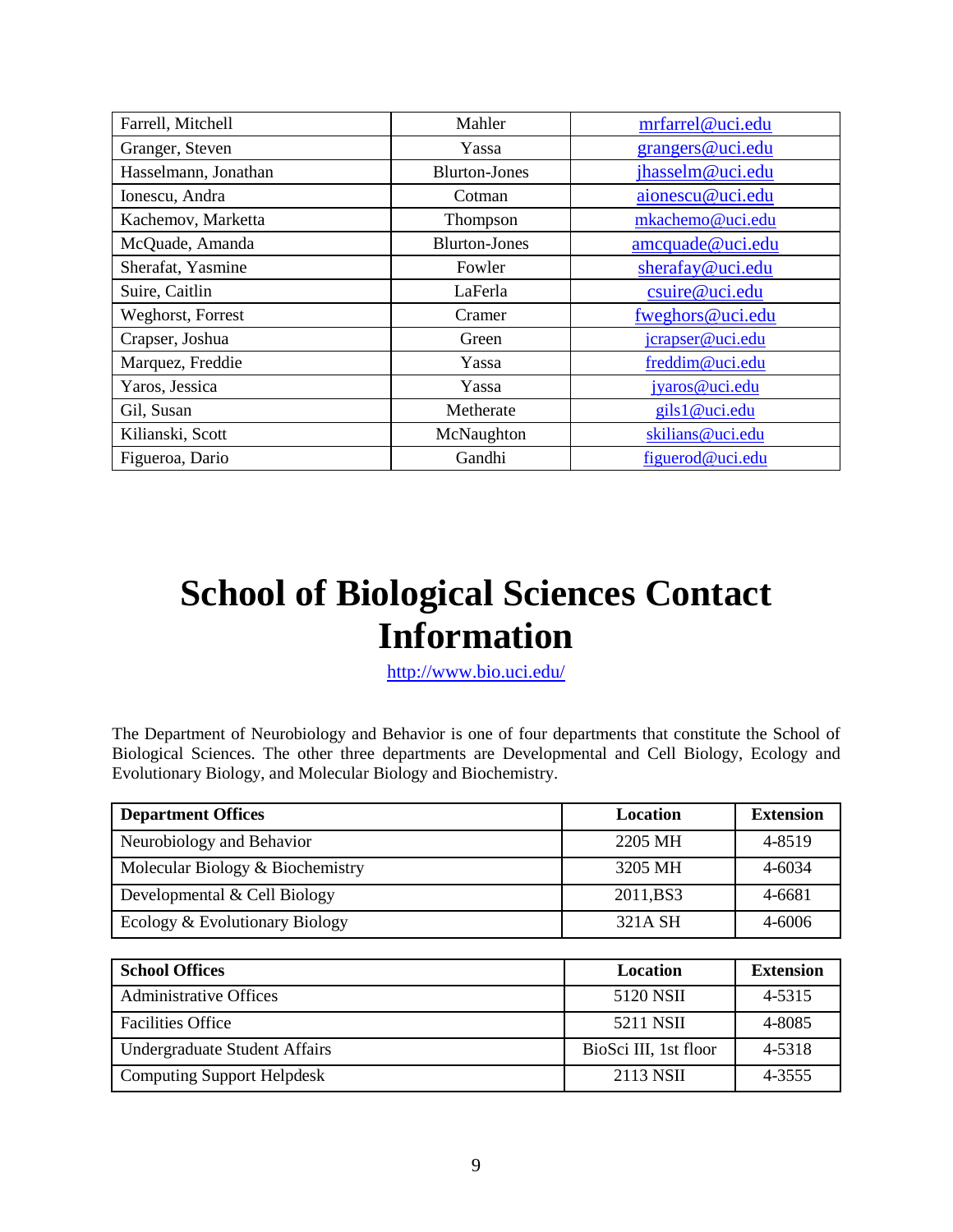| Farrell, Mitchell | Mahler | mrfarrel@uci.edu |
|---|---|---|
| Granger, Steven | Yassa | grangers@uci.edu |
| Hasselmann, Jonathan | Blurton-Jones | jhasselm@uci.edu |
| Ionescu, Andra | Cotman | aionescu@uci.edu |
| Kachemov, Marketta | Thompson | mkachemo@uci.edu |
| McQuade, Amanda | Blurton-Jones | amcquade@uci.edu |
| Sherafat, Yasmine | Fowler | sherafay@uci.edu |
| Suire, Caitlin | LaFerla | csuire@uci.edu |
| Weghorst, Forrest | Cramer | fweghors@uci.edu |
| Crapser, Joshua | Green | jcrapser@uci.edu |
| Marquez, Freddie | Yassa | freddim@uci.edu |
| Yaros, Jessica | Yassa | jyaros@uci.edu |
| Gil, Susan | Metherate | gils1@uci.edu |
| Kilianski, Scott | McNaughton | skilians@uci.edu |
| Figueroa, Dario | Gandhi | figuerod@uci.edu |

# School of Biological Sciences Contact Information

http://www.bio.uci.edu/

The Department of Neurobiology and Behavior is one of four departments that constitute the School of Biological Sciences. The other three departments are Developmental and Cell Biology, Ecology and Evolutionary Biology, and Molecular Biology and Biochemistry.

| **Department Offices** | **Location** | **Extension** |
|---|---|---|
| Neurobiology and Behavior | 2205 MH | 4-8519 |
| Molecular Biology & Biochemistry | 3205 MH | 4-6034 |
| Developmental & Cell Biology | 2011,BS3 | 4-6681 |
| Ecology & Evolutionary Biology | 321A SH | 4-6006 |

| **School Offices** | **Location** | **Extension** |
|---|---|---|
| Administrative Offices | 5120 NSII | 4-5315 |
| Facilities Office | 5211 NSII | 4-8085 |
| Undergraduate Student Affairs | BioSci III, 1st floor | 4-5318 |
| Computing Support Helpdesk | 2113 NSII | 4-3555 |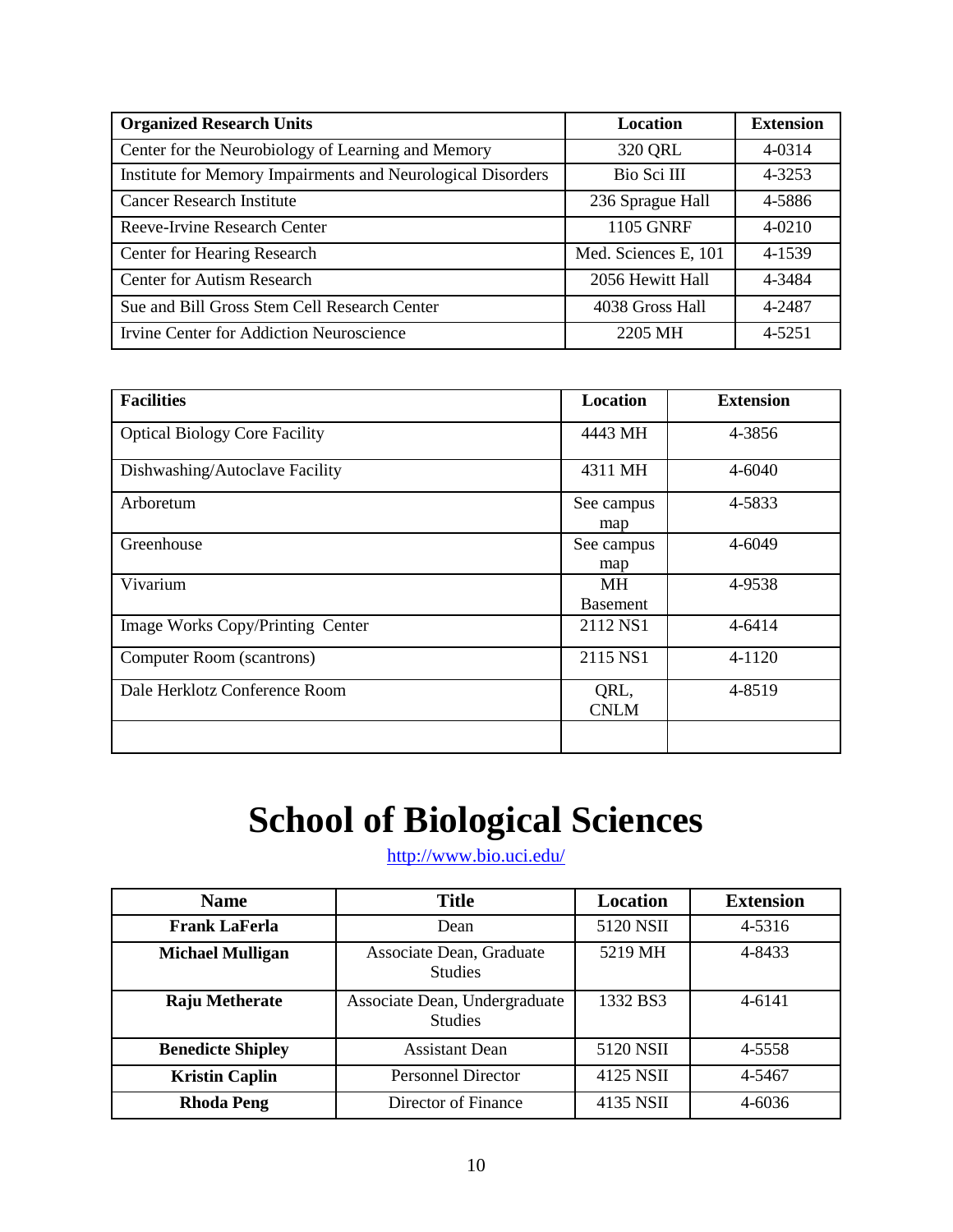| Organized Research Units | Location | Extension |
|---|---|---|
| Center for the Neurobiology of Learning and Memory | 320 QRL | 4-0314 |
| Institute for Memory Impairments and Neurological Disorders | Bio Sci III | 4-3253 |
| Cancer Research Institute | 236 Sprague Hall | 4-5886 |
| Reeve-Irvine Research Center | 1105 GNRF | 4-0210 |
| Center for Hearing Research | Med. Sciences E, 101 | 4-1539 |
| Center for Autism Research | 2056 Hewitt Hall | 4-3484 |
| Sue and Bill Gross Stem Cell Research Center | 4038 Gross Hall | 4-2487 |
| Irvine Center for Addiction Neuroscience | 2205 MH | 4-5251 |

| Facilities | Location | Extension |
|---|---|---|
| Optical Biology Core Facility | 4443 MH | 4-3856 |
| Dishwashing/Autoclave Facility | 4311 MH | 4-6040 |
| Arboretum | See campus map | 4-5833 |
| Greenhouse | See campus map | 4-6049 |
| Vivarium | MH Basement | 4-9538 |
| Image Works Copy/Printing Center | 2112 NS1 | 4-6414 |
| Computer Room (scantrons) | 2115 NS1 | 4-1120 |
| Dale Herklotz Conference Room | QRL, CNLM | 4-8519 |
| | | |

# School of Biological Sciences

http://www.bio.uci.edu/

| Name | Title | Location | Extension |
|---|---|---|---|
| **Frank LaFerla** | Dean | 5120 NSII | 4-5316 |
| **Michael Mulligan** | Associate Dean, Graduate Studies | 5219 MH | 4-8433 |
| **Raju Metherate** | Associate Dean, Undergraduate Studies | 1332 BS3 | 4-6141 |
| **Benedicte Shipley** | Assistant Dean | 5120 NSII | 4-5558 |
| **Kristin Caplin** | Personnel Director | 4125 NSII | 4-5467 |
| **Rhoda Peng** | Director of Finance | 4135 NSII | 4-6036 |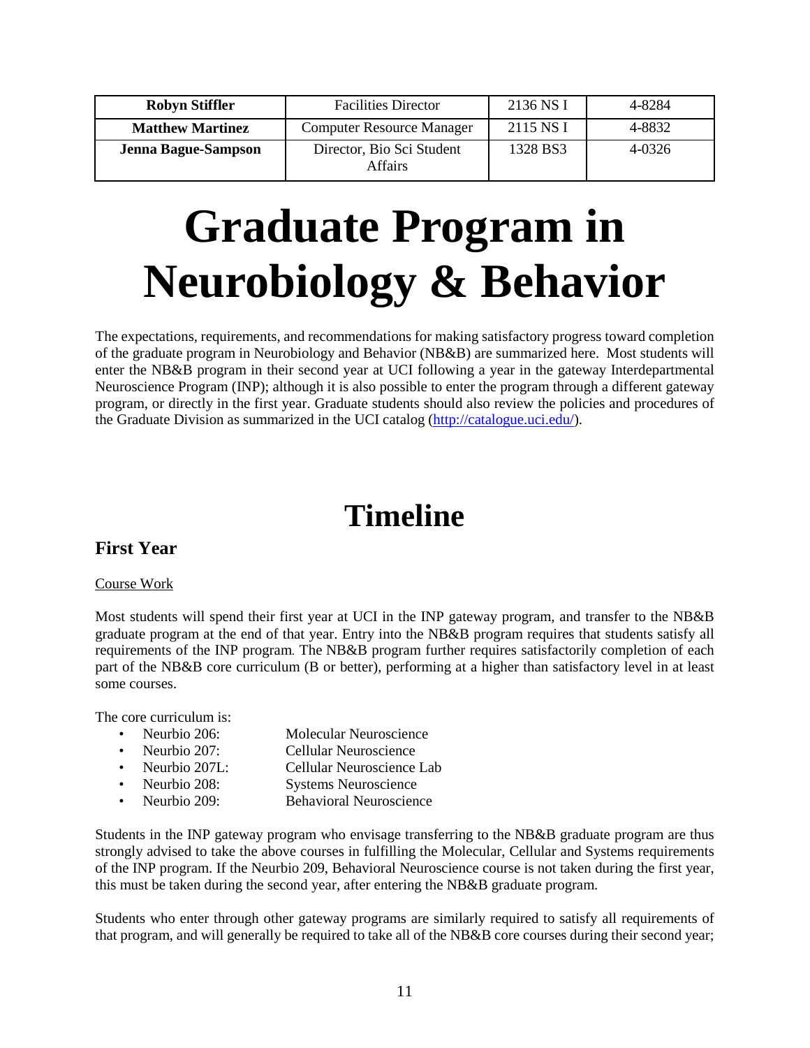| Robyn Stiffler | Facilities Director | 2136 NS I | 4-8284 |
|---|---|---|---|
| Matthew Martinez | Computer Resource Manager | 2115 NS I | 4-8832 |
| Jenna Bague-Sampson | Director, Bio Sci Student Affairs | 1328 BS3 | 4-0326 |

# Graduate Program in Neurobiology & Behavior

The expectations, requirements, and recommendations for making satisfactory progress toward completion of the graduate program in Neurobiology and Behavior (NB&B) are summarized here. Most students will enter the NB&B program in their second year at UCI following a year in the gateway Interdepartmental Neuroscience Program (INP); although it is also possible to enter the program through a different gateway program, or directly in the first year. Graduate students should also review the policies and procedures of the Graduate Division as summarized in the UCI catalog (http://catalogue.uci.edu/).

# Timeline

## First Year

Course Work

Most students will spend their first year at UCI in the INP gateway program, and transfer to the NB&B graduate program at the end of that year. Entry into the NB&B program requires that students satisfy all requirements of the INP program. The NB&B program further requires satisfactorily completion of each part of the NB&B core curriculum (B or better), performing at a higher than satisfactory level in at least some courses.

The core curriculum is:

- Neurbio 206: Molecular Neuroscience
- Neurbio 207: Cellular Neuroscience
- Neurbio 207L: Cellular Neuroscience Lab
- Neurbio 208: Systems Neuroscience
- Neurbio 209: Behavioral Neuroscience

Students in the INP gateway program who envisage transferring to the NB&B graduate program are thus strongly advised to take the above courses in fulfilling the Molecular, Cellular and Systems requirements of the INP program. If the Neurbio 209, Behavioral Neuroscience course is not taken during the first year, this must be taken during the second year, after entering the NB&B graduate program.

Students who enter through other gateway programs are similarly required to satisfy all requirements of that program, and will generally be required to take all of the NB&B core courses during their second year;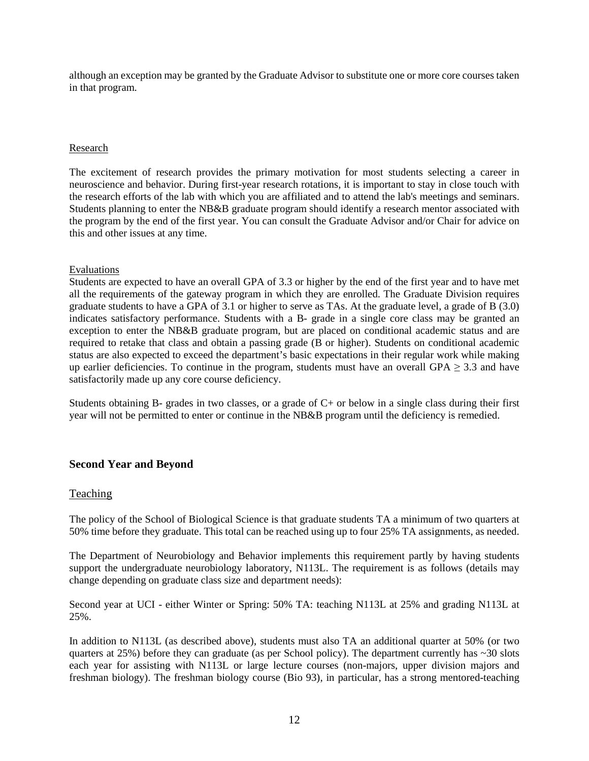although an exception may be granted by the Graduate Advisor to substitute one or more core courses taken in that program.

Research

The excitement of research provides the primary motivation for most students selecting a career in neuroscience and behavior. During first-year research rotations, it is important to stay in close touch with the research efforts of the lab with which you are affiliated and to attend the lab's meetings and seminars. Students planning to enter the NB&B graduate program should identify a research mentor associated with the program by the end of the first year. You can consult the Graduate Advisor and/or Chair for advice on this and other issues at any time.

Evaluations

Students are expected to have an overall GPA of 3.3 or higher by the end of the first year and to have met all the requirements of the gateway program in which they are enrolled. The Graduate Division requires graduate students to have a GPA of 3.1 or higher to serve as TAs. At the graduate level, a grade of B (3.0) indicates satisfactory performance. Students with a B- grade in a single core class may be granted an exception to enter the NB&B graduate program, but are placed on conditional academic status and are required to retake that class and obtain a passing grade (B or higher). Students on conditional academic status are also expected to exceed the department's basic expectations in their regular work while making up earlier deficiencies. To continue in the program, students must have an overall GPA $\geq$ 3.3 and have satisfactorily made up any core course deficiency.

Students obtaining B- grades in two classes, or a grade of C+ or below in a single class during their first year will not be permitted to enter or continue in the NB&B program until the deficiency is remedied.

## Second Year and Beyond

### Teaching

The policy of the School of Biological Science is that graduate students TA a minimum of two quarters at 50% time before they graduate. This total can be reached using up to four 25% TA assignments, as needed.

The Department of Neurobiology and Behavior implements this requirement partly by having students support the undergraduate neurobiology laboratory, N113L. The requirement is as follows (details may change depending on graduate class size and department needs):

Second year at UCI - either Winter or Spring: 50% TA: teaching N113L at 25% and grading N113L at 25%.

In addition to N113L (as described above), students must also TA an additional quarter at 50% (or two quarters at 25%) before they can graduate (as per School policy). The department currently has ~30 slots each year for assisting with N113L or large lecture courses (non-majors, upper division majors and freshman biology). The freshman biology course (Bio 93), in particular, has a strong mentored-teaching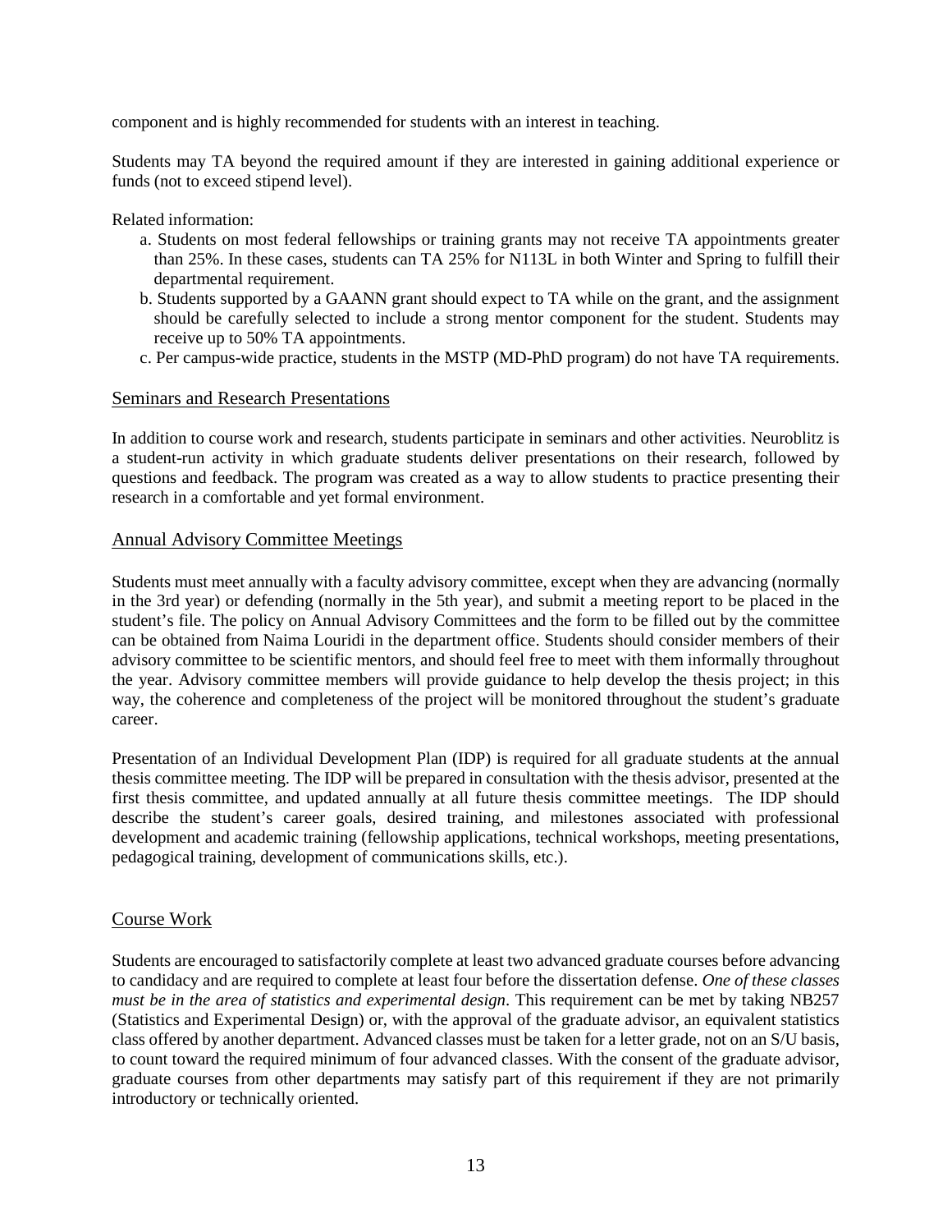component and is highly recommended for students with an interest in teaching.

Students may TA beyond the required amount if they are interested in gaining additional experience or funds (not to exceed stipend level).

Related information:

a. Students on most federal fellowships or training grants may not receive TA appointments greater than 25%. In these cases, students can TA 25% for N113L in both Winter and Spring to fulfill their departmental requirement.

b. Students supported by a GAANN grant should expect to TA while on the grant, and the assignment should be carefully selected to include a strong mentor component for the student. Students may receive up to 50% TA appointments.

c. Per campus-wide practice, students in the MSTP (MD-PhD program) do not have TA requirements.

## Seminars and Research Presentations

In addition to course work and research, students participate in seminars and other activities. Neuroblitz is a student-run activity in which graduate students deliver presentations on their research, followed by questions and feedback. The program was created as a way to allow students to practice presenting their research in a comfortable and yet formal environment.

## Annual Advisory Committee Meetings

Students must meet annually with a faculty advisory committee, except when they are advancing (normally in the 3rd year) or defending (normally in the 5th year), and submit a meeting report to be placed in the student's file. The policy on Annual Advisory Committees and the form to be filled out by the committee can be obtained from Naima Louridi in the department office. Students should consider members of their advisory committee to be scientific mentors, and should feel free to meet with them informally throughout the year. Advisory committee members will provide guidance to help develop the thesis project; in this way, the coherence and completeness of the project will be monitored throughout the student's graduate career.

Presentation of an Individual Development Plan (IDP) is required for all graduate students at the annual thesis committee meeting. The IDP will be prepared in consultation with the thesis advisor, presented at the first thesis committee, and updated annually at all future thesis committee meetings. The IDP should describe the student's career goals, desired training, and milestones associated with professional development and academic training (fellowship applications, technical workshops, meeting presentations, pedagogical training, development of communications skills, etc.).

## Course Work

Students are encouraged to satisfactorily complete at least two advanced graduate courses before advancing to candidacy and are required to complete at least four before the dissertation defense. *One of these classes must be in the area of statistics and experimental design*. This requirement can be met by taking NB257 (Statistics and Experimental Design) or, with the approval of the graduate advisor, an equivalent statistics class offered by another department. Advanced classes must be taken for a letter grade, not on an S/U basis, to count toward the required minimum of four advanced classes. With the consent of the graduate advisor, graduate courses from other departments may satisfy part of this requirement if they are not primarily introductory or technically oriented.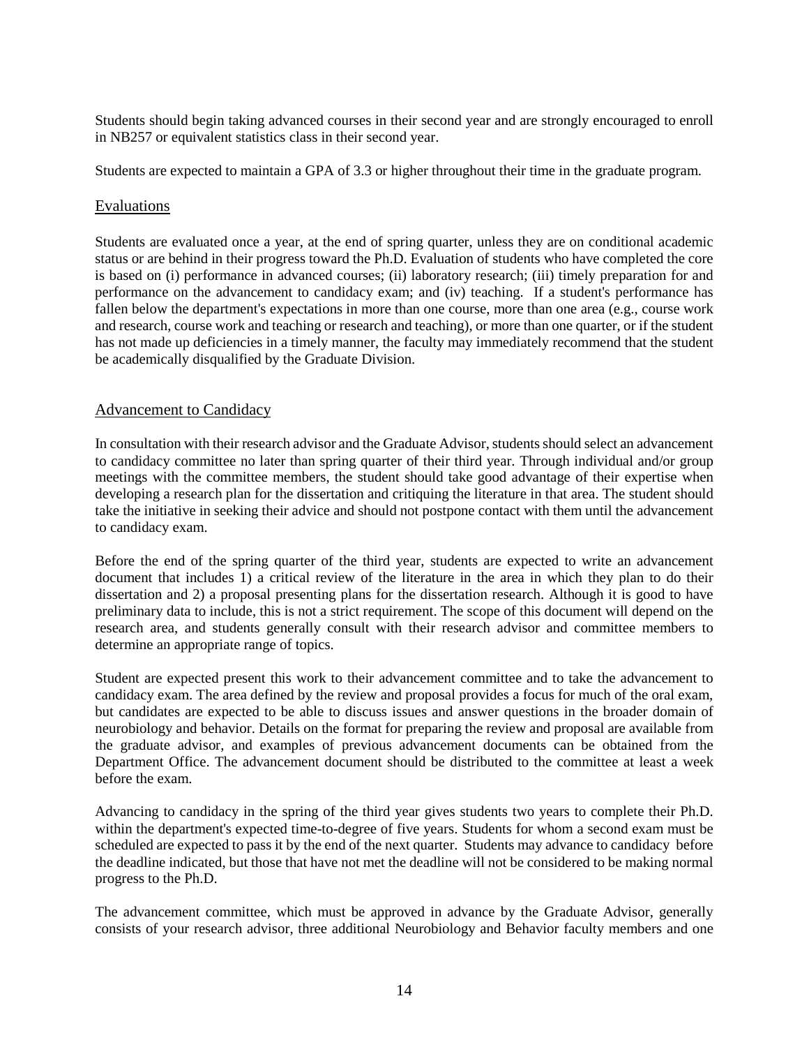Students should begin taking advanced courses in their second year and are strongly encouraged to enroll in NB257 or equivalent statistics class in their second year.

Students are expected to maintain a GPA of 3.3 or higher throughout their time in the graduate program.

## Evaluations

Students are evaluated once a year, at the end of spring quarter, unless they are on conditional academic status or are behind in their progress toward the Ph.D. Evaluation of students who have completed the core is based on (i) performance in advanced courses; (ii) laboratory research; (iii) timely preparation for and performance on the advancement to candidacy exam; and (iv) teaching. If a student's performance has fallen below the department's expectations in more than one course, more than one area (e.g., course work and research, course work and teaching or research and teaching), or more than one quarter, or if the student has not made up deficiencies in a timely manner, the faculty may immediately recommend that the student be academically disqualified by the Graduate Division.

## Advancement to Candidacy

In consultation with their research advisor and the Graduate Advisor, students should select an advancement to candidacy committee no later than spring quarter of their third year. Through individual and/or group meetings with the committee members, the student should take good advantage of their expertise when developing a research plan for the dissertation and critiquing the literature in that area. The student should take the initiative in seeking their advice and should not postpone contact with them until the advancement to candidacy exam.

Before the end of the spring quarter of the third year, students are expected to write an advancement document that includes 1) a critical review of the literature in the area in which they plan to do their dissertation and 2) a proposal presenting plans for the dissertation research. Although it is good to have preliminary data to include, this is not a strict requirement. The scope of this document will depend on the research area, and students generally consult with their research advisor and committee members to determine an appropriate range of topics.

Student are expected present this work to their advancement committee and to take the advancement to candidacy exam. The area defined by the review and proposal provides a focus for much of the oral exam, but candidates are expected to be able to discuss issues and answer questions in the broader domain of neurobiology and behavior. Details on the format for preparing the review and proposal are available from the graduate advisor, and examples of previous advancement documents can be obtained from the Department Office. The advancement document should be distributed to the committee at least a week before the exam.

Advancing to candidacy in the spring of the third year gives students two years to complete their Ph.D. within the department's expected time-to-degree of five years. Students for whom a second exam must be scheduled are expected to pass it by the end of the next quarter. Students may advance to candidacy before the deadline indicated, but those that have not met the deadline will not be considered to be making normal progress to the Ph.D.

The advancement committee, which must be approved in advance by the Graduate Advisor, generally consists of your research advisor, three additional Neurobiology and Behavior faculty members and one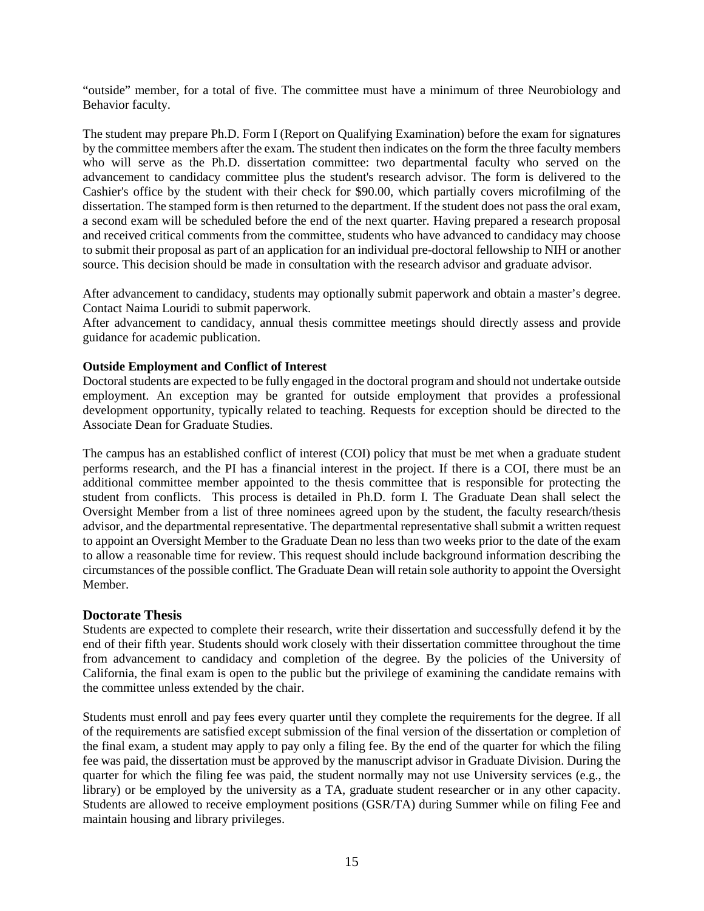"outside" member, for a total of five. The committee must have a minimum of three Neurobiology and Behavior faculty.

The student may prepare Ph.D. Form I (Report on Qualifying Examination) before the exam for signatures by the committee members after the exam. The student then indicates on the form the three faculty members who will serve as the Ph.D. dissertation committee: two departmental faculty who served on the advancement to candidacy committee plus the student's research advisor. The form is delivered to the Cashier's office by the student with their check for $90.00, which partially covers microfilming of the dissertation. The stamped form is then returned to the department. If the student does not pass the oral exam, a second exam will be scheduled before the end of the next quarter. Having prepared a research proposal and received critical comments from the committee, students who have advanced to candidacy may choose to submit their proposal as part of an application for an individual pre-doctoral fellowship to NIH or another source. This decision should be made in consultation with the research advisor and graduate advisor.

After advancement to candidacy, students may optionally submit paperwork and obtain a master's degree. Contact Naima Louridi to submit paperwork.
After advancement to candidacy, annual thesis committee meetings should directly assess and provide guidance for academic publication.

**Outside Employment and Conflict of Interest**
Doctoral students are expected to be fully engaged in the doctoral program and should not undertake outside employment. An exception may be granted for outside employment that provides a professional development opportunity, typically related to teaching. Requests for exception should be directed to the Associate Dean for Graduate Studies.

The campus has an established conflict of interest (COI) policy that must be met when a graduate student performs research, and the PI has a financial interest in the project. If there is a COI, there must be an additional committee member appointed to the thesis committee that is responsible for protecting the student from conflicts. This process is detailed in Ph.D. form I. The Graduate Dean shall select the Oversight Member from a list of three nominees agreed upon by the student, the faculty research/thesis advisor, and the departmental representative. The departmental representative shall submit a written request to appoint an Oversight Member to the Graduate Dean no less than two weeks prior to the date of the exam to allow a reasonable time for review. This request should include background information describing the circumstances of the possible conflict. The Graduate Dean will retain sole authority to appoint the Oversight Member.

## Doctorate Thesis

Students are expected to complete their research, write their dissertation and successfully defend it by the end of their fifth year. Students should work closely with their dissertation committee throughout the time from advancement to candidacy and completion of the degree. By the policies of the University of California, the final exam is open to the public but the privilege of examining the candidate remains with the committee unless extended by the chair.

Students must enroll and pay fees every quarter until they complete the requirements for the degree. If all of the requirements are satisfied except submission of the final version of the dissertation or completion of the final exam, a student may apply to pay only a filing fee. By the end of the quarter for which the filing fee was paid, the dissertation must be approved by the manuscript advisor in Graduate Division. During the quarter for which the filing fee was paid, the student normally may not use University services (e.g., the library) or be employed by the university as a TA, graduate student researcher or in any other capacity. Students are allowed to receive employment positions (GSR/TA) during Summer while on filing Fee and maintain housing and library privileges.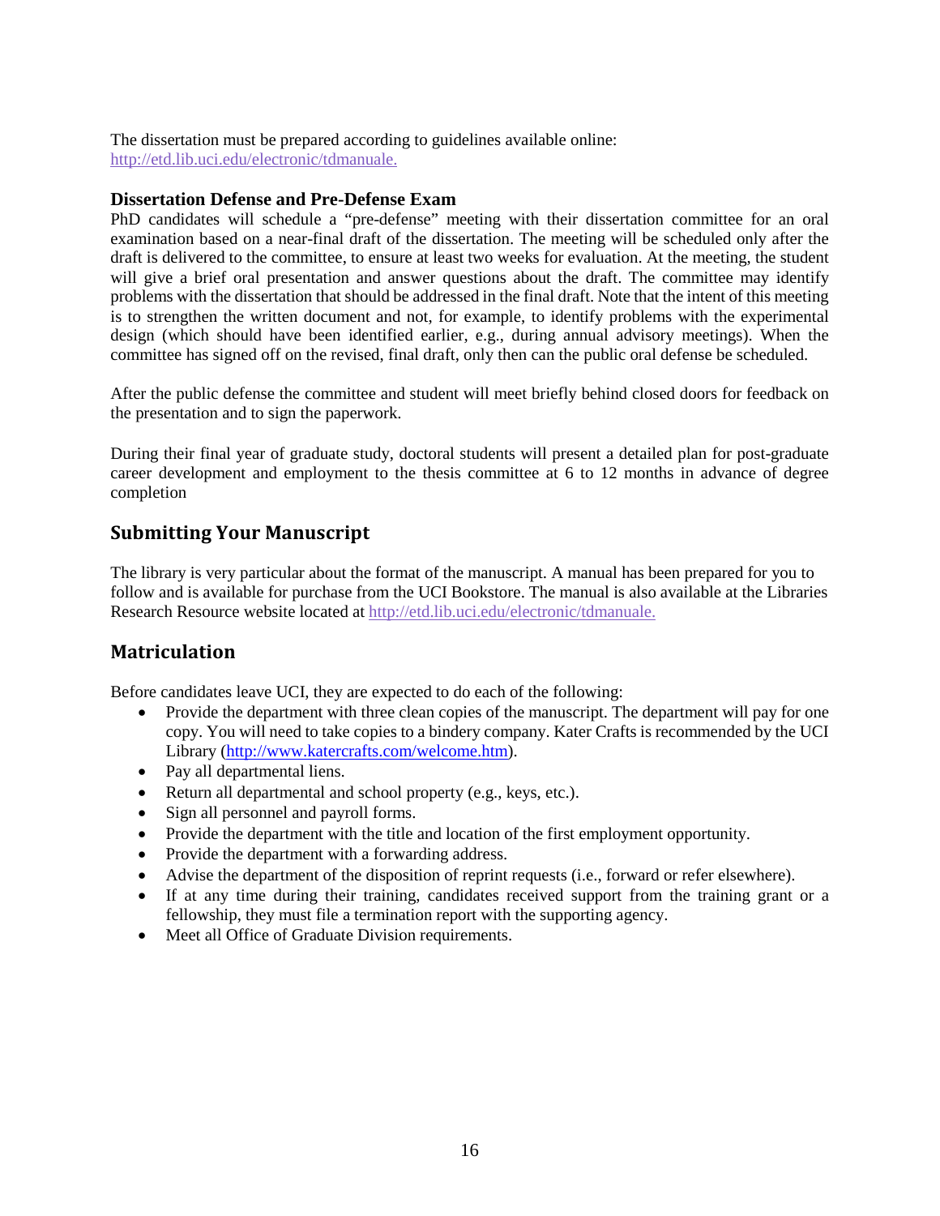The dissertation must be prepared according to guidelines available online: http://etd.lib.uci.edu/electronic/tdmanuale.

### Dissertation Defense and Pre-Defense Exam

PhD candidates will schedule a "pre-defense" meeting with their dissertation committee for an oral examination based on a near-final draft of the dissertation. The meeting will be scheduled only after the draft is delivered to the committee, to ensure at least two weeks for evaluation. At the meeting, the student will give a brief oral presentation and answer questions about the draft. The committee may identify problems with the dissertation that should be addressed in the final draft. Note that the intent of this meeting is to strengthen the written document and not, for example, to identify problems with the experimental design (which should have been identified earlier, e.g., during annual advisory meetings). When the committee has signed off on the revised, final draft, only then can the public oral defense be scheduled.

After the public defense the committee and student will meet briefly behind closed doors for feedback on the presentation and to sign the paperwork.

During their final year of graduate study, doctoral students will present a detailed plan for post-graduate career development and employment to the thesis committee at 6 to 12 months in advance of degree completion

## Submitting Your Manuscript

The library is very particular about the format of the manuscript. A manual has been prepared for you to follow and is available for purchase from the UCI Bookstore. The manual is also available at the Libraries Research Resource website located at http://etd.lib.uci.edu/electronic/tdmanuale.

## Matriculation

Before candidates leave UCI, they are expected to do each of the following:

- Provide the department with three clean copies of the manuscript. The department will pay for one copy. You will need to take copies to a bindery company. Kater Crafts is recommended by the UCI Library (http://www.katercrafts.com/welcome.htm).
- Pay all departmental liens.
- Return all departmental and school property (e.g., keys, etc.).
- Sign all personnel and payroll forms.
- Provide the department with the title and location of the first employment opportunity.
- Provide the department with a forwarding address.
- Advise the department of the disposition of reprint requests (i.e., forward or refer elsewhere).
- If at any time during their training, candidates received support from the training grant or a fellowship, they must file a termination report with the supporting agency.
- Meet all Office of Graduate Division requirements.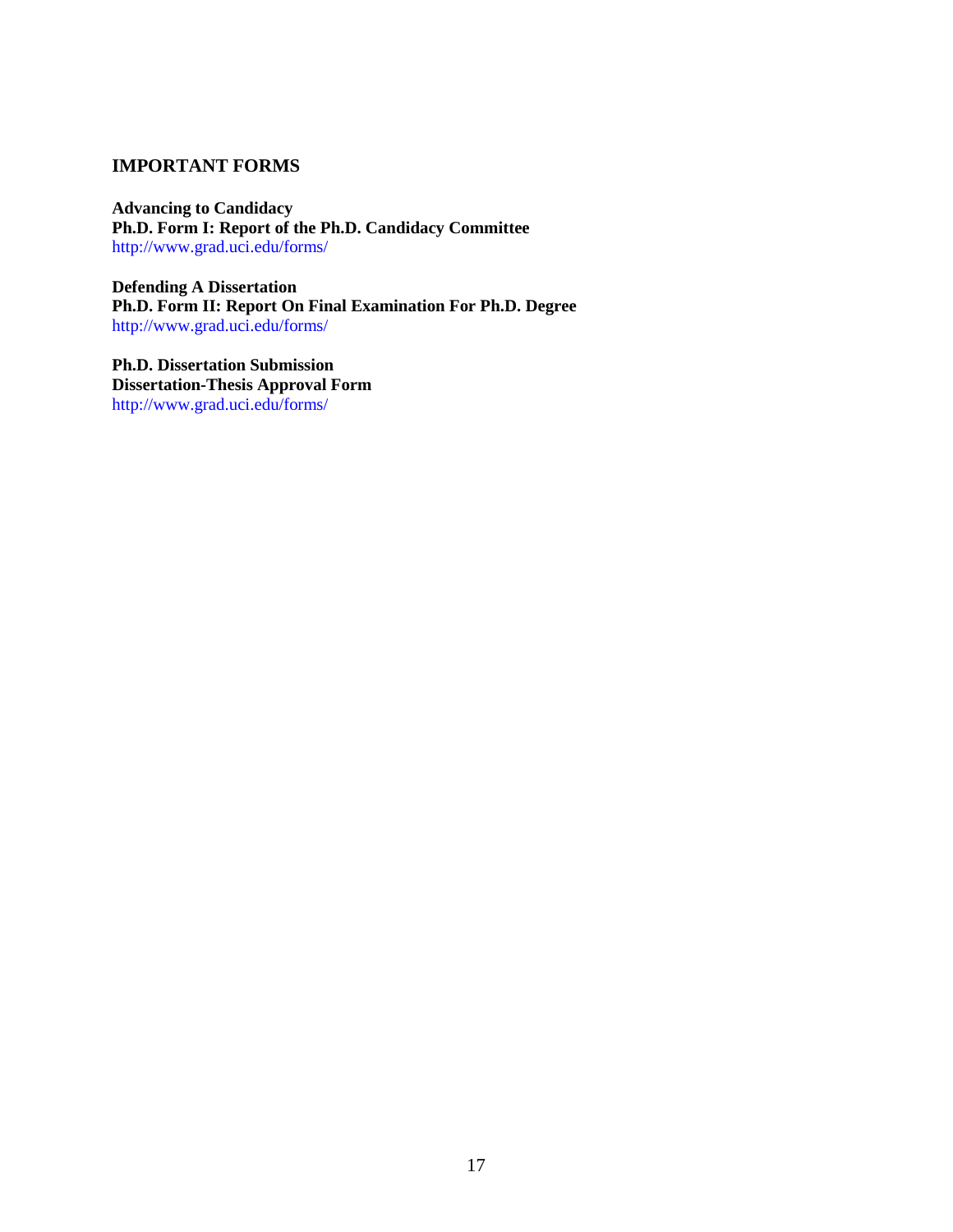## IMPORTANT FORMS

**Advancing to Candidacy**
**Ph.D. Form I: Report of the Ph.D. Candidacy Committee**
http://www.grad.uci.edu/forms/

**Defending A Dissertation**
**Ph.D. Form II: Report On Final Examination For Ph.D. Degree**
http://www.grad.uci.edu/forms/

**Ph.D. Dissertation Submission**
**Dissertation-Thesis Approval Form**
http://www.grad.uci.edu/forms/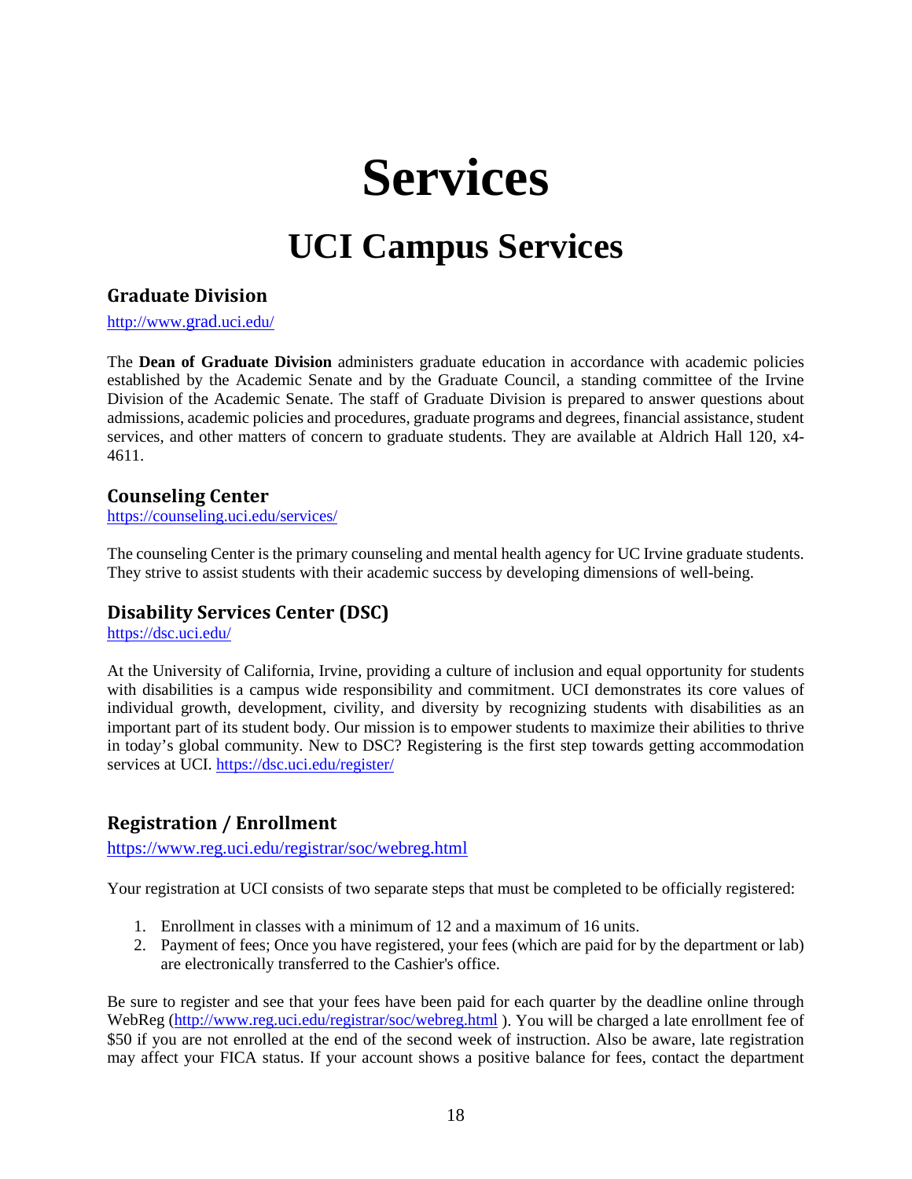# Services

## UCI Campus Services

### Graduate Division

http://www.grad.uci.edu/

The **Dean of Graduate Division** administers graduate education in accordance with academic policies established by the Academic Senate and by the Graduate Council, a standing committee of the Irvine Division of the Academic Senate. The staff of Graduate Division is prepared to answer questions about admissions, academic policies and procedures, graduate programs and degrees, financial assistance, student services, and other matters of concern to graduate students. They are available at Aldrich Hall 120, x4-4611.

### Counseling Center

https://counseling.uci.edu/services/

The counseling Center is the primary counseling and mental health agency for UC Irvine graduate students. They strive to assist students with their academic success by developing dimensions of well-being.

### Disability Services Center (DSC)

https://dsc.uci.edu/

At the University of California, Irvine, providing a culture of inclusion and equal opportunity for students with disabilities is a campus wide responsibility and commitment. UCI demonstrates its core values of individual growth, development, civility, and diversity by recognizing students with disabilities as an important part of its student body. Our mission is to empower students to maximize their abilities to thrive in today's global community. New to DSC? Registering is the first step towards getting accommodation services at UCI. https://dsc.uci.edu/register/

### Registration / Enrollment

https://www.reg.uci.edu/registrar/soc/webreg.html

Your registration at UCI consists of two separate steps that must be completed to be officially registered:

1. Enrollment in classes with a minimum of 12 and a maximum of 16 units.
2. Payment of fees; Once you have registered, your fees (which are paid for by the department or lab) are electronically transferred to the Cashier's office.

Be sure to register and see that your fees have been paid for each quarter by the deadline online through WebReg (http://www.reg.uci.edu/registrar/soc/webreg.html ). You will be charged a late enrollment fee of $50 if you are not enrolled at the end of the second week of instruction. Also be aware, late registration may affect your FICA status. If your account shows a positive balance for fees, contact the department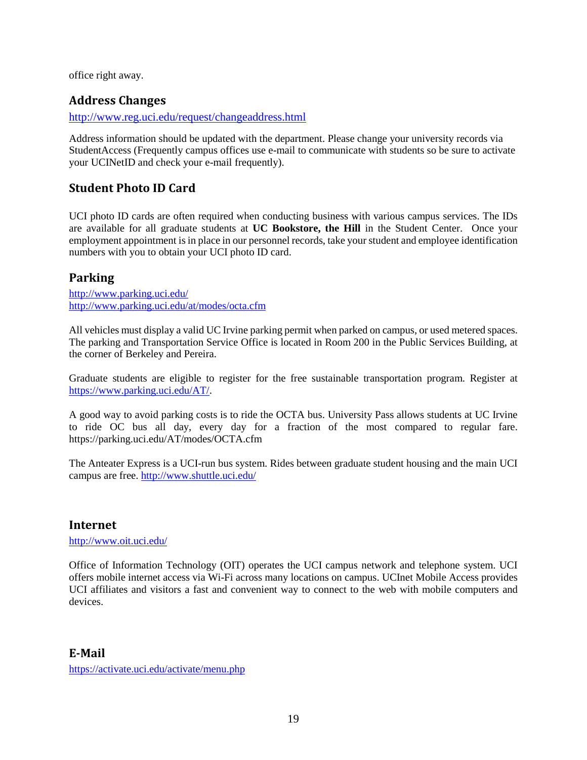office right away.

## Address Changes

http://www.reg.uci.edu/request/changeaddress.html

Address information should be updated with the department. Please change your university records via StudentAccess (Frequently campus offices use e-mail to communicate with students so be sure to activate your UCINetID and check your e-mail frequently).

## Student Photo ID Card

UCI photo ID cards are often required when conducting business with various campus services. The IDs are available for all graduate students at **UC Bookstore, the Hill** in the Student Center. Once your employment appointment is in place in our personnel records, take your student and employee identification numbers with you to obtain your UCI photo ID card.

## Parking

http://www.parking.uci.edu/
http://www.parking.uci.edu/at/modes/octa.cfm

All vehicles must display a valid UC Irvine parking permit when parked on campus, or used metered spaces. The parking and Transportation Service Office is located in Room 200 in the Public Services Building, at the corner of Berkeley and Pereira.

Graduate students are eligible to register for the free sustainable transportation program. Register at https://www.parking.uci.edu/AT/.

A good way to avoid parking costs is to ride the OCTA bus. University Pass allows students at UC Irvine to ride OC bus all day, every day for a fraction of the most compared to regular fare. https://parking.uci.edu/AT/modes/OCTA.cfm

The Anteater Express is a UCI-run bus system. Rides between graduate student housing and the main UCI campus are free. http://www.shuttle.uci.edu/

## Internet

http://www.oit.uci.edu/

Office of Information Technology (OIT) operates the UCI campus network and telephone system. UCI offers mobile internet access via Wi-Fi across many locations on campus. UCInet Mobile Access provides UCI affiliates and visitors a fast and convenient way to connect to the web with mobile computers and devices.

## E-Mail

https://activate.uci.edu/activate/menu.php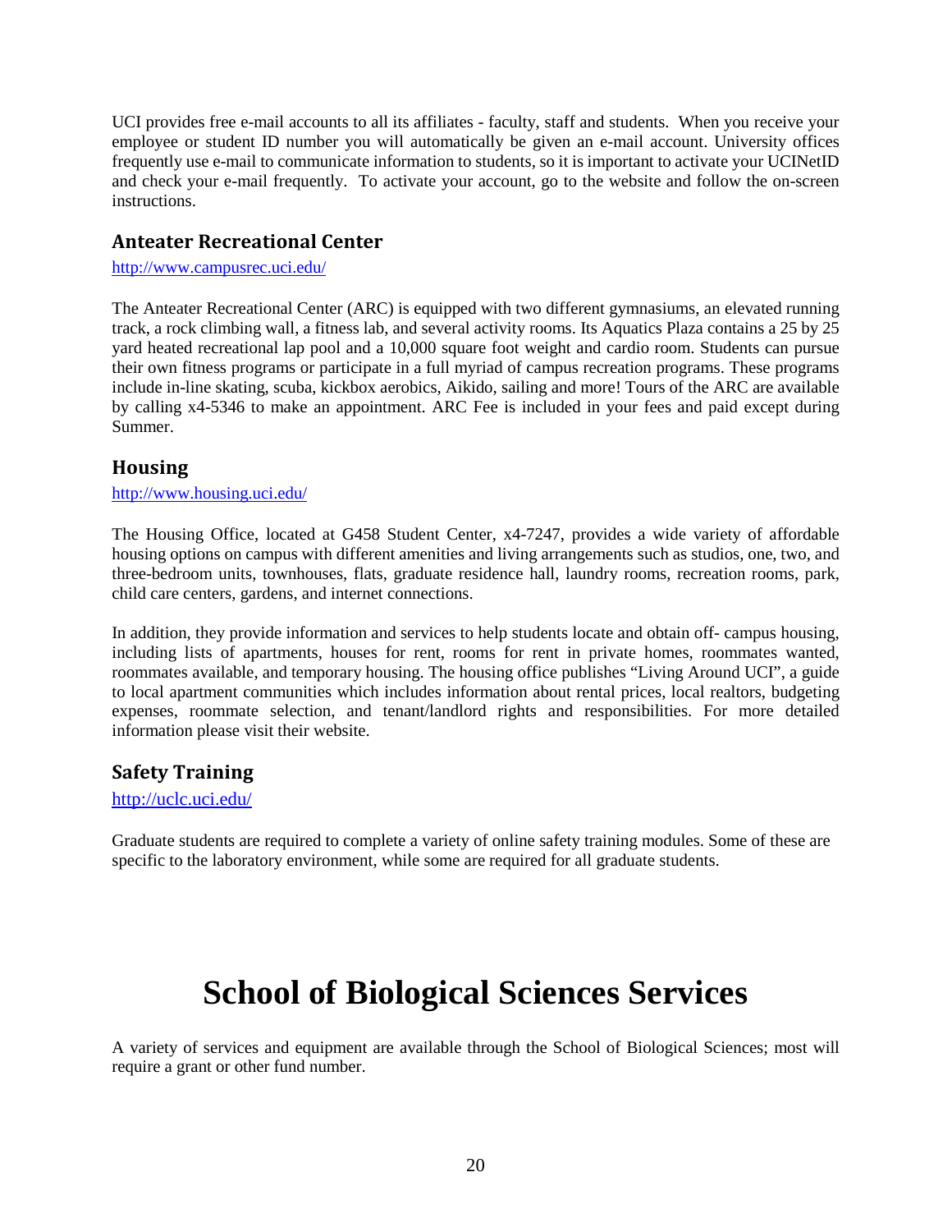UCI provides free e-mail accounts to all its affiliates - faculty, staff and students. When you receive your employee or student ID number you will automatically be given an e-mail account. University offices frequently use e-mail to communicate information to students, so it is important to activate your UCINetID and check your e-mail frequently. To activate your account, go to the website and follow the on-screen instructions.

## Anteater Recreational Center

http://www.campusrec.uci.edu/

The Anteater Recreational Center (ARC) is equipped with two different gymnasiums, an elevated running track, a rock climbing wall, a fitness lab, and several activity rooms. Its Aquatics Plaza contains a 25 by 25 yard heated recreational lap pool and a 10,000 square foot weight and cardio room. Students can pursue their own fitness programs or participate in a full myriad of campus recreation programs. These programs include in-line skating, scuba, kickbox aerobics, Aikido, sailing and more! Tours of the ARC are available by calling x4-5346 to make an appointment. ARC Fee is included in your fees and paid except during Summer.

## Housing

http://www.housing.uci.edu/

The Housing Office, located at G458 Student Center, x4-7247, provides a wide variety of affordable housing options on campus with different amenities and living arrangements such as studios, one, two, and three-bedroom units, townhouses, flats, graduate residence hall, laundry rooms, recreation rooms, park, child care centers, gardens, and internet connections.

In addition, they provide information and services to help students locate and obtain off- campus housing, including lists of apartments, houses for rent, rooms for rent in private homes, roommates wanted, roommates available, and temporary housing. The housing office publishes "Living Around UCI", a guide to local apartment communities which includes information about rental prices, local realtors, budgeting expenses, roommate selection, and tenant/landlord rights and responsibilities. For more detailed information please visit their website.

## Safety Training

http://uclc.uci.edu/

Graduate students are required to complete a variety of online safety training modules. Some of these are specific to the laboratory environment, while some are required for all graduate students.

# School of Biological Sciences Services

A variety of services and equipment are available through the School of Biological Sciences; most will require a grant or other fund number.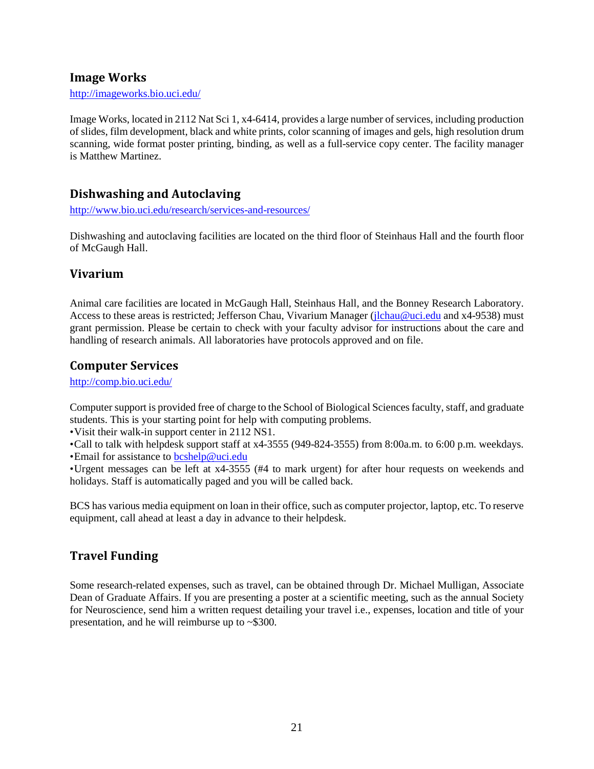## Image Works

http://imageworks.bio.uci.edu/

Image Works, located in 2112 Nat Sci 1, x4-6414, provides a large number of services, including production of slides, film development, black and white prints, color scanning of images and gels, high resolution drum scanning, wide format poster printing, binding, as well as a full-service copy center. The facility manager is Matthew Martinez.

## Dishwashing and Autoclaving

http://www.bio.uci.edu/research/services-and-resources/

Dishwashing and autoclaving facilities are located on the third floor of Steinhaus Hall and the fourth floor of McGaugh Hall.

## Vivarium

Animal care facilities are located in McGaugh Hall, Steinhaus Hall, and the Bonney Research Laboratory. Access to these areas is restricted; Jefferson Chau, Vivarium Manager (jlchau@uci.edu and x4-9538) must grant permission. Please be certain to check with your faculty advisor for instructions about the care and handling of research animals. All laboratories have protocols approved and on file.

## Computer Services

http://comp.bio.uci.edu/

Computer support is provided free of charge to the School of Biological Sciences faculty, staff, and graduate students. This is your starting point for help with computing problems.

- Visit their walk-in support center in 2112 NS1.
- Call to talk with helpdesk support staff at x4-3555 (949-824-3555) from 8:00a.m. to 6:00 p.m. weekdays.
- Email for assistance to bcshelp@uci.edu
- Urgent messages can be left at x4-3555 (#4 to mark urgent) for after hour requests on weekends and holidays. Staff is automatically paged and you will be called back.

BCS has various media equipment on loan in their office, such as computer projector, laptop, etc. To reserve equipment, call ahead at least a day in advance to their helpdesk.

## Travel Funding

Some research-related expenses, such as travel, can be obtained through Dr. Michael Mulligan, Associate Dean of Graduate Affairs. If you are presenting a poster at a scientific meeting, such as the annual Society for Neuroscience, send him a written request detailing your travel i.e., expenses, location and title of your presentation, and he will reimburse up to ~$300.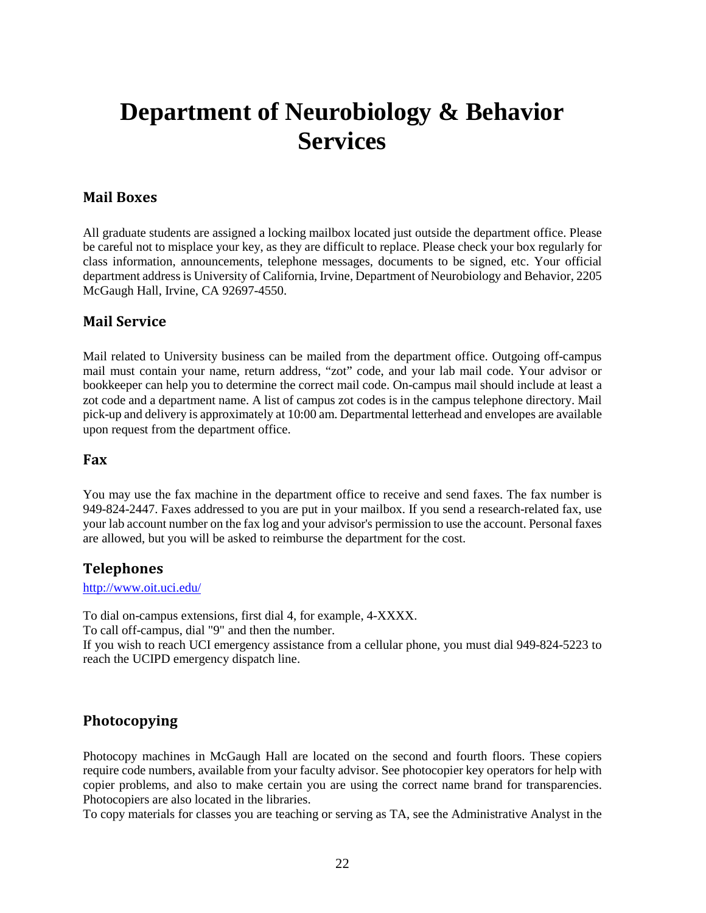# Department of Neurobiology & Behavior Services

## Mail Boxes

All graduate students are assigned a locking mailbox located just outside the department office. Please be careful not to misplace your key, as they are difficult to replace. Please check your box regularly for class information, announcements, telephone messages, documents to be signed, etc. Your official department address is University of California, Irvine, Department of Neurobiology and Behavior, 2205 McGaugh Hall, Irvine, CA 92697-4550.

## Mail Service

Mail related to University business can be mailed from the department office. Outgoing off-campus mail must contain your name, return address, "zot" code, and your lab mail code. Your advisor or bookkeeper can help you to determine the correct mail code. On-campus mail should include at least a zot code and a department name. A list of campus zot codes is in the campus telephone directory. Mail pick-up and delivery is approximately at 10:00 am. Departmental letterhead and envelopes are available upon request from the department office.

## Fax

You may use the fax machine in the department office to receive and send faxes. The fax number is 949-824-2447. Faxes addressed to you are put in your mailbox. If you send a research-related fax, use your lab account number on the fax log and your advisor's permission to use the account. Personal faxes are allowed, but you will be asked to reimburse the department for the cost.

## Telephones

http://www.oit.uci.edu/

To dial on-campus extensions, first dial 4, for example, 4-XXXX.
To call off-campus, dial "9" and then the number.
If you wish to reach UCI emergency assistance from a cellular phone, you must dial 949-824-5223 to reach the UCIPD emergency dispatch line.

## Photocopying

Photocopy machines in McGaugh Hall are located on the second and fourth floors. These copiers require code numbers, available from your faculty advisor. See photocopier key operators for help with copier problems, and also to make certain you are using the correct name brand for transparencies. Photocopiers are also located in the libraries.
To copy materials for classes you are teaching or serving as TA, see the Administrative Analyst in the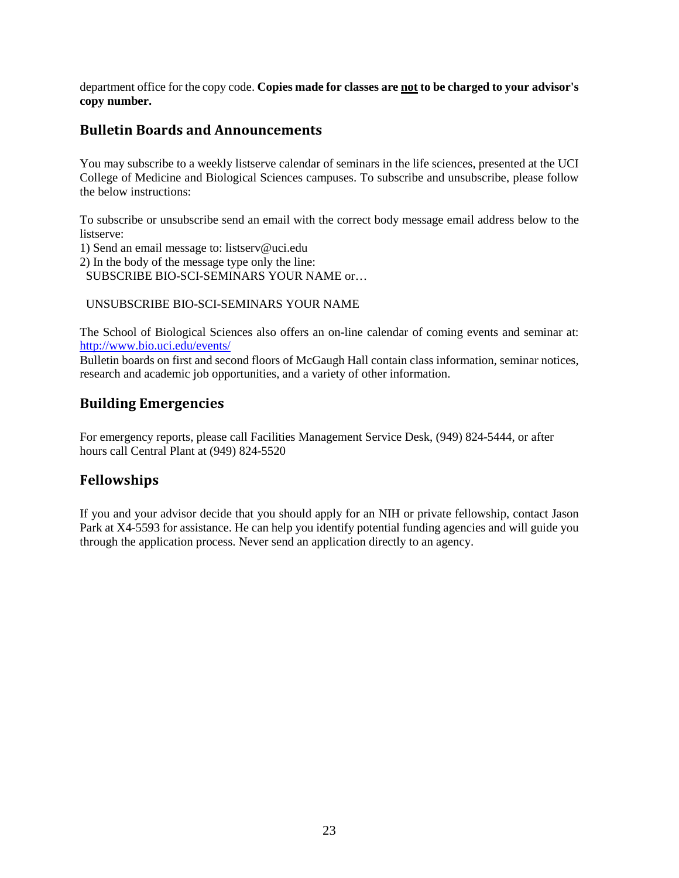department office for the copy code. **Copies made for classes are <u>not</u> to be charged to your advisor's copy number.**

## Bulletin Boards and Announcements

You may subscribe to a weekly listserve calendar of seminars in the life sciences, presented at the UCI College of Medicine and Biological Sciences campuses. To subscribe and unsubscribe, please follow the below instructions:

To subscribe or unsubscribe send an email with the correct body message email address below to the listserve:

1) Send an email message to: listserv@uci.edu
2) In the body of the message type only the line:
   SUBSCRIBE BIO-SCI-SEMINARS YOUR NAME or…

   UNSUBSCRIBE BIO-SCI-SEMINARS YOUR NAME

The School of Biological Sciences also offers an on-line calendar of coming events and seminar at: [http://www.bio.uci.edu/events/](http://www.bio.uci.edu/events/)

Bulletin boards on first and second floors of McGaugh Hall contain class information, seminar notices, research and academic job opportunities, and a variety of other information.

## Building Emergencies

For emergency reports, please call Facilities Management Service Desk, (949) 824-5444, or after hours call Central Plant at (949) 824-5520

## Fellowships

If you and your advisor decide that you should apply for an NIH or private fellowship, contact Jason Park at X4-5593 for assistance. He can help you identify potential funding agencies and will guide you through the application process. Never send an application directly to an agency.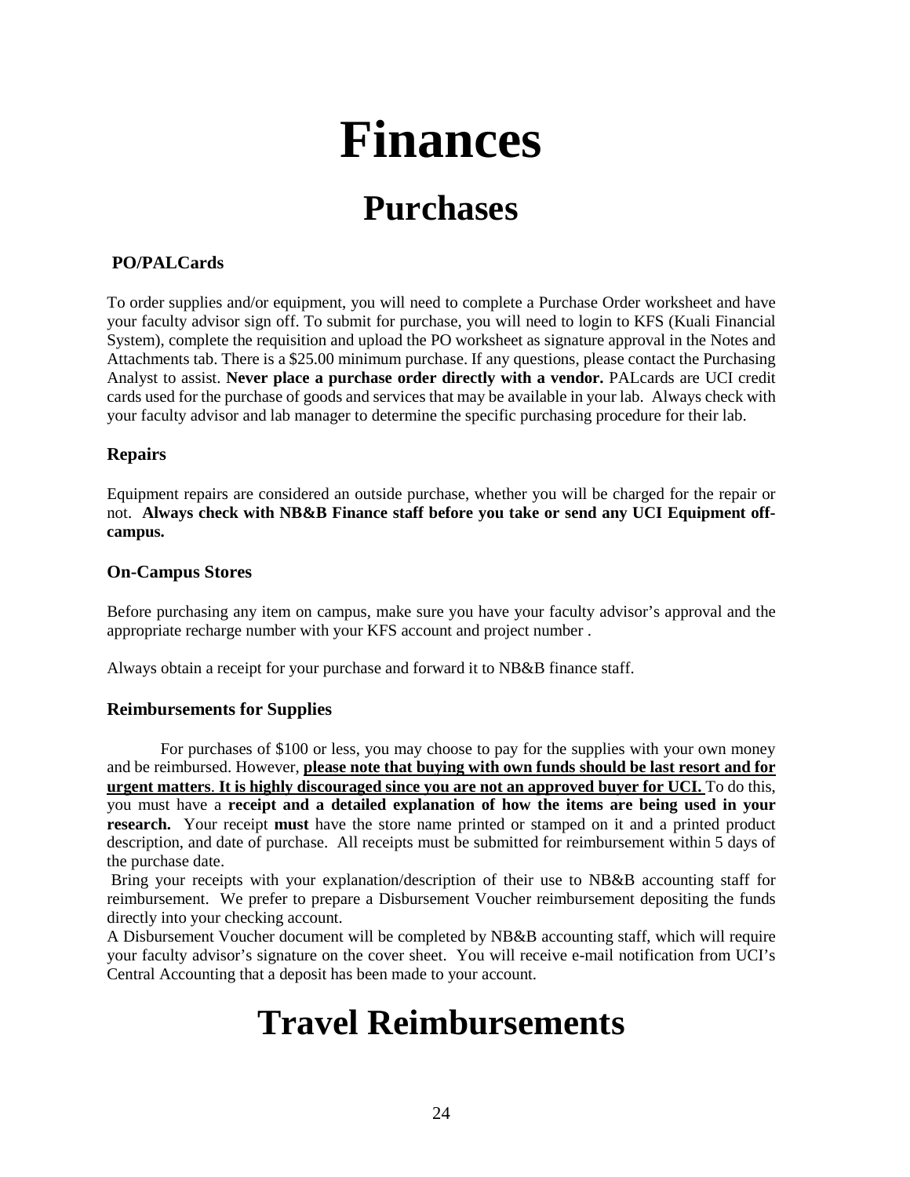# Finances

## Purchases

### PO/PALCards

To order supplies and/or equipment, you will need to complete a Purchase Order worksheet and have your faculty advisor sign off. To submit for purchase, you will need to login to KFS (Kuali Financial System), complete the requisition and upload the PO worksheet as signature approval in the Notes and Attachments tab. There is a $25.00 minimum purchase. If any questions, please contact the Purchasing Analyst to assist. **Never place a purchase order directly with a vendor.** PALcards are UCI credit cards used for the purchase of goods and services that may be available in your lab. Always check with your faculty advisor and lab manager to determine the specific purchasing procedure for their lab.

### Repairs

Equipment repairs are considered an outside purchase, whether you will be charged for the repair or not. **Always check with NB&B Finance staff before you take or send any UCI Equipment off-campus.**

### On-Campus Stores

Before purchasing any item on campus, make sure you have your faculty advisor's approval and the appropriate recharge number with your KFS account and project number .

Always obtain a receipt for your purchase and forward it to NB&B finance staff.

### Reimbursements for Supplies

For purchases of $100 or less, you may choose to pay for the supplies with your own money and be reimbursed. However, **<u>please note that buying with own funds should be last resort and for urgent matters</u>**. **<u>It is highly discouraged since you are not an approved buyer for UCI.</u>** To do this, you must have a **receipt and a detailed explanation of how the items are being used in your research.** Your receipt **must** have the store name printed or stamped on it and a printed product description, and date of purchase. All receipts must be submitted for reimbursement within 5 days of the purchase date.

Bring your receipts with your explanation/description of their use to NB&B accounting staff for reimbursement. We prefer to prepare a Disbursement Voucher reimbursement depositing the funds directly into your checking account.

A Disbursement Voucher document will be completed by NB&B accounting staff, which will require your faculty advisor's signature on the cover sheet. You will receive e-mail notification from UCI's Central Accounting that a deposit has been made to your account.

## Travel Reimbursements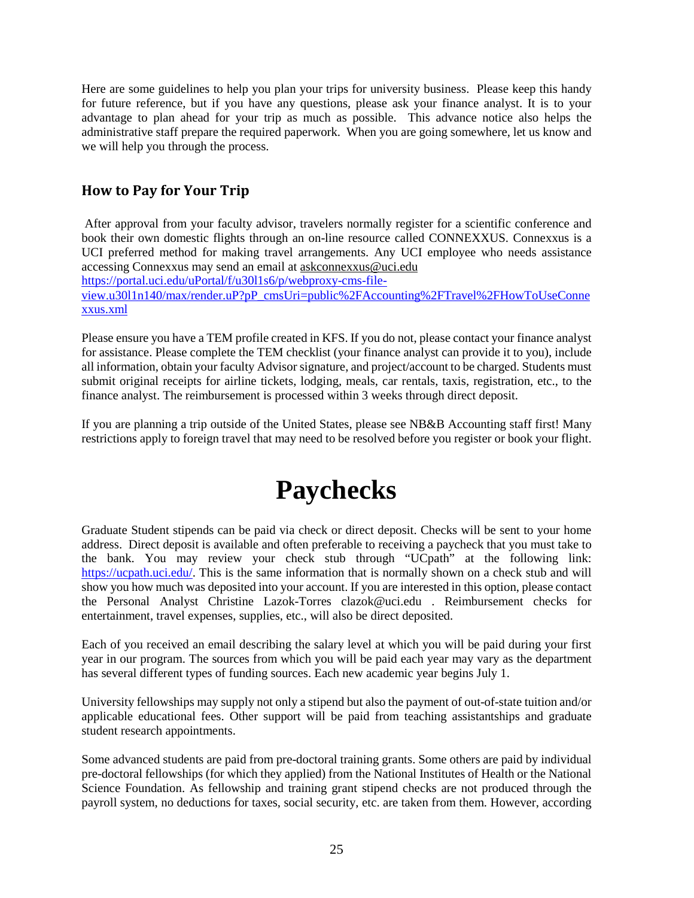Here are some guidelines to help you plan your trips for university business. Please keep this handy for future reference, but if you have any questions, please ask your finance analyst. It is to your advantage to plan ahead for your trip as much as possible. This advance notice also helps the administrative staff prepare the required paperwork. When you are going somewhere, let us know and we will help you through the process.

## How to Pay for Your Trip

After approval from your faculty advisor, travelers normally register for a scientific conference and book their own domestic flights through an on-line resource called CONNEXXUS. Connexxus is a UCI preferred method for making travel arrangements. Any UCI employee who needs assistance accessing Connexxus may send an email at askconnexxus@uci.edu https://portal.uci.edu/uPortal/f/u30l1s6/p/webproxy-cms-file-view.u30l1n140/max/render.uP?pP_cmsUri=public%2FAccounting%2FTravel%2FHowToUseConnexxus.xml

Please ensure you have a TEM profile created in KFS. If you do not, please contact your finance analyst for assistance. Please complete the TEM checklist (your finance analyst can provide it to you), include all information, obtain your faculty Advisor signature, and project/account to be charged. Students must submit original receipts for airline tickets, lodging, meals, car rentals, taxis, registration, etc., to the finance analyst. The reimbursement is processed within 3 weeks through direct deposit.

If you are planning a trip outside of the United States, please see NB&B Accounting staff first! Many restrictions apply to foreign travel that may need to be resolved before you register or book your flight.

# Paychecks

Graduate Student stipends can be paid via check or direct deposit. Checks will be sent to your home address. Direct deposit is available and often preferable to receiving a paycheck that you must take to the bank. You may review your check stub through "UCpath" at the following link: https://ucpath.uci.edu/. This is the same information that is normally shown on a check stub and will show you how much was deposited into your account. If you are interested in this option, please contact the Personal Analyst Christine Lazok-Torres clazok@uci.edu . Reimbursement checks for entertainment, travel expenses, supplies, etc., will also be direct deposited.

Each of you received an email describing the salary level at which you will be paid during your first year in our program. The sources from which you will be paid each year may vary as the department has several different types of funding sources. Each new academic year begins July 1.

University fellowships may supply not only a stipend but also the payment of out-of-state tuition and/or applicable educational fees. Other support will be paid from teaching assistantships and graduate student research appointments.

Some advanced students are paid from pre-doctoral training grants. Some others are paid by individual pre-doctoral fellowships (for which they applied) from the National Institutes of Health or the National Science Foundation. As fellowship and training grant stipend checks are not produced through the payroll system, no deductions for taxes, social security, etc. are taken from them. However, according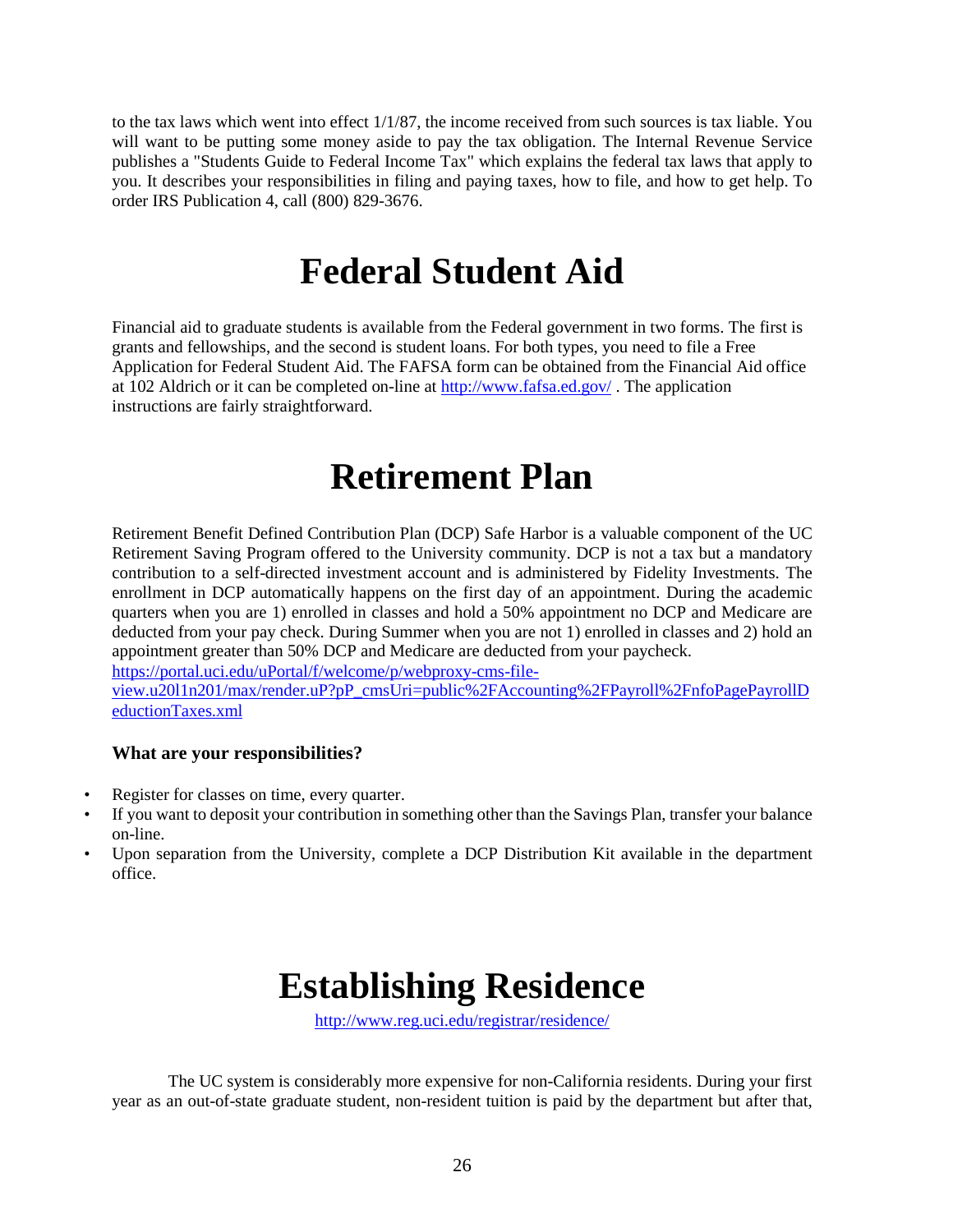to the tax laws which went into effect 1/1/87, the income received from such sources is tax liable. You will want to be putting some money aside to pay the tax obligation. The Internal Revenue Service publishes a "Students Guide to Federal Income Tax" which explains the federal tax laws that apply to you. It describes your responsibilities in filing and paying taxes, how to file, and how to get help. To order IRS Publication 4, call (800) 829-3676.

# Federal Student Aid

Financial aid to graduate students is available from the Federal government in two forms. The first is grants and fellowships, and the second is student loans. For both types, you need to file a Free Application for Federal Student Aid. The FAFSA form can be obtained from the Financial Aid office at 102 Aldrich or it can be completed on-line at http://www.fafsa.ed.gov/ . The application instructions are fairly straightforward.

# Retirement Plan

Retirement Benefit Defined Contribution Plan (DCP) Safe Harbor is a valuable component of the UC Retirement Saving Program offered to the University community. DCP is not a tax but a mandatory contribution to a self-directed investment account and is administered by Fidelity Investments. The enrollment in DCP automatically happens on the first day of an appointment. During the academic quarters when you are 1) enrolled in classes and hold a 50% appointment no DCP and Medicare are deducted from your pay check. During Summer when you are not 1) enrolled in classes and 2) hold an appointment greater than 50% DCP and Medicare are deducted from your paycheck. https://portal.uci.edu/uPortal/f/welcome/p/webproxy-cms-file-view.u20l1n201/max/render.uP?pP_cmsUri=public%2FAccounting%2FPayroll%2FnfoPagePayrollDeductionTaxes.xml

**What are your responsibilities?**

- Register for classes on time, every quarter.
- If you want to deposit your contribution in something other than the Savings Plan, transfer your balance on-line.
- Upon separation from the University, complete a DCP Distribution Kit available in the department office.

# Establishing Residence

http://www.reg.uci.edu/registrar/residence/

The UC system is considerably more expensive for non-California residents. During your first year as an out-of-state graduate student, non-resident tuition is paid by the department but after that,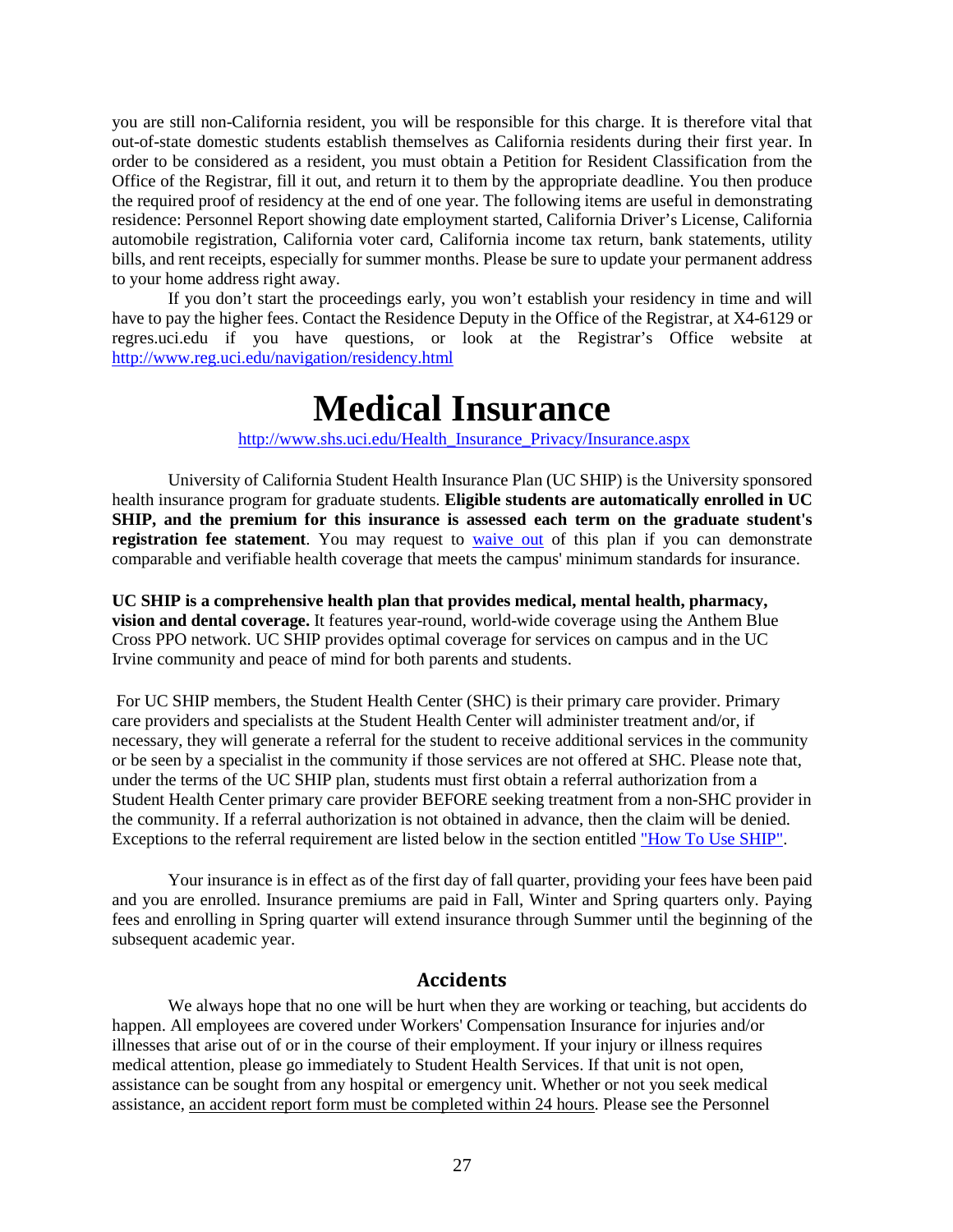you are still non-California resident, you will be responsible for this charge. It is therefore vital that out-of-state domestic students establish themselves as California residents during their first year. In order to be considered as a resident, you must obtain a Petition for Resident Classification from the Office of the Registrar, fill it out, and return it to them by the appropriate deadline. You then produce the required proof of residency at the end of one year. The following items are useful in demonstrating residence: Personnel Report showing date employment started, California Driver's License, California automobile registration, California voter card, California income tax return, bank statements, utility bills, and rent receipts, especially for summer months. Please be sure to update your permanent address to your home address right away.

If you don't start the proceedings early, you won't establish your residency in time and will have to pay the higher fees. Contact the Residence Deputy in the Office of the Registrar, at X4-6129 or regres.uci.edu if you have questions, or look at the Registrar's Office website at [http://www.reg.uci.edu/navigation/residency.html](http://www.reg.uci.edu/navigation/residency.html)

# Medical Insurance

[http://www.shs.uci.edu/Health_Insurance_Privacy/Insurance.aspx](http://www.shs.uci.edu/Health_Insurance_Privacy/Insurance.aspx)

University of California Student Health Insurance Plan (UC SHIP) is the University sponsored health insurance program for graduate students. **Eligible students are automatically enrolled in UC SHIP, and the premium for this insurance is assessed each term on the graduate student's registration fee statement**. You may request to waive out of this plan if you can demonstrate comparable and verifiable health coverage that meets the campus' minimum standards for insurance.

**UC SHIP is a comprehensive health plan that provides medical, mental health, pharmacy, vision and dental coverage.** It features year-round, world-wide coverage using the Anthem Blue Cross PPO network. UC SHIP provides optimal coverage for services on campus and in the UC Irvine community and peace of mind for both parents and students.

For UC SHIP members, the Student Health Center (SHC) is their primary care provider. Primary care providers and specialists at the Student Health Center will administer treatment and/or, if necessary, they will generate a referral for the student to receive additional services in the community or be seen by a specialist in the community if those services are not offered at SHC. Please note that, under the terms of the UC SHIP plan, students must first obtain a referral authorization from a Student Health Center primary care provider BEFORE seeking treatment from a non-SHC provider in the community. If a referral authorization is not obtained in advance, then the claim will be denied. Exceptions to the referral requirement are listed below in the section entitled "How To Use SHIP".

Your insurance is in effect as of the first day of fall quarter, providing your fees have been paid and you are enrolled. Insurance premiums are paid in Fall, Winter and Spring quarters only. Paying fees and enrolling in Spring quarter will extend insurance through Summer until the beginning of the subsequent academic year.

## Accidents

We always hope that no one will be hurt when they are working or teaching, but accidents do happen. All employees are covered under Workers' Compensation Insurance for injuries and/or illnesses that arise out of or in the course of their employment. If your injury or illness requires medical attention, please go immediately to Student Health Services. If that unit is not open, assistance can be sought from any hospital or emergency unit. Whether or not you seek medical assistance, an accident report form must be completed within 24 hours. Please see the Personnel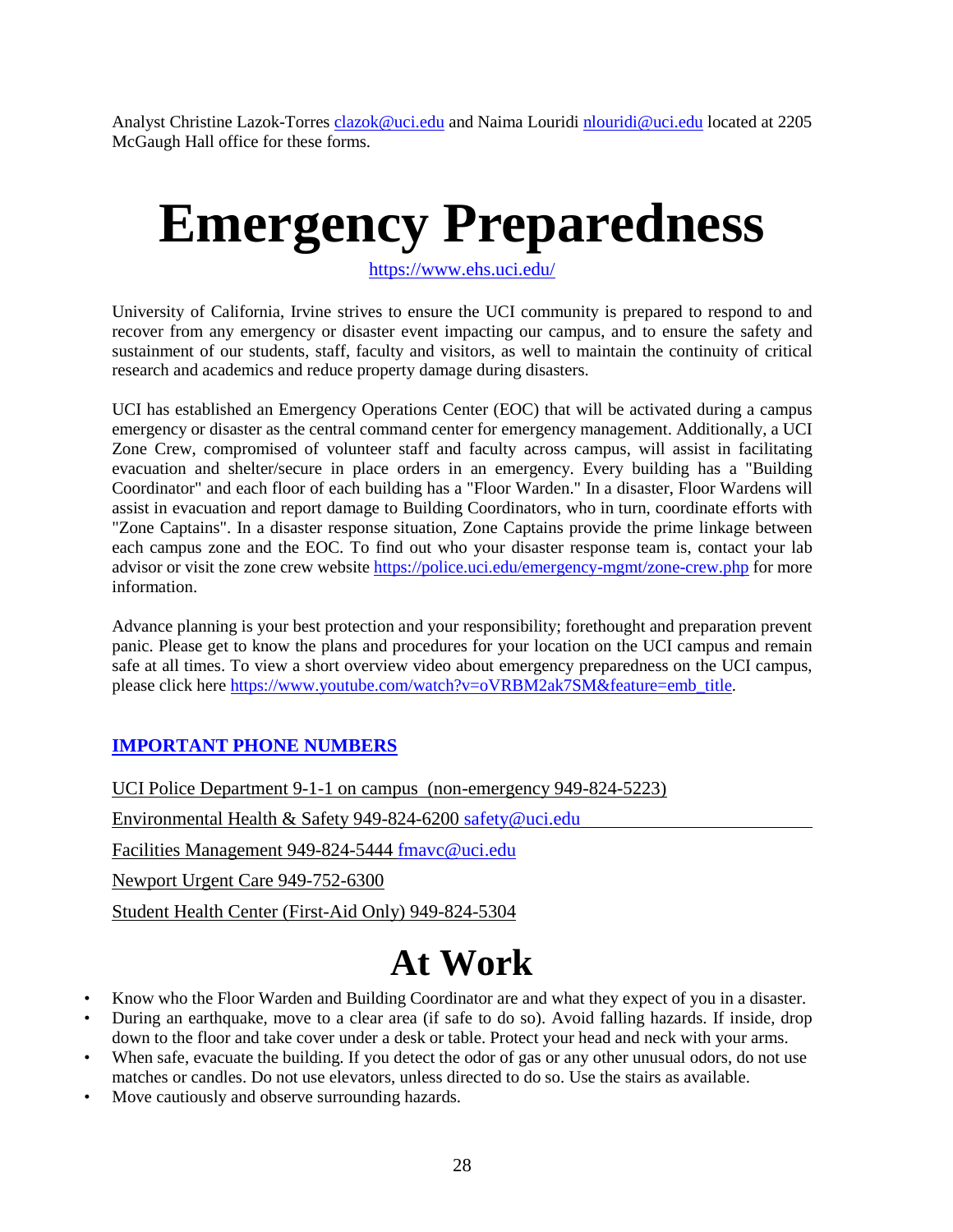Analyst Christine Lazok-Torres clazok@uci.edu and Naima Louridi nlouridi@uci.edu located at 2205 McGaugh Hall office for these forms.

# Emergency Preparedness

https://www.ehs.uci.edu/

University of California, Irvine strives to ensure the UCI community is prepared to respond to and recover from any emergency or disaster event impacting our campus, and to ensure the safety and sustainment of our students, staff, faculty and visitors, as well to maintain the continuity of critical research and academics and reduce property damage during disasters.

UCI has established an Emergency Operations Center (EOC) that will be activated during a campus emergency or disaster as the central command center for emergency management. Additionally, a UCI Zone Crew, compromised of volunteer staff and faculty across campus, will assist in facilitating evacuation and shelter/secure in place orders in an emergency. Every building has a "Building Coordinator" and each floor of each building has a "Floor Warden." In a disaster, Floor Wardens will assist in evacuation and report damage to Building Coordinators, who in turn, coordinate efforts with "Zone Captains". In a disaster response situation, Zone Captains provide the prime linkage between each campus zone and the EOC. To find out who your disaster response team is, contact your lab advisor or visit the zone crew website https://police.uci.edu/emergency-mgmt/zone-crew.php for more information.

Advance planning is your best protection and your responsibility; forethought and preparation prevent panic. Please get to know the plans and procedures for your location on the UCI campus and remain safe at all times. To view a short overview video about emergency preparedness on the UCI campus, please click here https://www.youtube.com/watch?v=oVRBM2ak7SM&feature=emb_title.

### IMPORTANT PHONE NUMBERS

UCI Police Department 9-1-1 on campus (non-emergency 949-824-5223)

Environmental Health & Safety 949-824-6200 safety@uci.edu

Facilities Management 949-824-5444 fmavc@uci.edu

Newport Urgent Care 949-752-6300

Student Health Center (First-Aid Only) 949-824-5304

## At Work

- Know who the Floor Warden and Building Coordinator are and what they expect of you in a disaster.
- During an earthquake, move to a clear area (if safe to do so). Avoid falling hazards. If inside, drop down to the floor and take cover under a desk or table. Protect your head and neck with your arms.
- When safe, evacuate the building. If you detect the odor of gas or any other unusual odors, do not use matches or candles. Do not use elevators, unless directed to do so. Use the stairs as available.
- Move cautiously and observe surrounding hazards.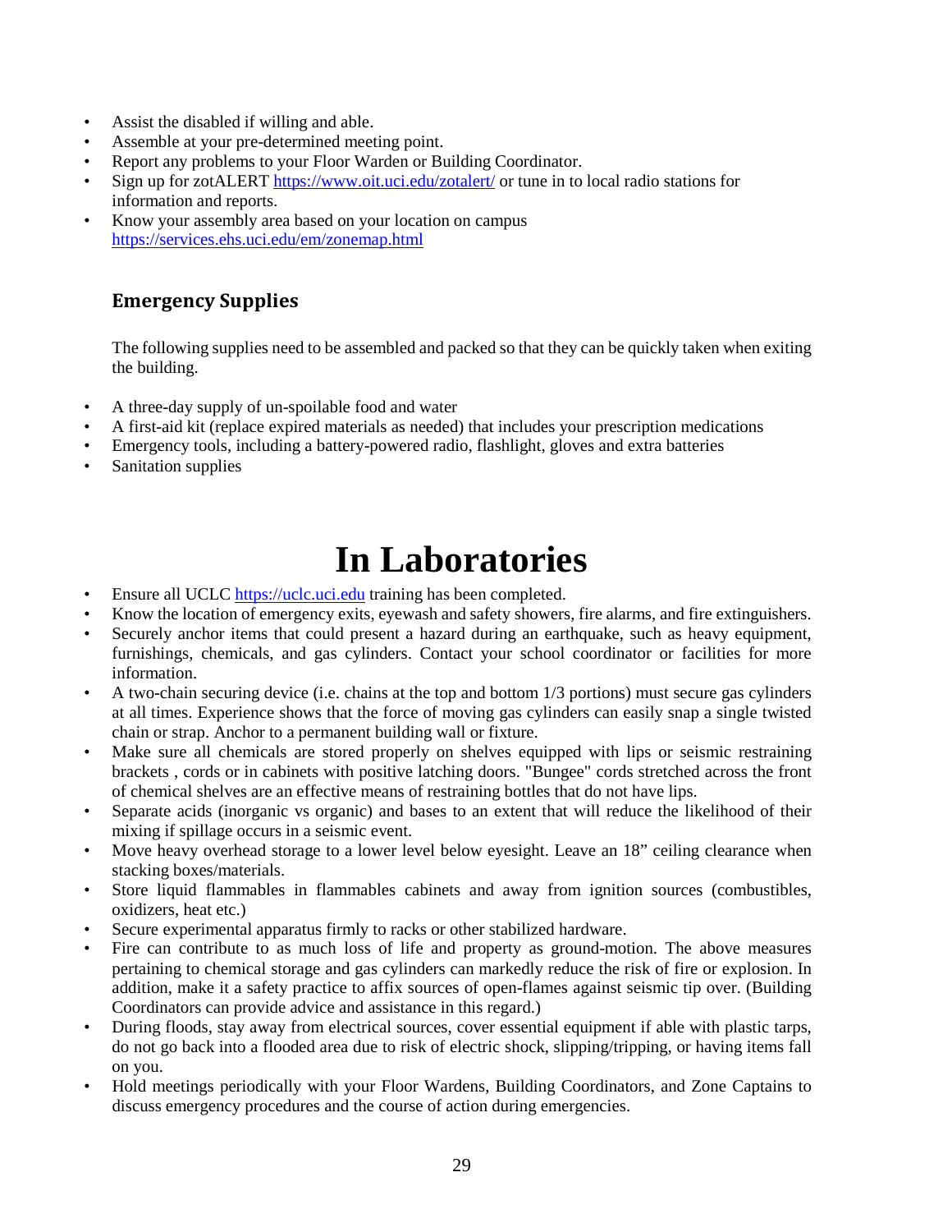- Assist the disabled if willing and able.
- Assemble at your pre-determined meeting point.
- Report any problems to your Floor Warden or Building Coordinator.
- Sign up for zotALERT https://www.oit.uci.edu/zotalert/ or tune in to local radio stations for information and reports.
- Know your assembly area based on your location on campus https://services.ehs.uci.edu/em/zonemap.html

### Emergency Supplies

The following supplies need to be assembled and packed so that they can be quickly taken when exiting the building.

- A three-day supply of un-spoilable food and water
- A first-aid kit (replace expired materials as needed) that includes your prescription medications
- Emergency tools, including a battery-powered radio, flashlight, gloves and extra batteries
- Sanitation supplies

# In Laboratories

- Ensure all UCLC https://uclc.uci.edu training has been completed.
- Know the location of emergency exits, eyewash and safety showers, fire alarms, and fire extinguishers.
- Securely anchor items that could present a hazard during an earthquake, such as heavy equipment, furnishings, chemicals, and gas cylinders. Contact your school coordinator or facilities for more information.
- A two-chain securing device (i.e. chains at the top and bottom 1/3 portions) must secure gas cylinders at all times. Experience shows that the force of moving gas cylinders can easily snap a single twisted chain or strap. Anchor to a permanent building wall or fixture.
- Make sure all chemicals are stored properly on shelves equipped with lips or seismic restraining brackets , cords or in cabinets with positive latching doors. "Bungee" cords stretched across the front of chemical shelves are an effective means of restraining bottles that do not have lips.
- Separate acids (inorganic vs organic) and bases to an extent that will reduce the likelihood of their mixing if spillage occurs in a seismic event.
- Move heavy overhead storage to a lower level below eyesight. Leave an 18" ceiling clearance when stacking boxes/materials.
- Store liquid flammables in flammables cabinets and away from ignition sources (combustibles, oxidizers, heat etc.)
- Secure experimental apparatus firmly to racks or other stabilized hardware.
- Fire can contribute to as much loss of life and property as ground-motion. The above measures pertaining to chemical storage and gas cylinders can markedly reduce the risk of fire or explosion. In addition, make it a safety practice to affix sources of open-flames against seismic tip over. (Building Coordinators can provide advice and assistance in this regard.)
- During floods, stay away from electrical sources, cover essential equipment if able with plastic tarps, do not go back into a flooded area due to risk of electric shock, slipping/tripping, or having items fall on you.
- Hold meetings periodically with your Floor Wardens, Building Coordinators, and Zone Captains to discuss emergency procedures and the course of action during emergencies.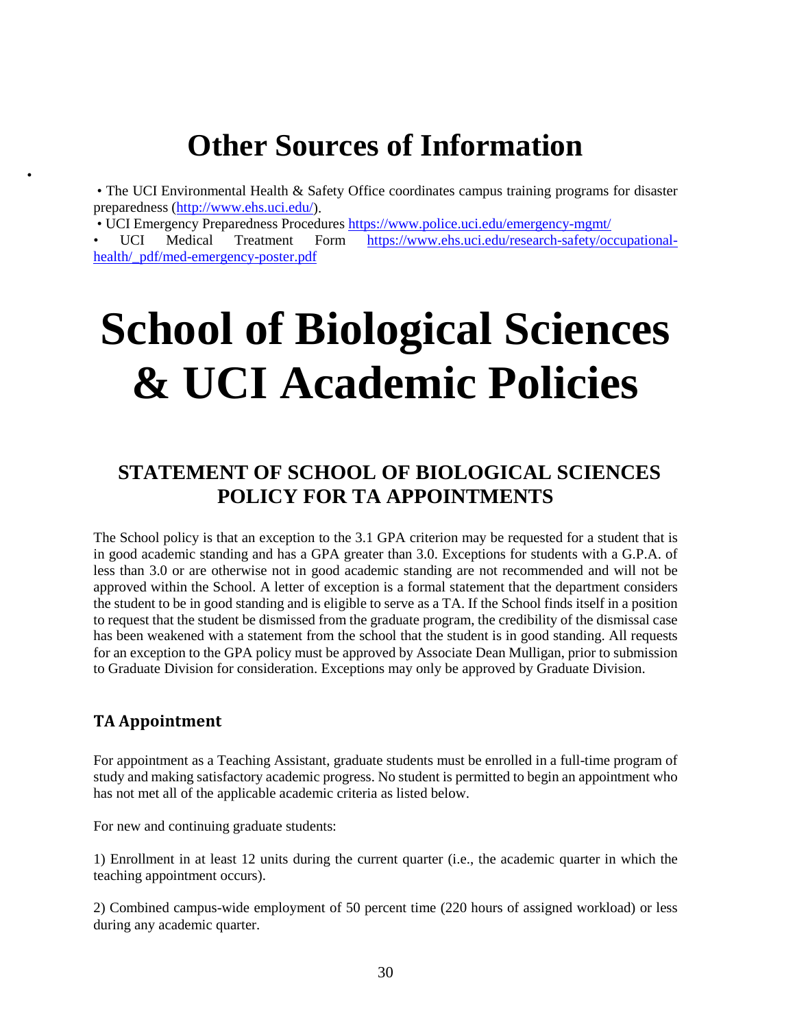# Other Sources of Information

- The UCI Environmental Health & Safety Office coordinates campus training programs for disaster preparedness (http://www.ehs.uci.edu/).
- UCI Emergency Preparedness Procedures https://www.police.uci.edu/emergency-mgmt/
- UCI Medical Treatment Form https://www.ehs.uci.edu/research-safety/occupational-health/_pdf/med-emergency-poster.pdf

# School of Biological Sciences & UCI Academic Policies

## STATEMENT OF SCHOOL OF BIOLOGICAL SCIENCES POLICY FOR TA APPOINTMENTS

The School policy is that an exception to the 3.1 GPA criterion may be requested for a student that is in good academic standing and has a GPA greater than 3.0. Exceptions for students with a G.P.A. of less than 3.0 or are otherwise not in good academic standing are not recommended and will not be approved within the School. A letter of exception is a formal statement that the department considers the student to be in good standing and is eligible to serve as a TA. If the School finds itself in a position to request that the student be dismissed from the graduate program, the credibility of the dismissal case has been weakened with a statement from the school that the student is in good standing. All requests for an exception to the GPA policy must be approved by Associate Dean Mulligan, prior to submission to Graduate Division for consideration. Exceptions may only be approved by Graduate Division.

### TA Appointment

For appointment as a Teaching Assistant, graduate students must be enrolled in a full-time program of study and making satisfactory academic progress. No student is permitted to begin an appointment who has not met all of the applicable academic criteria as listed below.

For new and continuing graduate students:

1) Enrollment in at least 12 units during the current quarter (i.e., the academic quarter in which the teaching appointment occurs).

2) Combined campus-wide employment of 50 percent time (220 hours of assigned workload) or less during any academic quarter.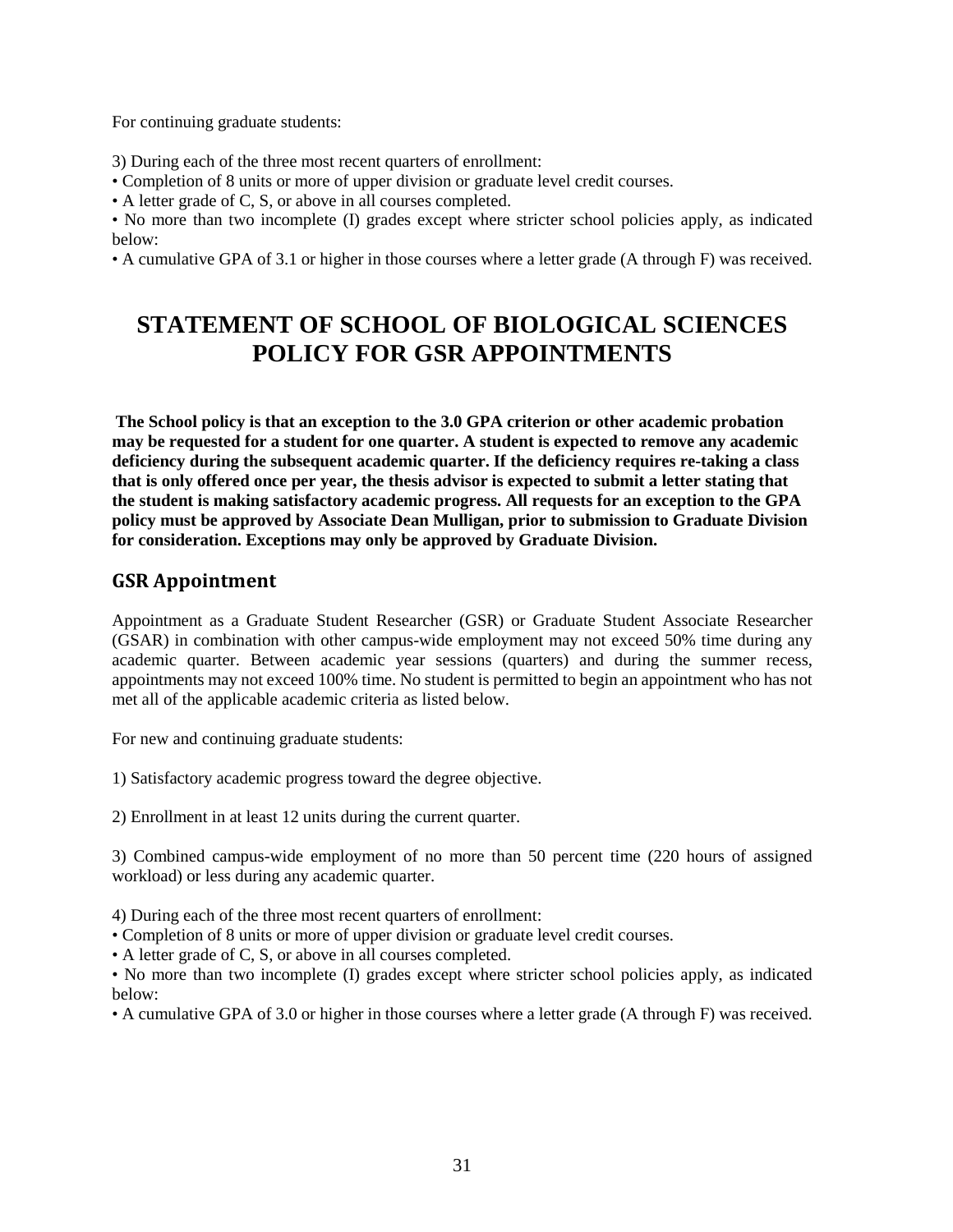For continuing graduate students:

3) During each of the three most recent quarters of enrollment:

• Completion of 8 units or more of upper division or graduate level credit courses.

• A letter grade of C, S, or above in all courses completed.

• No more than two incomplete (I) grades except where stricter school policies apply, as indicated below:

• A cumulative GPA of 3.1 or higher in those courses where a letter grade (A through F) was received.

# STATEMENT OF SCHOOL OF BIOLOGICAL SCIENCES POLICY FOR GSR APPOINTMENTS

**The School policy is that an exception to the 3.0 GPA criterion or other academic probation may be requested for a student for one quarter. A student is expected to remove any academic deficiency during the subsequent academic quarter. If the deficiency requires re-taking a class that is only offered once per year, the thesis advisor is expected to submit a letter stating that the student is making satisfactory academic progress. All requests for an exception to the GPA policy must be approved by Associate Dean Mulligan, prior to submission to Graduate Division for consideration. Exceptions may only be approved by Graduate Division.**

## GSR Appointment

Appointment as a Graduate Student Researcher (GSR) or Graduate Student Associate Researcher (GSAR) in combination with other campus-wide employment may not exceed 50% time during any academic quarter. Between academic year sessions (quarters) and during the summer recess, appointments may not exceed 100% time. No student is permitted to begin an appointment who has not met all of the applicable academic criteria as listed below.

For new and continuing graduate students:

1) Satisfactory academic progress toward the degree objective.

2) Enrollment in at least 12 units during the current quarter.

3) Combined campus-wide employment of no more than 50 percent time (220 hours of assigned workload) or less during any academic quarter.

4) During each of the three most recent quarters of enrollment:

• Completion of 8 units or more of upper division or graduate level credit courses.

• A letter grade of C, S, or above in all courses completed.

• No more than two incomplete (I) grades except where stricter school policies apply, as indicated below:

• A cumulative GPA of 3.0 or higher in those courses where a letter grade (A through F) was received.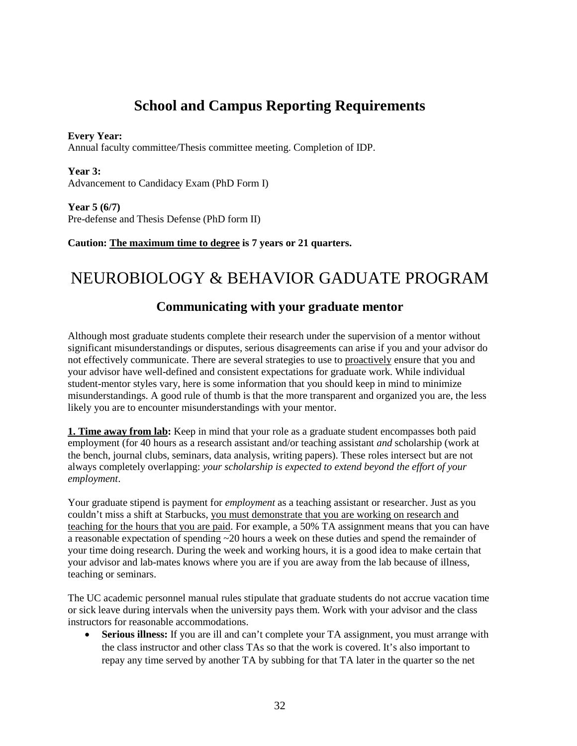## School and Campus Reporting Requirements

**Every Year:**
Annual faculty committee/Thesis committee meeting. Completion of IDP.

**Year 3:**
Advancement to Candidacy Exam (PhD Form I)

**Year 5 (6/7)**
Pre-defense and Thesis Defense (PhD form II)

**Caution: <u>The maximum time to degree</u> is 7 years or 21 quarters.**

# NEUROBIOLOGY & BEHAVIOR GADUATE PROGRAM

### Communicating with your graduate mentor

Although most graduate students complete their research under the supervision of a mentor without significant misunderstandings or disputes, serious disagreements can arise if you and your advisor do not effectively communicate. There are several strategies to use to <u>proactively</u> ensure that you and your advisor have well-defined and consistent expectations for graduate work. While individual student-mentor styles vary, here is some information that you should keep in mind to minimize misunderstandings. A good rule of thumb is that the more transparent and organized you are, the less likely you are to encounter misunderstandings with your mentor.

**<u>1. Time away from lab</u>:** Keep in mind that your role as a graduate student encompasses both paid employment (for 40 hours as a research assistant and/or teaching assistant *and* scholarship (work at the bench, journal clubs, seminars, data analysis, writing papers). These roles intersect but are not always completely overlapping: *your scholarship is expected to extend beyond the effort of your employment*.

Your graduate stipend is payment for *employment* as a teaching assistant or researcher. Just as you couldn't miss a shift at Starbucks, <u>you must demonstrate that you are working on research and teaching for the hours that you are paid</u>. For example, a 50% TA assignment means that you can have a reasonable expectation of spending ~20 hours a week on these duties and spend the remainder of your time doing research. During the week and working hours, it is a good idea to make certain that your advisor and lab-mates knows where you are if you are away from the lab because of illness, teaching or seminars.

The UC academic personnel manual rules stipulate that graduate students do not accrue vacation time or sick leave during intervals when the university pays them. Work with your advisor and the class instructors for reasonable accommodations.

- **Serious illness:** If you are ill and can't complete your TA assignment, you must arrange with the class instructor and other class TAs so that the work is covered. It's also important to repay any time served by another TA by subbing for that TA later in the quarter so the net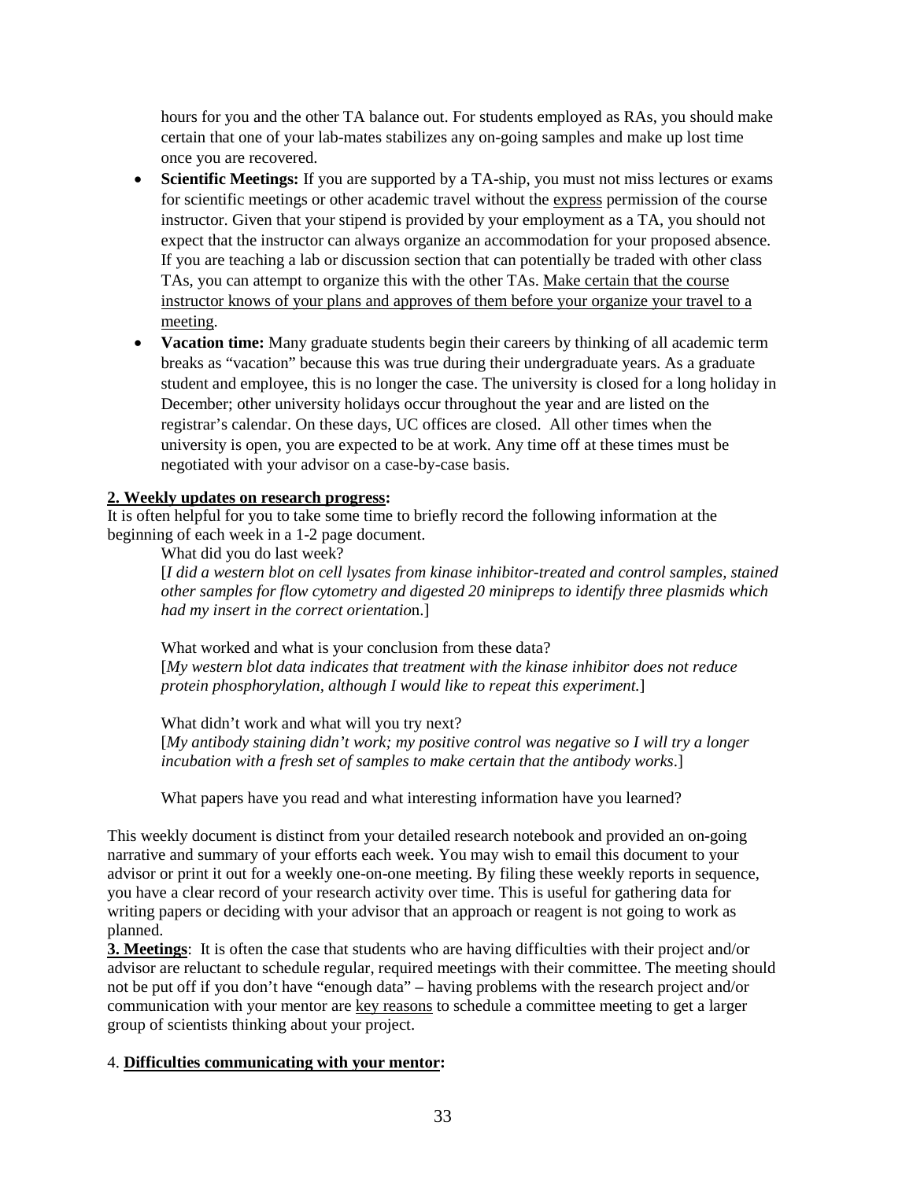hours for you and the other TA balance out. For students employed as RAs, you should make certain that one of your lab-mates stabilizes any on-going samples and make up lost time once you are recovered.

- **Scientific Meetings:** If you are supported by a TA-ship, you must not miss lectures or exams for scientific meetings or other academic travel without the <u>express</u> permission of the course instructor. Given that your stipend is provided by your employment as a TA, you should not expect that the instructor can always organize an accommodation for your proposed absence. If you are teaching a lab or discussion section that can potentially be traded with other class TAs, you can attempt to organize this with the other TAs. <u>Make certain that the course instructor knows of your plans and approves of them before your organize your travel to a meeting</u>.
- **Vacation time:** Many graduate students begin their careers by thinking of all academic term breaks as "vacation" because this was true during their undergraduate years. As a graduate student and employee, this is no longer the case. The university is closed for a long holiday in December; other university holidays occur throughout the year and are listed on the registrar's calendar. On these days, UC offices are closed. All other times when the university is open, you are expected to be at work. Any time off at these times must be negotiated with your advisor on a case-by-case basis.

**2. <u>Weekly updates on research progress</u>:**
It is often helpful for you to take some time to briefly record the following information at the beginning of each week in a 1-2 page document.

> What did you do last week?
> [*I did a western blot on cell lysates from kinase inhibitor-treated and control samples, stained other samples for flow cytometry and digested 20 minipreps to identify three plasmids which had my insert in the correct orientatio*n.]
>
> What worked and what is your conclusion from these data?
> [*My western blot data indicates that treatment with the kinase inhibitor does not reduce protein phosphorylation, although I would like to repeat this experiment.*]
>
> What didn't work and what will you try next?
> [*My antibody staining didn't work; my positive control was negative so I will try a longer incubation with a fresh set of samples to make certain that the antibody works*.]
>
> What papers have you read and what interesting information have you learned?

This weekly document is distinct from your detailed research notebook and provided an on-going narrative and summary of your efforts each week. You may wish to email this document to your advisor or print it out for a weekly one-on-one meeting. By filing these weekly reports in sequence, you have a clear record of your research activity over time. This is useful for gathering data for writing papers or deciding with your advisor that an approach or reagent is not going to work as planned.

**<u>3. Meetings</u>**: It is often the case that students who are having difficulties with their project and/or advisor are reluctant to schedule regular, required meetings with their committee. The meeting should not be put off if you don't have "enough data" – having problems with the research project and/or communication with your mentor are <u>key reasons</u> to schedule a committee meeting to get a larger group of scientists thinking about your project.

4. **<u>Difficulties communicating with your mentor</u>:**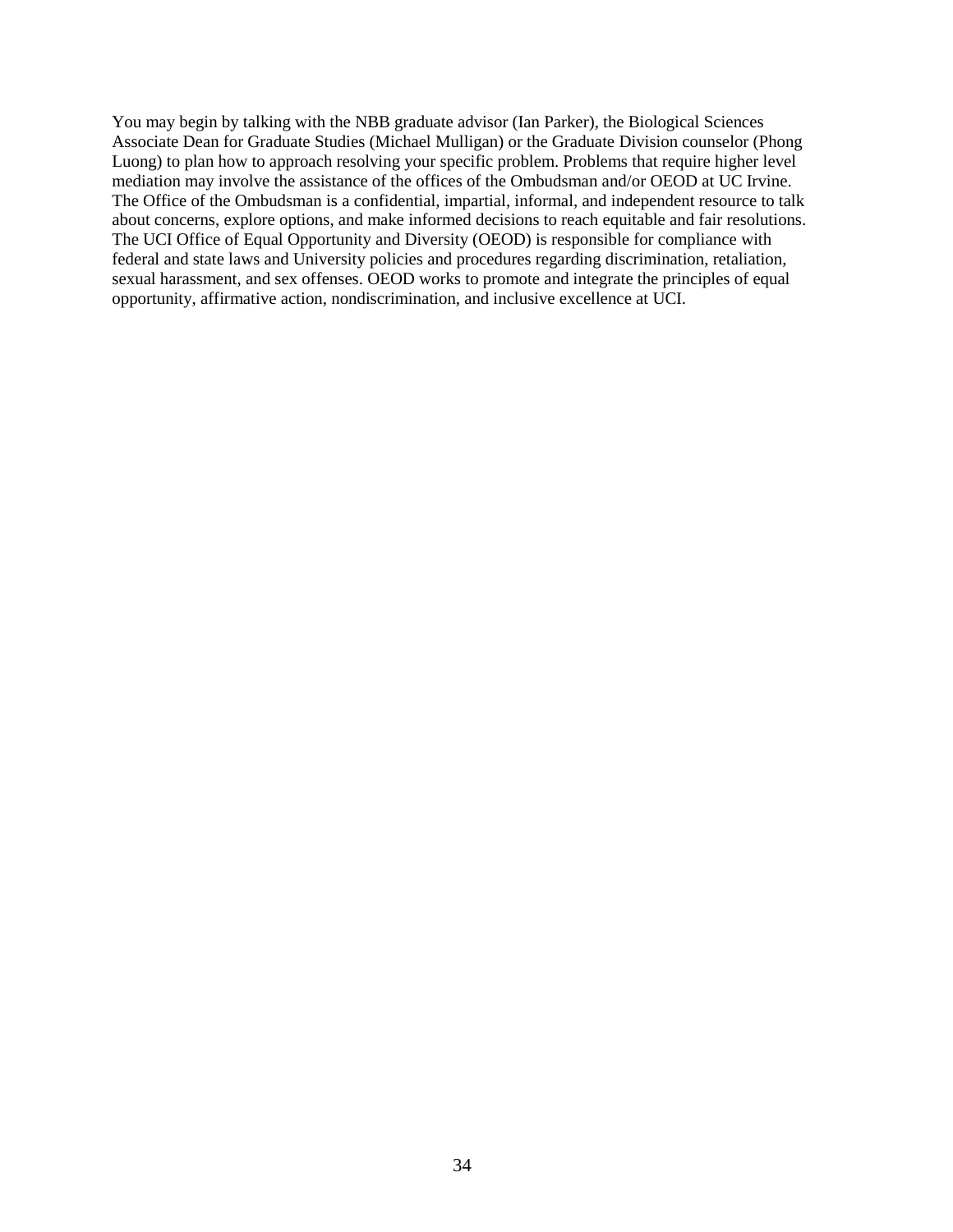You may begin by talking with the NBB graduate advisor (Ian Parker), the Biological Sciences Associate Dean for Graduate Studies (Michael Mulligan) or the Graduate Division counselor (Phong Luong) to plan how to approach resolving your specific problem. Problems that require higher level mediation may involve the assistance of the offices of the Ombudsman and/or OEOD at UC Irvine. The Office of the Ombudsman is a confidential, impartial, informal, and independent resource to talk about concerns, explore options, and make informed decisions to reach equitable and fair resolutions. The UCI Office of Equal Opportunity and Diversity (OEOD) is responsible for compliance with federal and state laws and University policies and procedures regarding discrimination, retaliation, sexual harassment, and sex offenses. OEOD works to promote and integrate the principles of equal opportunity, affirmative action, nondiscrimination, and inclusive excellence at UCI.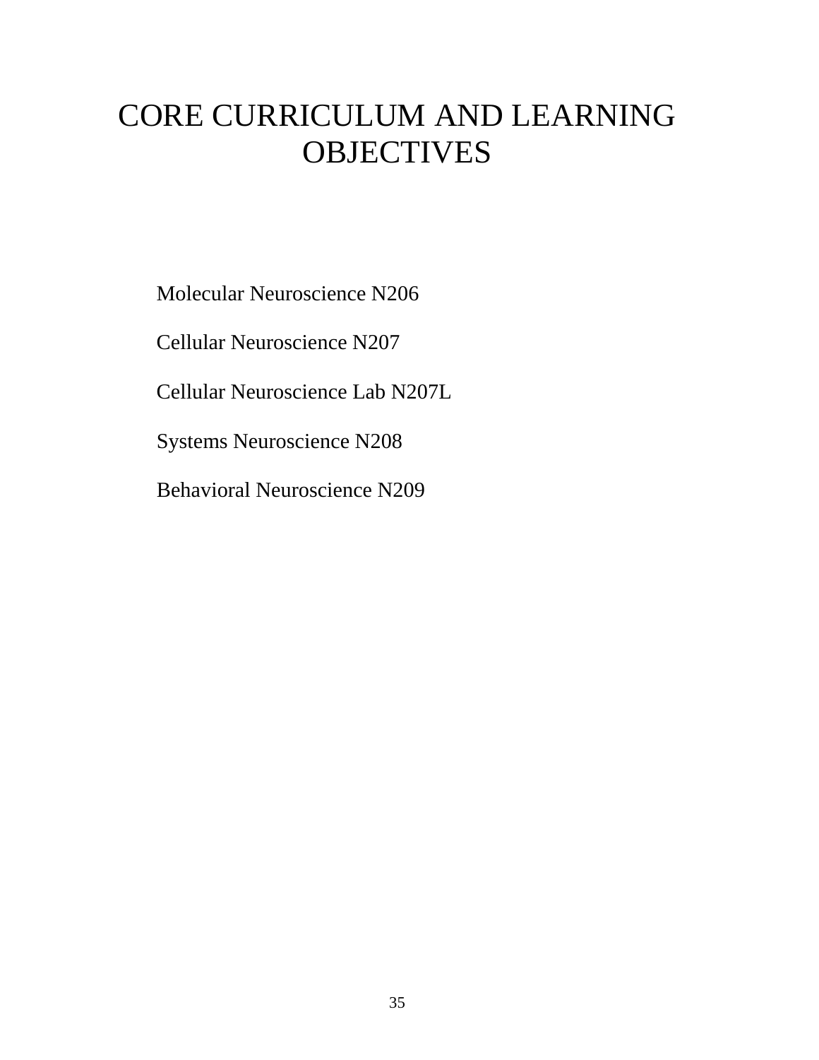# CORE CURRICULUM AND LEARNING OBJECTIVES

Molecular Neuroscience N206

Cellular Neuroscience N207

Cellular Neuroscience Lab N207L

Systems Neuroscience N208

Behavioral Neuroscience N209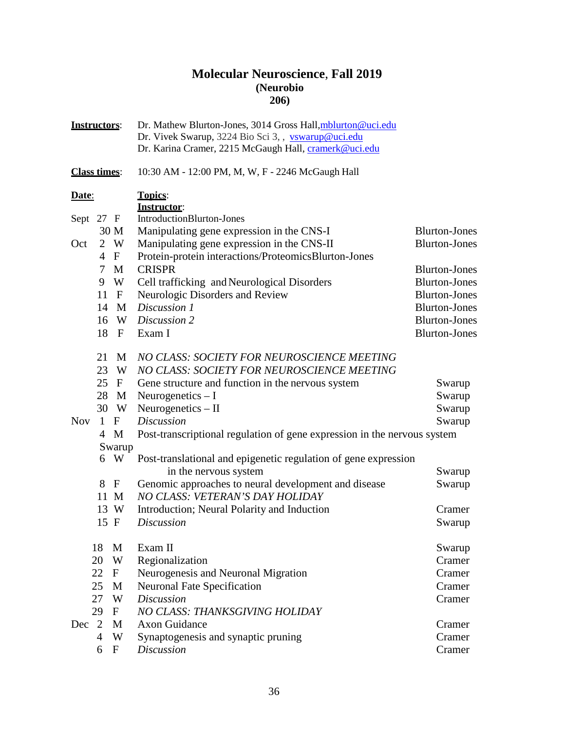# Molecular Neuroscience, Fall 2019
## (Neurobio 206)

**Instructors**: Dr. Mathew Blurton-Jones, 3014 Gross Hall, mblurton@uci.edu
Dr. Vivek Swarup, 3224 Bio Sci 3, , vswarup@uci.edu
Dr. Karina Cramer, 2215 McGaugh Hall, cramerk@uci.edu

**Class times**: 10:30 AM - 12:00 PM, M, W, F - 2246 McGaugh Hall

| **Date**: | | | **Topics**: | **Instructor**: |
|---|---|---|---|---|
| Sept | 27 | F | Introduction | Blurton-Jones |
| | 30 | M | Manipulating gene expression in the CNS-I | Blurton-Jones |
| Oct | 2 | W | Manipulating gene expression in the CNS-II | Blurton-Jones |
| | 4 | F | Protein-protein interactions/Proteomics | Blurton-Jones |
| | 7 | M | CRISPR | Blurton-Jones |
| | 9 | W | Cell trafficking and Neurological Disorders | Blurton-Jones |
| | 11 | F | Neurologic Disorders and Review | Blurton-Jones |
| | 14 | M | *Discussion 1* | Blurton-Jones |
| | 16 | W | *Discussion 2* | Blurton-Jones |
| | 18 | F | Exam I | Blurton-Jones |
| | 21 | M | *NO CLASS: SOCIETY FOR NEUROSCIENCE MEETING* | |
| | 23 | W | *NO CLASS: SOCIETY FOR NEUROSCIENCE MEETING* | |
| | 25 | F | Gene structure and function in the nervous system | Swarup |
| | 28 | M | Neurogenetics – I | Swarup |
| | 30 | W | Neurogenetics – II | Swarup |
| Nov | 1 | F | *Discussion* | Swarup |
| | 4 | M | Post-transcriptional regulation of gene expression in the nervous system | Swarup |
| | 6 | W | Post-translational and epigenetic regulation of gene expression in the nervous system | Swarup |
| | 8 | F | Genomic approaches to neural development and disease | Swarup |
| | 11 | M | *NO CLASS: VETERAN'S DAY HOLIDAY* | |
| | 13 | W | Introduction; Neural Polarity and Induction | Cramer |
| | 15 | F | *Discussion* | Swarup |
| | 18 | M | Exam II | Swarup |
| | 20 | W | Regionalization | Cramer |
| | 22 | F | Neurogenesis and Neuronal Migration | Cramer |
| | 25 | M | Neuronal Fate Specification | Cramer |
| | 27 | W | *Discussion* | Cramer |
| | 29 | F | *NO CLASS: THANKSGIVING HOLIDAY* | |
| Dec | 2 | M | Axon Guidance | Cramer |
| | 4 | W | Synaptogenesis and synaptic pruning | Cramer |
| | 6 | F | *Discussion* | Cramer |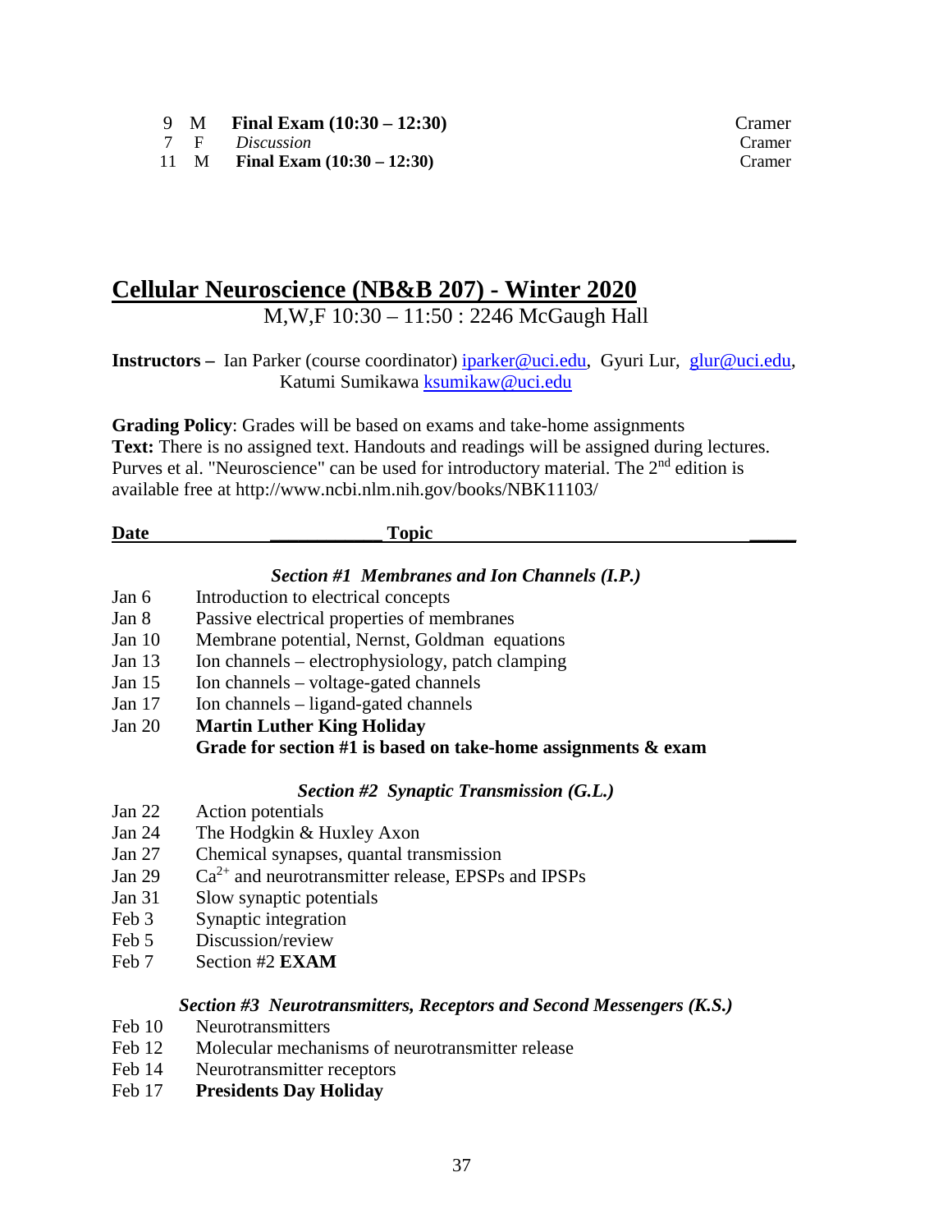| | | | |
|---|---|---|---|
| 9 | M | **Final Exam (10:30 – 12:30)** | Cramer |
| 7 | F | *Discussion* | Cramer |
| 11 | M | **Final Exam (10:30 – 12:30)** | Cramer |

# Cellular Neuroscience (NB&B 207) - Winter 2020

M,W,F 10:30 – 11:50 : 2246 McGaugh Hall

**Instructors –** Ian Parker (course coordinator) iparker@uci.edu, Gyuri Lur, glur@uci.edu, Katumi Sumikawa ksumikaw@uci.edu

**Grading Policy**: Grades will be based on exams and take-home assignments
**Text:** There is no assigned text. Handouts and readings will be assigned during lectures. Purves et al. "Neuroscience" can be used for introductory material. The 2nd edition is available free at http://www.ncbi.nlm.nih.gov/books/NBK11103/

| Date | Topic |
|---|---|
| | ***Section #1 Membranes and Ion Channels (I.P.)*** |
| Jan 6 | Introduction to electrical concepts |
| Jan 8 | Passive electrical properties of membranes |
| Jan 10 | Membrane potential, Nernst, Goldman equations |
| Jan 13 | Ion channels – electrophysiology, patch clamping |
| Jan 15 | Ion channels – voltage-gated channels |
| Jan 17 | Ion channels – ligand-gated channels |
| Jan 20 | **Martin Luther King Holiday** |
| | **Grade for section #1 is based on take-home assignments & exam** |
| | ***Section #2 Synaptic Transmission (G.L.)*** |
| Jan 22 | Action potentials |
| Jan 24 | The Hodgkin & Huxley Axon |
| Jan 27 | Chemical synapses, quantal transmission |
| Jan 29 | $Ca^{2+}$ and neurotransmitter release, EPSPs and IPSPs |
| Jan 31 | Slow synaptic potentials |
| Feb 3 | Synaptic integration |
| Feb 5 | Discussion/review |
| Feb 7 | Section #2 **EXAM** |
| | ***Section #3 Neurotransmitters, Receptors and Second Messengers (K.S.)*** |
| Feb 10 | Neurotransmitters |
| Feb 12 | Molecular mechanisms of neurotransmitter release |
| Feb 14 | Neurotransmitter receptors |
| Feb 17 | **Presidents Day Holiday** |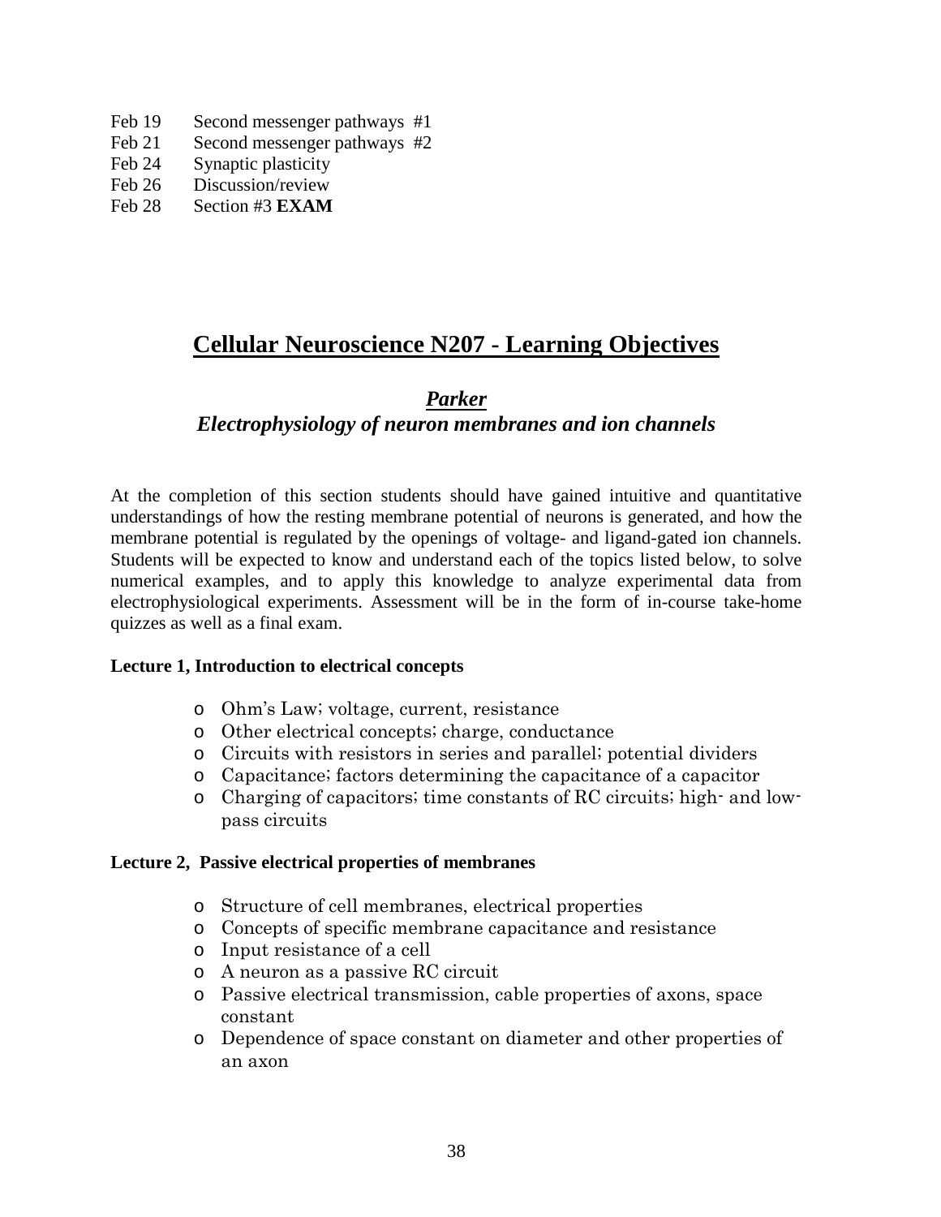Feb 19 Second messenger pathways #1
Feb 21 Second messenger pathways #2
Feb 24 Synaptic plasticity
Feb 26 Discussion/review
Feb 28 Section #3 **EXAM**

# Cellular Neuroscience N207 - Learning Objectives

## *Parker*
## *Electrophysiology of neuron membranes and ion channels*

At the completion of this section students should have gained intuitive and quantitative understandings of how the resting membrane potential of neurons is generated, and how the membrane potential is regulated by the openings of voltage- and ligand-gated ion channels. Students will be expected to know and understand each of the topics listed below, to solve numerical examples, and to apply this knowledge to analyze experimental data from electrophysiological experiments. Assessment will be in the form of in-course take-home quizzes as well as a final exam.

**Lecture 1, Introduction to electrical concepts**

- Ohm's Law; voltage, current, resistance
- Other electrical concepts; charge, conductance
- Circuits with resistors in series and parallel; potential dividers
- Capacitance; factors determining the capacitance of a capacitor
- Charging of capacitors; time constants of RC circuits; high- and low-pass circuits

**Lecture 2, Passive electrical properties of membranes**

- Structure of cell membranes, electrical properties
- Concepts of specific membrane capacitance and resistance
- Input resistance of a cell
- A neuron as a passive RC circuit
- Passive electrical transmission, cable properties of axons, space constant
- Dependence of space constant on diameter and other properties of an axon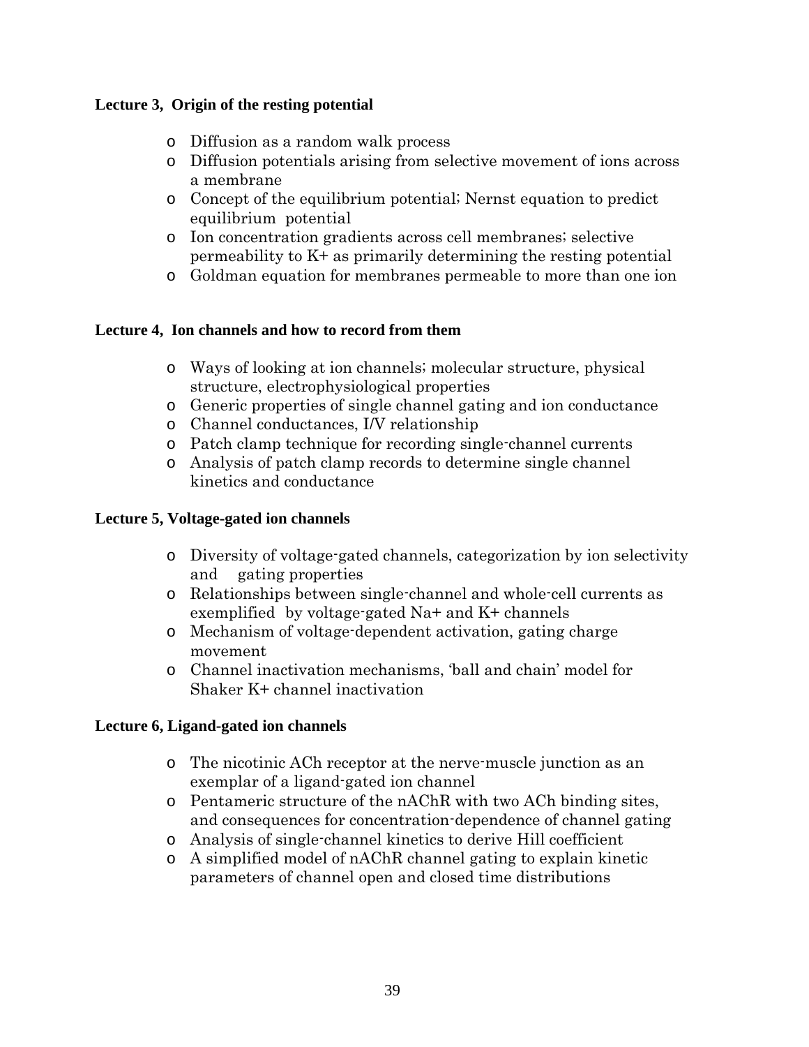**Lecture 3, Origin of the resting potential**

- Diffusion as a random walk process
- Diffusion potentials arising from selective movement of ions across a membrane
- Concept of the equilibrium potential; Nernst equation to predict equilibrium potential
- Ion concentration gradients across cell membranes; selective permeability to $K^+$ as primarily determining the resting potential
- Goldman equation for membranes permeable to more than one ion

**Lecture 4, Ion channels and how to record from them**

- Ways of looking at ion channels; molecular structure, physical structure, electrophysiological properties
- Generic properties of single channel gating and ion conductance
- Channel conductances, I/V relationship
- Patch clamp technique for recording single-channel currents
- Analysis of patch clamp records to determine single channel kinetics and conductance

**Lecture 5, Voltage-gated ion channels**

- Diversity of voltage-gated channels, categorization by ion selectivity and gating properties
- Relationships between single-channel and whole-cell currents as exemplified by voltage-gated $Na^+$ and $K^+$ channels
- Mechanism of voltage-dependent activation, gating charge movement
- Channel inactivation mechanisms, 'ball and chain' model for Shaker $K^+$ channel inactivation

**Lecture 6, Ligand-gated ion channels**

- The nicotinic ACh receptor at the nerve-muscle junction as an exemplar of a ligand-gated ion channel
- Pentameric structure of the nAChR with two ACh binding sites, and consequences for concentration-dependence of channel gating
- Analysis of single-channel kinetics to derive Hill coefficient
- A simplified model of nAChR channel gating to explain kinetic parameters of channel open and closed time distributions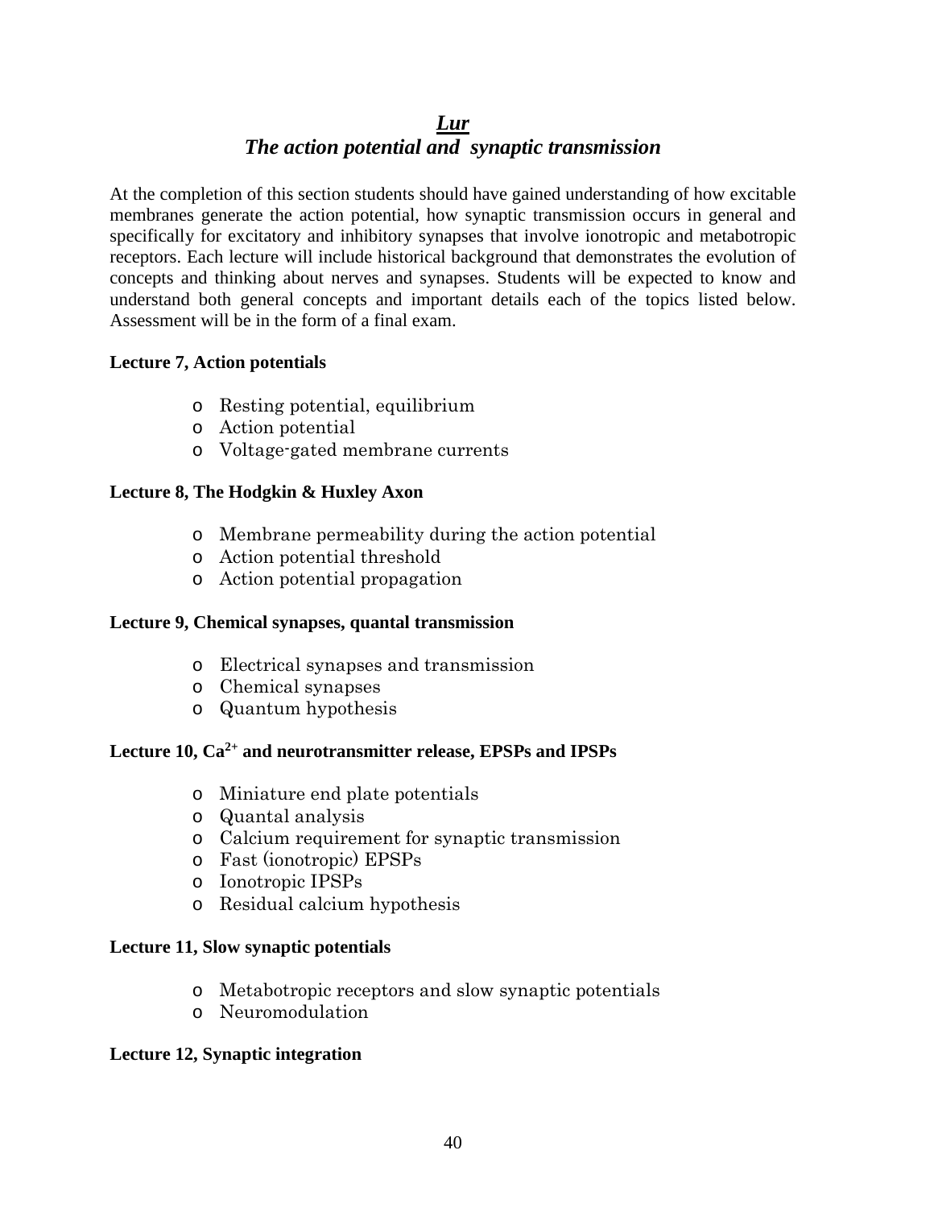## ***Lur***
## *The action potential and synaptic transmission*

At the completion of this section students should have gained understanding of how excitable membranes generate the action potential, how synaptic transmission occurs in general and specifically for excitatory and inhibitory synapses that involve ionotropic and metabotropic receptors. Each lecture will include historical background that demonstrates the evolution of concepts and thinking about nerves and synapses. Students will be expected to know and understand both general concepts and important details each of the topics listed below. Assessment will be in the form of a final exam.

**Lecture 7, Action potentials**

- Resting potential, equilibrium
- Action potential
- Voltage-gated membrane currents

**Lecture 8, The Hodgkin & Huxley Axon**

- Membrane permeability during the action potential
- Action potential threshold
- Action potential propagation

**Lecture 9, Chemical synapses, quantal transmission**

- Electrical synapses and transmission
- Chemical synapses
- Quantum hypothesis

**Lecture 10, $Ca^{2+}$ and neurotransmitter release, EPSPs and IPSPs**

- Miniature end plate potentials
- Quantal analysis
- Calcium requirement for synaptic transmission
- Fast (ionotropic) EPSPs
- Ionotropic IPSPs
- Residual calcium hypothesis

**Lecture 11, Slow synaptic potentials**

- Metabotropic receptors and slow synaptic potentials
- Neuromodulation

**Lecture 12, Synaptic integration**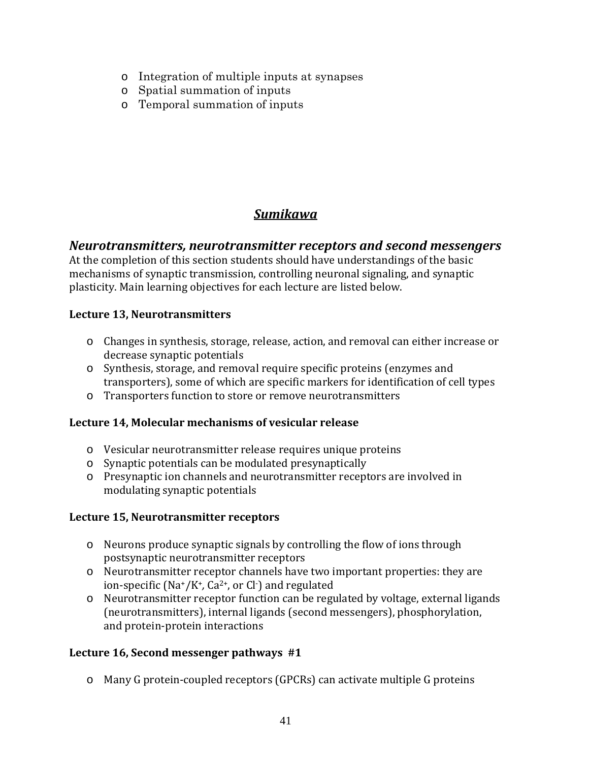- Integration of multiple inputs at synapses
- Spatial summation of inputs
- Temporal summation of inputs

## ***Sumikawa***

### *Neurotransmitters, neurotransmitter receptors and second messengers*

At the completion of this section students should have understandings of the basic mechanisms of synaptic transmission, controlling neuronal signaling, and synaptic plasticity. Main learning objectives for each lecture are listed below.

**Lecture 13, Neurotransmitters**

- Changes in synthesis, storage, release, action, and removal can either increase or decrease synaptic potentials
- Synthesis, storage, and removal require specific proteins (enzymes and transporters), some of which are specific markers for identification of cell types
- Transporters function to store or remove neurotransmitters

**Lecture 14, Molecular mechanisms of vesicular release**

- Vesicular neurotransmitter release requires unique proteins
- Synaptic potentials can be modulated presynaptically
- Presynaptic ion channels and neurotransmitter receptors are involved in modulating synaptic potentials

**Lecture 15, Neurotransmitter receptors**

- Neurons produce synaptic signals by controlling the flow of ions through postsynaptic neurotransmitter receptors
- Neurotransmitter receptor channels have two important properties: they are ion-specific ($Na^+/K^+$, $Ca^{2+}$, or $Cl^-$) and regulated
- Neurotransmitter receptor function can be regulated by voltage, external ligands (neurotransmitters), internal ligands (second messengers), phosphorylation, and protein-protein interactions

**Lecture 16, Second messenger pathways #1**

- Many G protein-coupled receptors (GPCRs) can activate multiple G proteins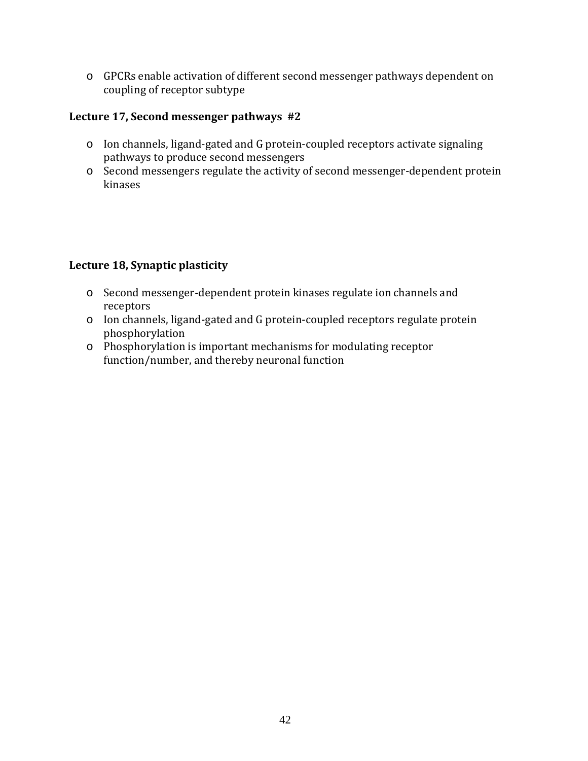- GPCRs enable activation of different second messenger pathways dependent on coupling of receptor subtype

### Lecture 17, Second messenger pathways #2

- Ion channels, ligand-gated and G protein-coupled receptors activate signaling pathways to produce second messengers
- Second messengers regulate the activity of second messenger-dependent protein kinases

### Lecture 18, Synaptic plasticity

- Second messenger-dependent protein kinases regulate ion channels and receptors
- Ion channels, ligand-gated and G protein-coupled receptors regulate protein phosphorylation
- Phosphorylation is important mechanisms for modulating receptor function/number, and thereby neuronal function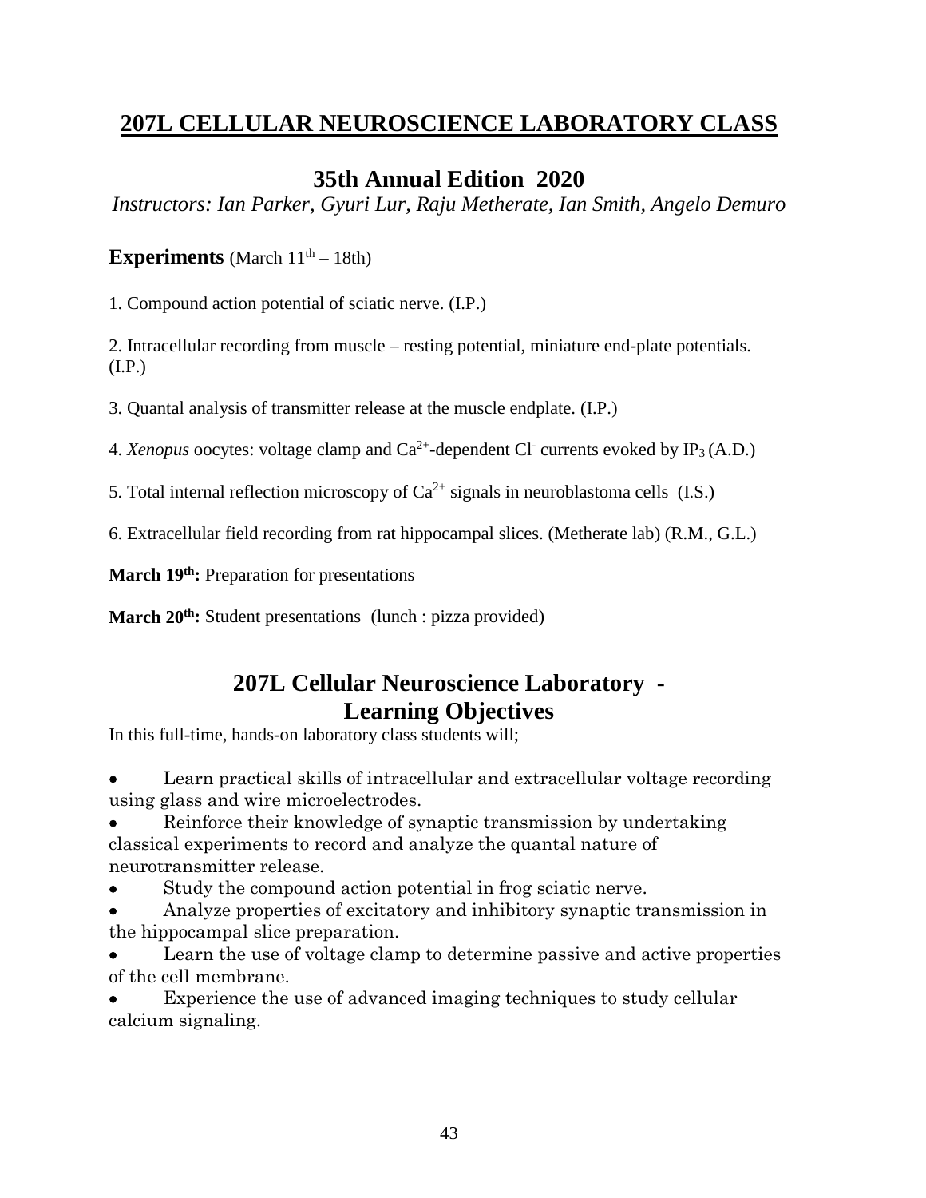# 207L CELLULAR NEUROSCIENCE LABORATORY CLASS

## 35th Annual Edition 2020

*Instructors: Ian Parker, Gyuri Lur, Raju Metherate, Ian Smith, Angelo Demuro*

**Experiments** (March $11^{th}$ – 18th)

1. Compound action potential of sciatic nerve. (I.P.)

2. Intracellular recording from muscle – resting potential, miniature end-plate potentials. (I.P.)

3. Quantal analysis of transmitter release at the muscle endplate. (I.P.)

4. *Xenopus* oocytes: voltage clamp and $Ca^{2+}$-dependent $Cl^{-}$ currents evoked by $IP_3$ (A.D.)

5. Total internal reflection microscopy of $Ca^{2+}$ signals in neuroblastoma cells (I.S.)

6. Extracellular field recording from rat hippocampal slices. (Metherate lab) (R.M., G.L.)

**March $19^{th}$:** Preparation for presentations

**March $20^{th}$:** Student presentations (lunch : pizza provided)

## 207L Cellular Neuroscience Laboratory - Learning Objectives

In this full-time, hands-on laboratory class students will;

- Learn practical skills of intracellular and extracellular voltage recording using glass and wire microelectrodes.
- Reinforce their knowledge of synaptic transmission by undertaking classical experiments to record and analyze the quantal nature of neurotransmitter release.
- Study the compound action potential in frog sciatic nerve.
- Analyze properties of excitatory and inhibitory synaptic transmission in the hippocampal slice preparation.
- Learn the use of voltage clamp to determine passive and active properties of the cell membrane.
- Experience the use of advanced imaging techniques to study cellular calcium signaling.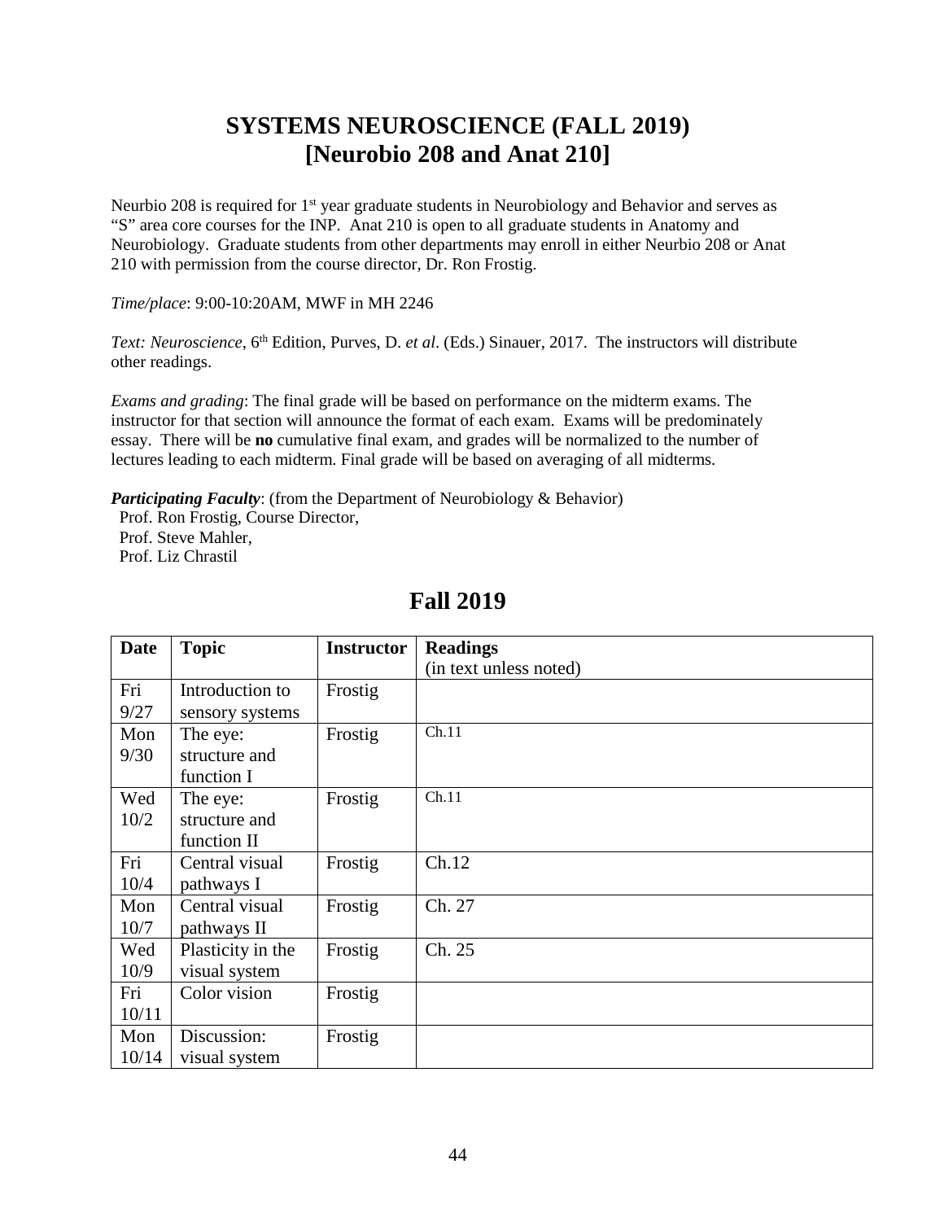# SYSTEMS NEUROSCIENCE (FALL 2019) [Neurobio 208 and Anat 210]

Neurbio 208 is required for 1st year graduate students in Neurobiology and Behavior and serves as "S" area core courses for the INP. Anat 210 is open to all graduate students in Anatomy and Neurobiology. Graduate students from other departments may enroll in either Neurbio 208 or Anat 210 with permission from the course director, Dr. Ron Frostig.

*Time/place*: 9:00-10:20AM, MWF in MH 2246

*Text: Neuroscience*, 6th Edition, Purves, D. *et al*. (Eds.) Sinauer, 2017. The instructors will distribute other readings.

*Exams and grading*: The final grade will be based on performance on the midterm exams. The instructor for that section will announce the format of each exam. Exams will be predominately essay. There will be **no** cumulative final exam, and grades will be normalized to the number of lectures leading to each midterm. Final grade will be based on averaging of all midterms.

***Participating Faculty***: (from the Department of Neurobiology & Behavior)
Prof. Ron Frostig, Course Director,
Prof. Steve Mahler,
Prof. Liz Chrastil

## Fall 2019

| Date | Topic | Instructor | Readings (in text unless noted) |
| --- | --- | --- | --- |
| Fri 9/27 | Introduction to sensory systems | Frostig | |
| Mon 9/30 | The eye: structure and function I | Frostig | Ch.11 |
| Wed 10/2 | The eye: structure and function II | Frostig | Ch.11 |
| Fri 10/4 | Central visual pathways I | Frostig | Ch.12 |
| Mon 10/7 | Central visual pathways II | Frostig | Ch. 27 |
| Wed 10/9 | Plasticity in the visual system | Frostig | Ch. 25 |
| Fri 10/11 | Color vision | Frostig | |
| Mon 10/14 | Discussion: visual system | Frostig | |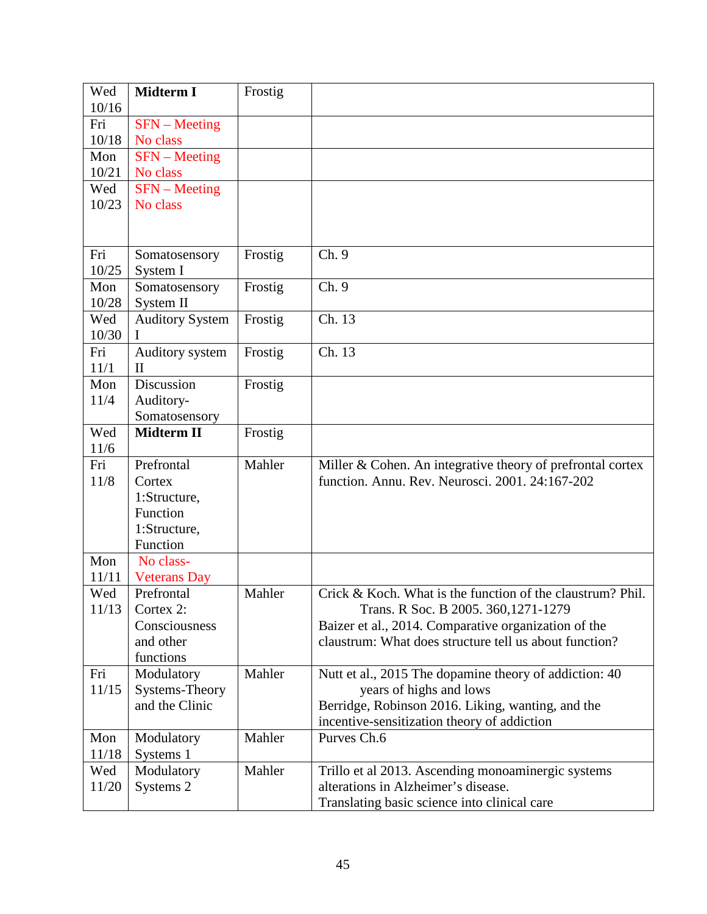| Wed 10/16 | **Midterm I** | Frostig | |
|---|---|---|---|
| Fri 10/18 | SFN – Meeting No class | | |
| Mon 10/21 | SFN – Meeting No class | | |
| Wed 10/23 | SFN – Meeting No class | | |
| Fri 10/25 | Somatosensory System I | Frostig | Ch. 9 |
| Mon 10/28 | Somatosensory System II | Frostig | Ch. 9 |
| Wed 10/30 | Auditory System I | Frostig | Ch. 13 |
| Fri 11/1 | Auditory system II | Frostig | Ch. 13 |
| Mon 11/4 | Discussion Auditory-Somatosensory | Frostig | |
| Wed 11/6 | **Midterm II** | Frostig | |
| Fri 11/8 | Prefrontal Cortex 1:Structure, Function 1:Structure, Function | Mahler | Miller & Cohen. An integrative theory of prefrontal cortex function. Annu. Rev. Neurosci. 2001. 24:167-202 |
| Mon 11/11 | No class- Veterans Day | | |
| Wed 11/13 | Prefrontal Cortex 2: Consciousness and other functions | Mahler | Crick & Koch. What is the function of the claustrum? Phil. Trans. R Soc. B 2005. 360,1271-1279<br>Baizer et al., 2014. Comparative organization of the claustrum: What does structure tell us about function? |
| Fri 11/15 | Modulatory Systems-Theory and the Clinic | Mahler | Nutt et al., 2015 The dopamine theory of addiction: 40 years of highs and lows<br>Berridge, Robinson 2016. Liking, wanting, and the incentive-sensitization theory of addiction |
| Mon 11/18 | Modulatory Systems 1 | Mahler | Purves Ch.6 |
| Wed 11/20 | Modulatory Systems 2 | Mahler | Trillo et al 2013. Ascending monoaminergic systems alterations in Alzheimer's disease.<br>Translating basic science into clinical care |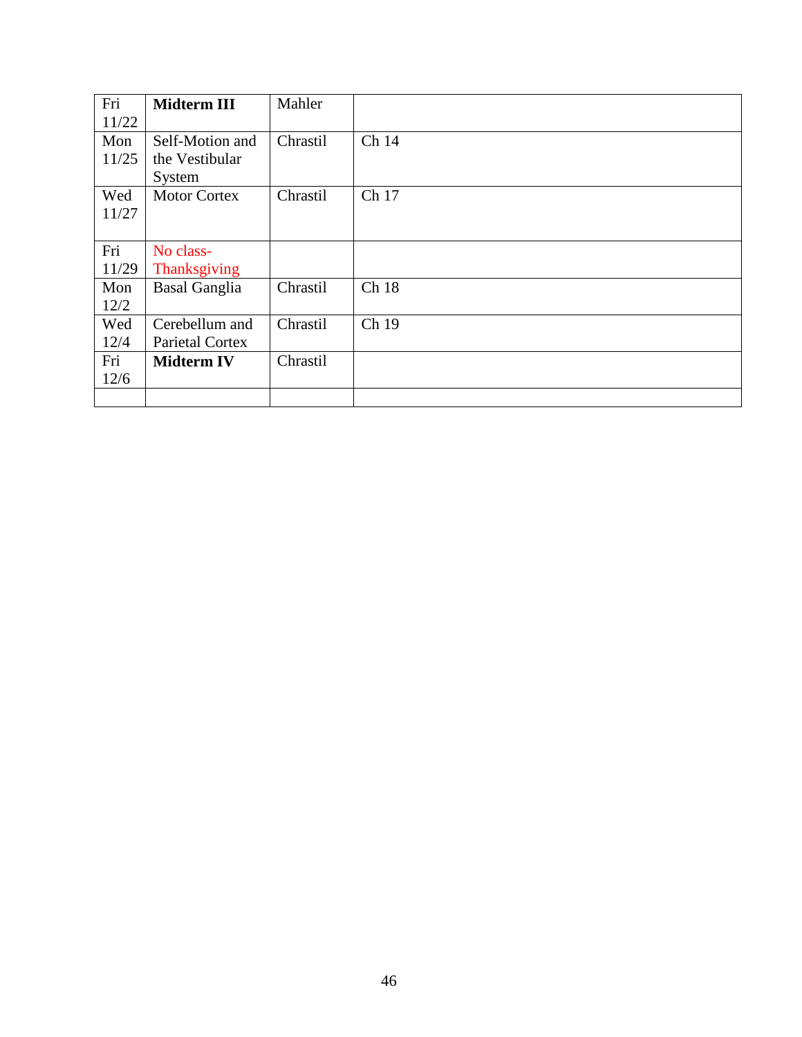| Fri 11/22 | **Midterm III** | Mahler | |
|---|---|---|---|
| Mon 11/25 | Self-Motion and the Vestibular System | Chrastil | Ch 14 |
| Wed 11/27 | Motor Cortex | Chrastil | Ch 17 |
| Fri 11/29 | No class- Thanksgiving | | |
| Mon 12/2 | Basal Ganglia | Chrastil | Ch 18 |
| Wed 12/4 | Cerebellum and Parietal Cortex | Chrastil | Ch 19 |
| Fri 12/6 | **Midterm IV** | Chrastil | |
| | | | |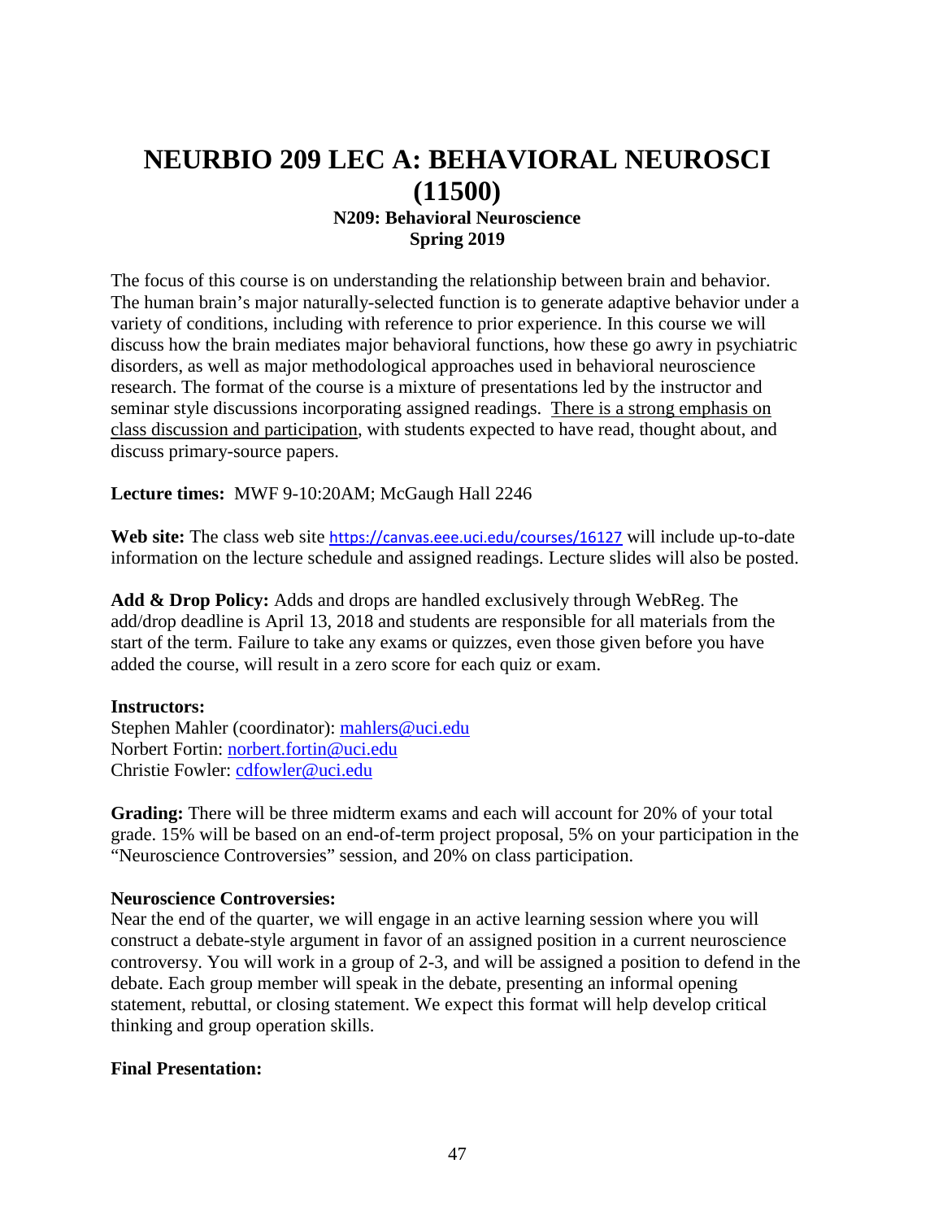# NEURBIO 209 LEC A: BEHAVIORAL NEUROSCI (11500)

**N209: Behavioral Neuroscience**
**Spring 2019**

The focus of this course is on understanding the relationship between brain and behavior. The human brain's major naturally-selected function is to generate adaptive behavior under a variety of conditions, including with reference to prior experience. In this course we will discuss how the brain mediates major behavioral functions, how these go awry in psychiatric disorders, as well as major methodological approaches used in behavioral neuroscience research. The format of the course is a mixture of presentations led by the instructor and seminar style discussions incorporating assigned readings. <u>There is a strong emphasis on class discussion and participation</u>, with students expected to have read, thought about, and discuss primary-source papers.

**Lecture times:** MWF 9-10:20AM; McGaugh Hall 2246

**Web site:** The class web site https://canvas.eee.uci.edu/courses/16127 will include up-to-date information on the lecture schedule and assigned readings. Lecture slides will also be posted.

**Add & Drop Policy:** Adds and drops are handled exclusively through WebReg. The add/drop deadline is April 13, 2018 and students are responsible for all materials from the start of the term. Failure to take any exams or quizzes, even those given before you have added the course, will result in a zero score for each quiz or exam.

**Instructors:**
Stephen Mahler (coordinator): mahlers@uci.edu
Norbert Fortin: norbert.fortin@uci.edu
Christie Fowler: cdfowler@uci.edu

**Grading:** There will be three midterm exams and each will account for 20% of your total grade. 15% will be based on an end-of-term project proposal, 5% on your participation in the "Neuroscience Controversies" session, and 20% on class participation.

**Neuroscience Controversies:**
Near the end of the quarter, we will engage in an active learning session where you will construct a debate-style argument in favor of an assigned position in a current neuroscience controversy. You will work in a group of 2-3, and will be assigned a position to defend in the debate. Each group member will speak in the debate, presenting an informal opening statement, rebuttal, or closing statement. We expect this format will help develop critical thinking and group operation skills.

**Final Presentation:**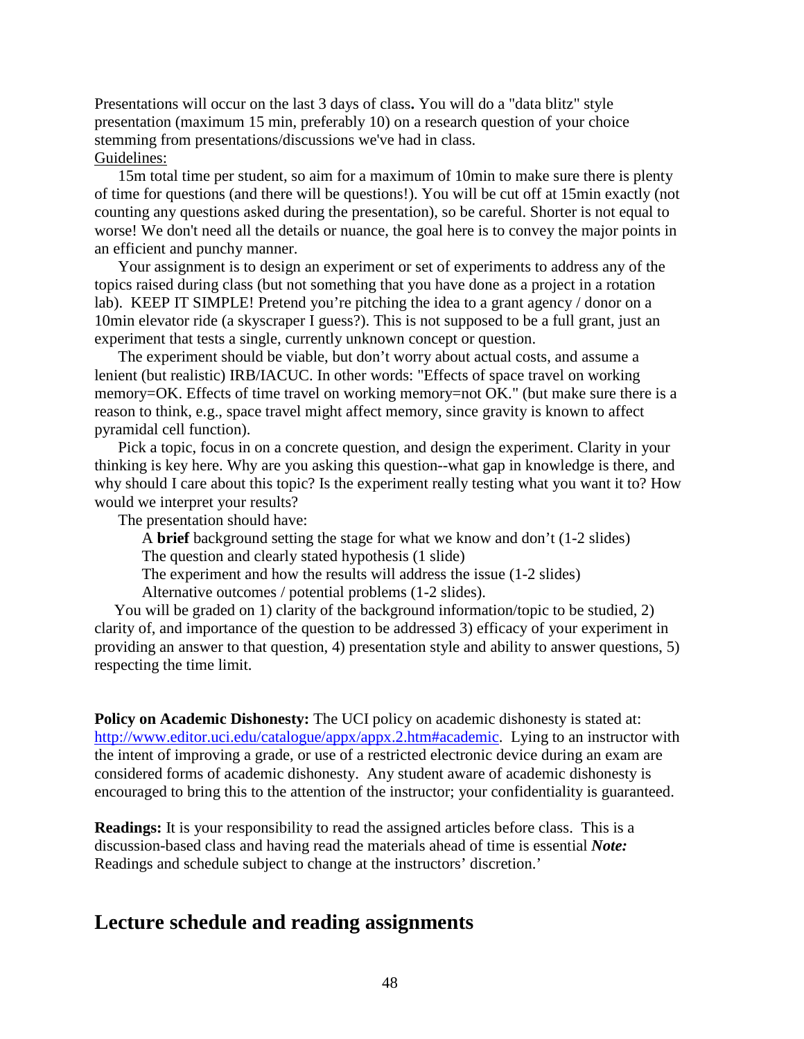Presentations will occur on the last 3 days of class**.** You will do a "data blitz" style presentation (maximum 15 min, preferably 10) on a research question of your choice stemming from presentations/discussions we've had in class.

Guidelines:

15m total time per student, so aim for a maximum of 10min to make sure there is plenty of time for questions (and there will be questions!). You will be cut off at 15min exactly (not counting any questions asked during the presentation), so be careful. Shorter is not equal to worse! We don't need all the details or nuance, the goal here is to convey the major points in an efficient and punchy manner.

Your assignment is to design an experiment or set of experiments to address any of the topics raised during class (but not something that you have done as a project in a rotation lab). KEEP IT SIMPLE! Pretend you're pitching the idea to a grant agency / donor on a 10min elevator ride (a skyscraper I guess?). This is not supposed to be a full grant, just an experiment that tests a single, currently unknown concept or question.

The experiment should be viable, but don't worry about actual costs, and assume a lenient (but realistic) IRB/IACUC. In other words: "Effects of space travel on working memory=OK. Effects of time travel on working memory=not OK." (but make sure there is a reason to think, e.g., space travel might affect memory, since gravity is known to affect pyramidal cell function).

Pick a topic, focus in on a concrete question, and design the experiment. Clarity in your thinking is key here. Why are you asking this question--what gap in knowledge is there, and why should I care about this topic? Is the experiment really testing what you want it to? How would we interpret your results?

The presentation should have:

A **brief** background setting the stage for what we know and don't (1-2 slides)  
The question and clearly stated hypothesis (1 slide)  
The experiment and how the results will address the issue (1-2 slides)  
Alternative outcomes / potential problems (1-2 slides).

You will be graded on 1) clarity of the background information/topic to be studied, 2) clarity of, and importance of the question to be addressed 3) efficacy of your experiment in providing an answer to that question, 4) presentation style and ability to answer questions, 5) respecting the time limit.

**Policy on Academic Dishonesty:** The UCI policy on academic dishonesty is stated at: http://www.editor.uci.edu/catalogue/appx/appx.2.htm#academic. Lying to an instructor with the intent of improving a grade, or use of a restricted electronic device during an exam are considered forms of academic dishonesty. Any student aware of academic dishonesty is encouraged to bring this to the attention of the instructor; your confidentiality is guaranteed.

**Readings:** It is your responsibility to read the assigned articles before class. This is a discussion-based class and having read the materials ahead of time is essential ***Note:*** Readings and schedule subject to change at the instructors' discretion.'

## Lecture schedule and reading assignments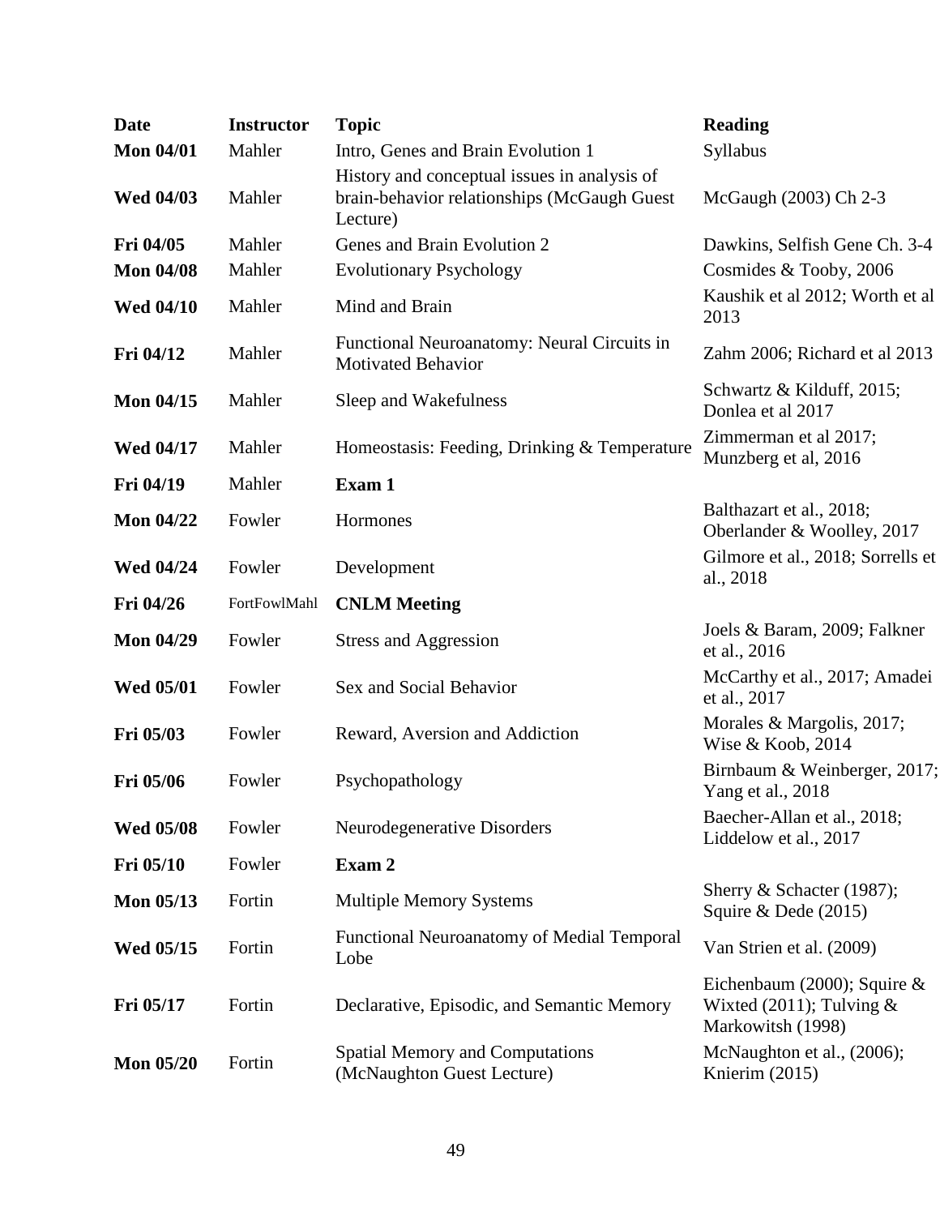| Date | Instructor | Topic | Reading |
|---|---|---|---|
| **Mon 04/01** | Mahler | Intro, Genes and Brain Evolution 1 | Syllabus |
| **Wed 04/03** | Mahler | History and conceptual issues in analysis of brain-behavior relationships (McGaugh Guest Lecture) | McGaugh (2003) Ch 2-3 |
| **Fri 04/05** | Mahler | Genes and Brain Evolution 2 | Dawkins, Selfish Gene Ch. 3-4 |
| **Mon 04/08** | Mahler | Evolutionary Psychology | Cosmides & Tooby, 2006 |
| **Wed 04/10** | Mahler | Mind and Brain | Kaushik et al 2012; Worth et al 2013 |
| **Fri 04/12** | Mahler | Functional Neuroanatomy: Neural Circuits in Motivated Behavior | Zahm 2006; Richard et al 2013 |
| **Mon 04/15** | Mahler | Sleep and Wakefulness | Schwartz & Kilduff, 2015; Donlea et al 2017 |
| **Wed 04/17** | Mahler | Homeostasis: Feeding, Drinking & Temperature | Zimmerman et al 2017; Munzberg et al, 2016 |
| **Fri 04/19** | Mahler | **Exam 1** | |
| **Mon 04/22** | Fowler | Hormones | Balthazart et al., 2018; Oberlander & Woolley, 2017 |
| **Wed 04/24** | Fowler | Development | Gilmore et al., 2018; Sorrells et al., 2018 |
| **Fri 04/26** | FortFowlMahl | **CNLM Meeting** | |
| **Mon 04/29** | Fowler | Stress and Aggression | Joels & Baram, 2009; Falkner et al., 2016 |
| **Wed 05/01** | Fowler | Sex and Social Behavior | McCarthy et al., 2017; Amadei et al., 2017 |
| **Fri 05/03** | Fowler | Reward, Aversion and Addiction | Morales & Margolis, 2017; Wise & Koob, 2014 |
| **Fri 05/06** | Fowler | Psychopathology | Birnbaum & Weinberger, 2017; Yang et al., 2018 |
| **Wed 05/08** | Fowler | Neurodegenerative Disorders | Baecher-Allan et al., 2018; Liddelow et al., 2017 |
| **Fri 05/10** | Fowler | **Exam 2** | |
| **Mon 05/13** | Fortin | Multiple Memory Systems | Sherry & Schacter (1987); Squire & Dede (2015) |
| **Wed 05/15** | Fortin | Functional Neuroanatomy of Medial Temporal Lobe | Van Strien et al. (2009) |
| **Fri 05/17** | Fortin | Declarative, Episodic, and Semantic Memory | Eichenbaum (2000); Squire & Wixted (2011); Tulving & Markowitsh (1998) |
| **Mon 05/20** | Fortin | Spatial Memory and Computations (McNaughton Guest Lecture) | McNaughton et al., (2006); Knierim (2015) |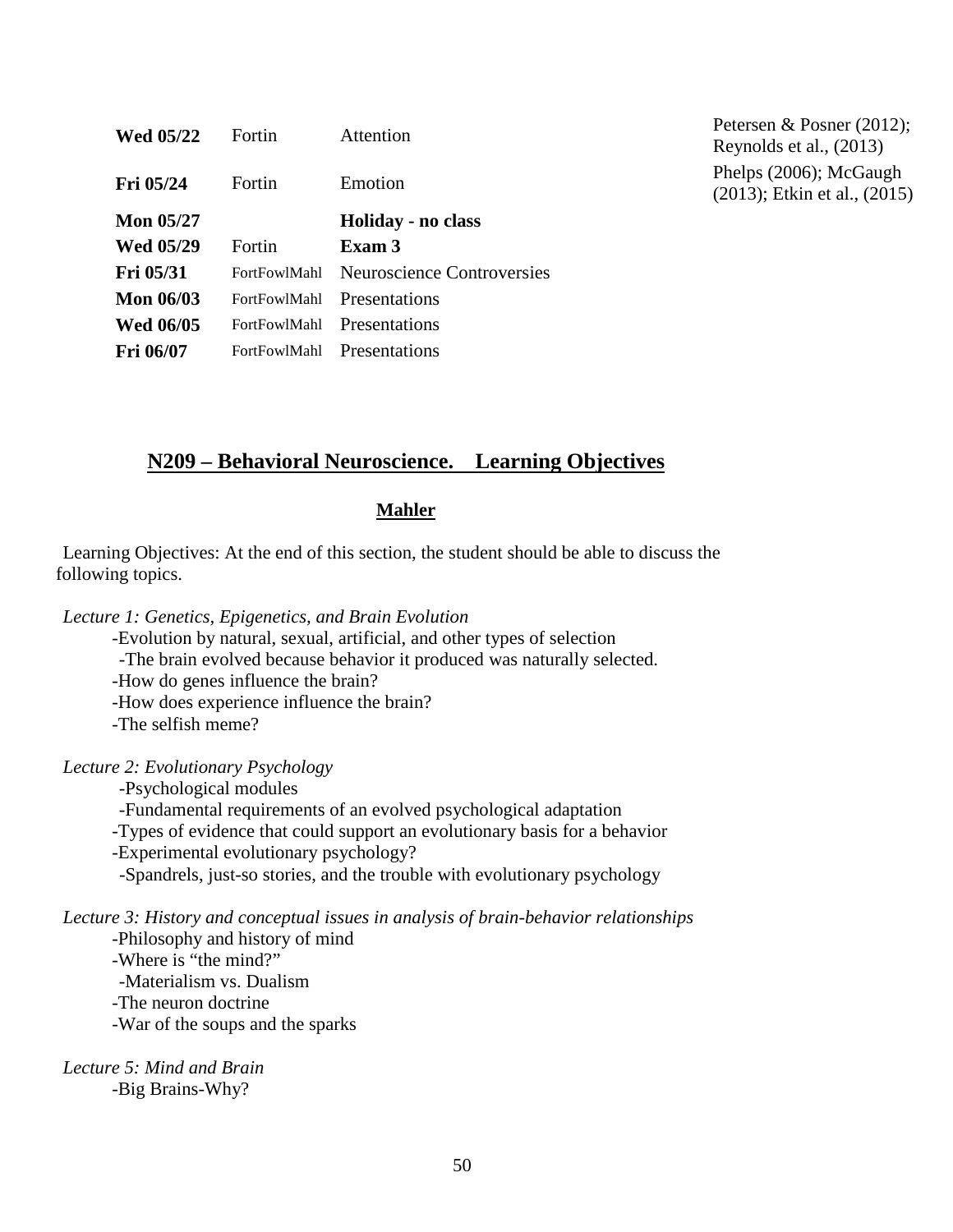| Wed 05/22 | Fortin | Attention | Petersen & Posner (2012); Reynolds et al., (2013) |
|---|---|---|---|
| Fri 05/24 | Fortin | Emotion | Phelps (2006); McGaugh (2013); Etkin et al., (2015) |
| Mon 05/27 | | **Holiday - no class** | |
| Wed 05/29 | Fortin | **Exam 3** | |
| Fri 05/31 | FortFowlMahl | Neuroscience Controversies | |
| Mon 06/03 | FortFowlMahl | Presentations | |
| Wed 06/05 | FortFowlMahl | Presentations | |
| Fri 06/07 | FortFowlMahl | Presentations | |

## N209 – Behavioral Neuroscience. Learning Objectives

### Mahler

Learning Objectives: At the end of this section, the student should be able to discuss the following topics.

*Lecture 1: Genetics, Epigenetics, and Brain Evolution*

- -Evolution by natural, sexual, artificial, and other types of selection
- -The brain evolved because behavior it produced was naturally selected.
- -How do genes influence the brain?
- -How does experience influence the brain?
- -The selfish meme?

*Lecture 2: Evolutionary Psychology*

- -Psychological modules
- -Fundamental requirements of an evolved psychological adaptation
- -Types of evidence that could support an evolutionary basis for a behavior
- -Experimental evolutionary psychology?
- -Spandrels, just-so stories, and the trouble with evolutionary psychology

*Lecture 3: History and conceptual issues in analysis of brain-behavior relationships*

- -Philosophy and history of mind
- -Where is "the mind?"
- -Materialism vs. Dualism
- -The neuron doctrine
- -War of the soups and the sparks

*Lecture 5: Mind and Brain*

- -Big Brains-Why?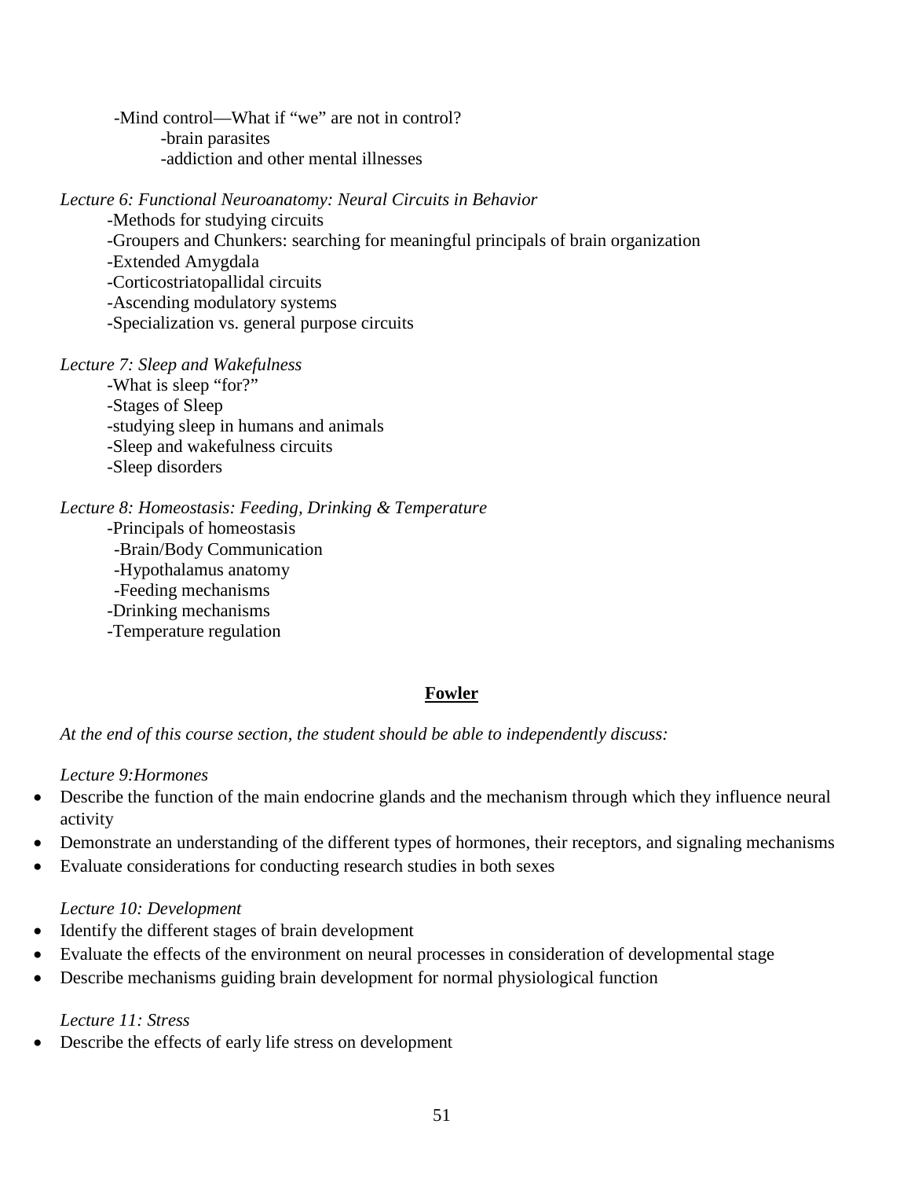-Mind control—What if “we” are not in control?
  -brain parasites
  -addiction and other mental illnesses

*Lecture 6: Functional Neuroanatomy: Neural Circuits in Behavior*

-Methods for studying circuits
-Groupers and Chunkers: searching for meaningful principals of brain organization
-Extended Amygdala
-Corticostriatopallidal circuits
-Ascending modulatory systems
-Specialization vs. general purpose circuits

*Lecture 7: Sleep and Wakefulness*

-What is sleep “for?”
-Stages of Sleep
-studying sleep in humans and animals
-Sleep and wakefulness circuits
-Sleep disorders

*Lecture 8: Homeostasis: Feeding, Drinking & Temperature*

-Principals of homeostasis
-Brain/Body Communication
-Hypothalamus anatomy
-Feeding mechanisms
-Drinking mechanisms
-Temperature regulation

## **Fowler**

*At the end of this course section, the student should be able to independently discuss:*

*Lecture 9:Hormones*

- Describe the function of the main endocrine glands and the mechanism through which they influence neural activity
- Demonstrate an understanding of the different types of hormones, their receptors, and signaling mechanisms
- Evaluate considerations for conducting research studies in both sexes

*Lecture 10: Development*

- Identify the different stages of brain development
- Evaluate the effects of the environment on neural processes in consideration of developmental stage
- Describe mechanisms guiding brain development for normal physiological function

*Lecture 11: Stress*

- Describe the effects of early life stress on development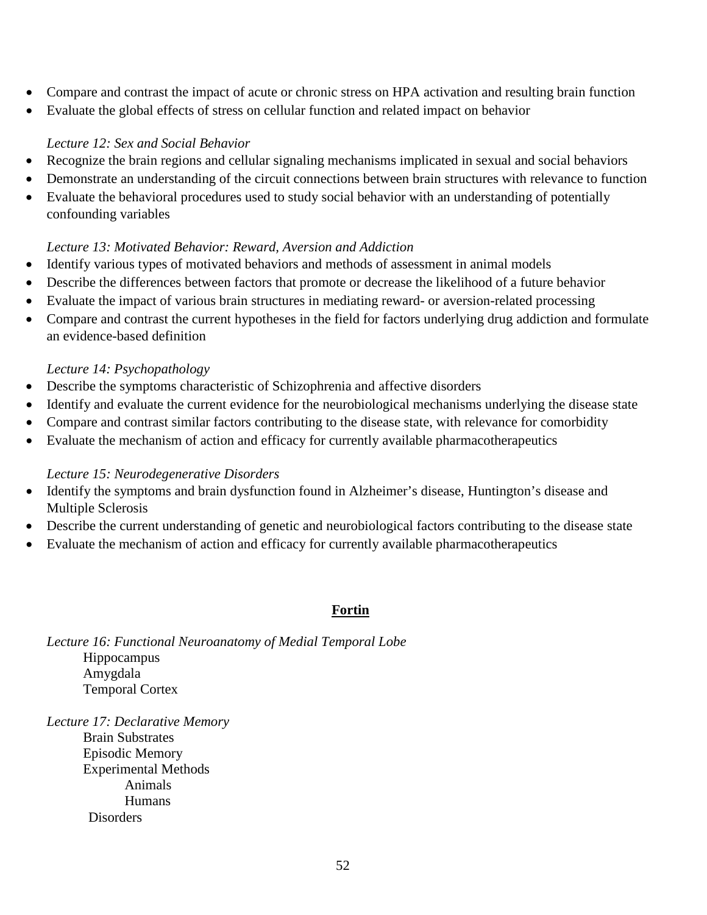- Compare and contrast the impact of acute or chronic stress on HPA activation and resulting brain function
- Evaluate the global effects of stress on cellular function and related impact on behavior

*Lecture 12: Sex and Social Behavior*

- Recognize the brain regions and cellular signaling mechanisms implicated in sexual and social behaviors
- Demonstrate an understanding of the circuit connections between brain structures with relevance to function
- Evaluate the behavioral procedures used to study social behavior with an understanding of potentially confounding variables

*Lecture 13: Motivated Behavior: Reward, Aversion and Addiction*

- Identify various types of motivated behaviors and methods of assessment in animal models
- Describe the differences between factors that promote or decrease the likelihood of a future behavior
- Evaluate the impact of various brain structures in mediating reward- or aversion-related processing
- Compare and contrast the current hypotheses in the field for factors underlying drug addiction and formulate an evidence-based definition

*Lecture 14: Psychopathology*

- Describe the symptoms characteristic of Schizophrenia and affective disorders
- Identify and evaluate the current evidence for the neurobiological mechanisms underlying the disease state
- Compare and contrast similar factors contributing to the disease state, with relevance for comorbidity
- Evaluate the mechanism of action and efficacy for currently available pharmacotherapeutics

*Lecture 15: Neurodegenerative Disorders*

- Identify the symptoms and brain dysfunction found in Alzheimer's disease, Huntington's disease and Multiple Sclerosis
- Describe the current understanding of genetic and neurobiological factors contributing to the disease state
- Evaluate the mechanism of action and efficacy for currently available pharmacotherapeutics

## **Fortin**

*Lecture 16: Functional Neuroanatomy of Medial Temporal Lobe*

- Hippocampus
- Amygdala
- Temporal Cortex

*Lecture 17: Declarative Memory*

- Brain Substrates
- Episodic Memory
- Experimental Methods
  - Animals
  - Humans
- Disorders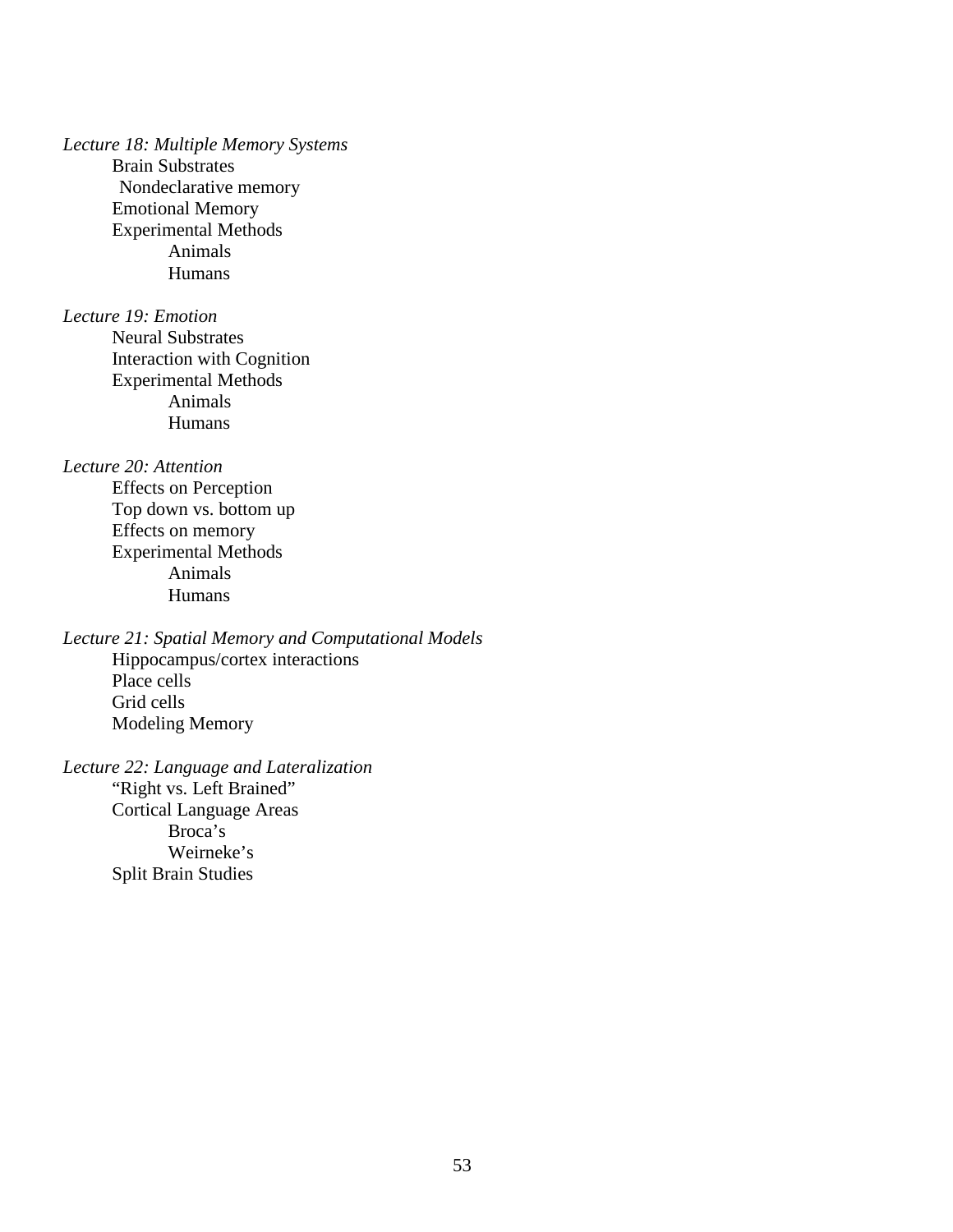*Lecture 18: Multiple Memory Systems*

- Brain Substrates
- Nondeclarative memory
- Emotional Memory
- Experimental Methods
  - Animals
  - Humans

*Lecture 19: Emotion*

- Neural Substrates
- Interaction with Cognition
- Experimental Methods
  - Animals
  - Humans

*Lecture 20: Attention*

- Effects on Perception
- Top down vs. bottom up
- Effects on memory
- Experimental Methods
  - Animals
  - Humans

*Lecture 21: Spatial Memory and Computational Models*

- Hippocampus/cortex interactions
- Place cells
- Grid cells
- Modeling Memory

*Lecture 22: Language and Lateralization*

- "Right vs. Left Brained"
- Cortical Language Areas
  - Broca's
  - Weirneke's
- Split Brain Studies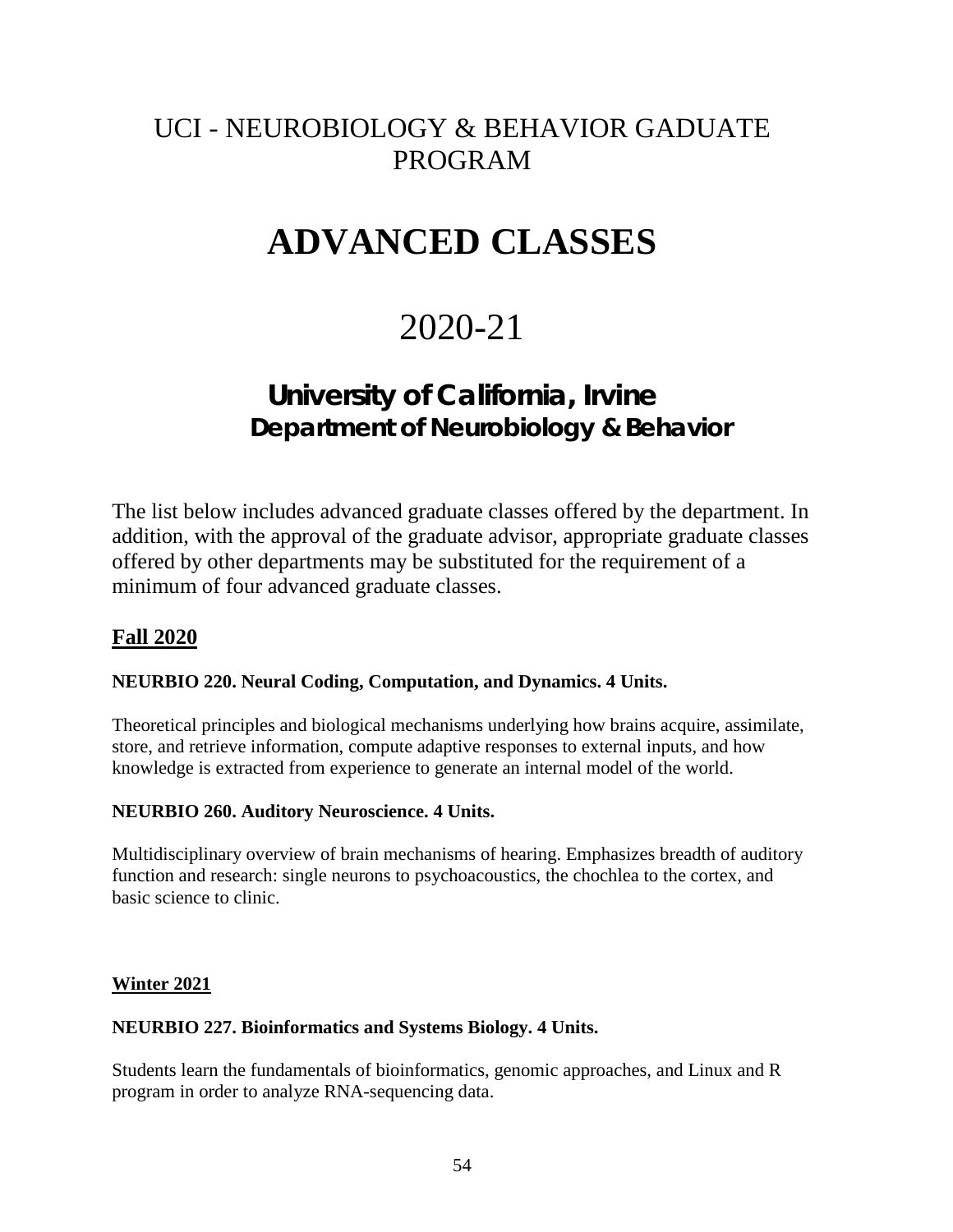# UCI - NEUROBIOLOGY & BEHAVIOR GADUATE PROGRAM

# ADVANCED CLASSES

# 2020-21

## University of California, Irvine

### Department of Neurobiology & Behavior

The list below includes advanced graduate classes offered by the department. In addition, with the approval of the graduate advisor, appropriate graduate classes offered by other departments may be substituted for the requirement of a minimum of four advanced graduate classes.

## Fall 2020

**NEURBIO 220. Neural Coding, Computation, and Dynamics. 4 Units.**

Theoretical principles and biological mechanisms underlying how brains acquire, assimilate, store, and retrieve information, compute adaptive responses to external inputs, and how knowledge is extracted from experience to generate an internal model of the world.

**NEURBIO 260. Auditory Neuroscience. 4 Units.**

Multidisciplinary overview of brain mechanisms of hearing. Emphasizes breadth of auditory function and research: single neurons to psychoacoustics, the chochlea to the cortex, and basic science to clinic.

## Winter 2021

**NEURBIO 227. Bioinformatics and Systems Biology. 4 Units.**

Students learn the fundamentals of bioinformatics, genomic approaches, and Linux and R program in order to analyze RNA-sequencing data.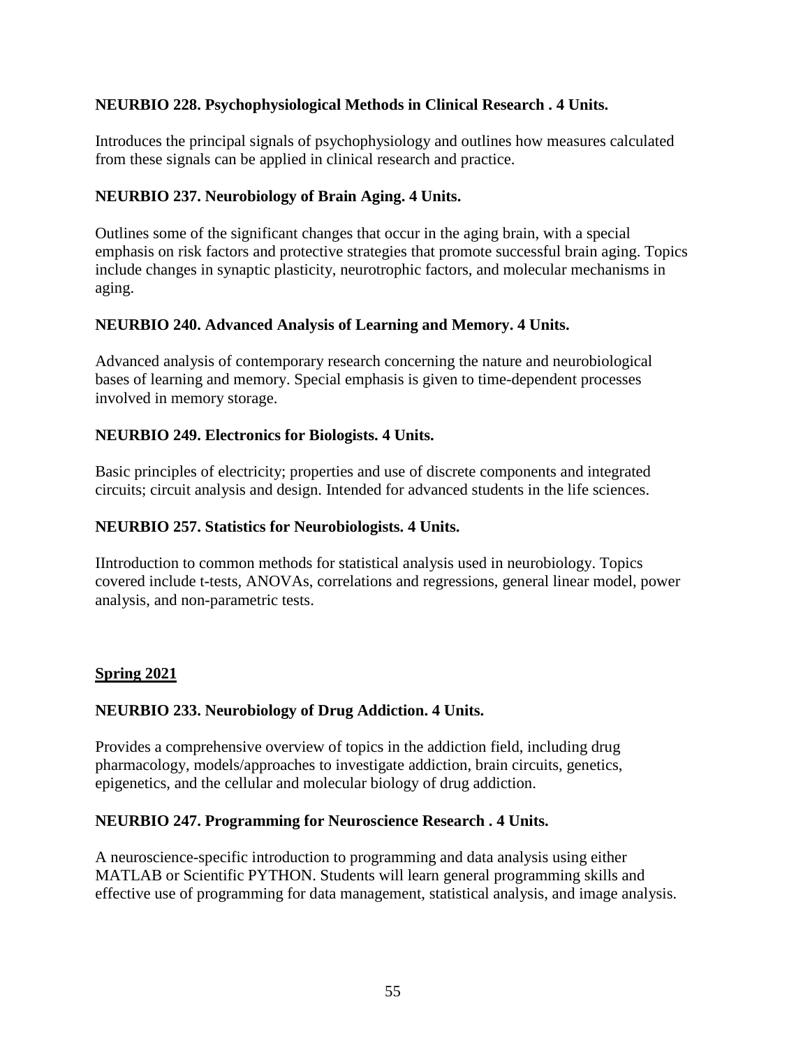**NEURBIO 228. Psychophysiological Methods in Clinical Research . 4 Units.**

Introduces the principal signals of psychophysiology and outlines how measures calculated from these signals can be applied in clinical research and practice.

**NEURBIO 237. Neurobiology of Brain Aging. 4 Units.**

Outlines some of the significant changes that occur in the aging brain, with a special emphasis on risk factors and protective strategies that promote successful brain aging. Topics include changes in synaptic plasticity, neurotrophic factors, and molecular mechanisms in aging.

**NEURBIO 240. Advanced Analysis of Learning and Memory. 4 Units.**

Advanced analysis of contemporary research concerning the nature and neurobiological bases of learning and memory. Special emphasis is given to time-dependent processes involved in memory storage.

**NEURBIO 249. Electronics for Biologists. 4 Units.**

Basic principles of electricity; properties and use of discrete components and integrated circuits; circuit analysis and design. Intended for advanced students in the life sciences.

**NEURBIO 257. Statistics for Neurobiologists. 4 Units.**

IIntroduction to common methods for statistical analysis used in neurobiology. Topics covered include t-tests, ANOVAs, correlations and regressions, general linear model, power analysis, and non-parametric tests.

**Spring 2021**

**NEURBIO 233. Neurobiology of Drug Addiction. 4 Units.**

Provides a comprehensive overview of topics in the addiction field, including drug pharmacology, models/approaches to investigate addiction, brain circuits, genetics, epigenetics, and the cellular and molecular biology of drug addiction.

**NEURBIO 247. Programming for Neuroscience Research . 4 Units.**

A neuroscience-specific introduction to programming and data analysis using either MATLAB or Scientific PYTHON. Students will learn general programming skills and effective use of programming for data management, statistical analysis, and image analysis.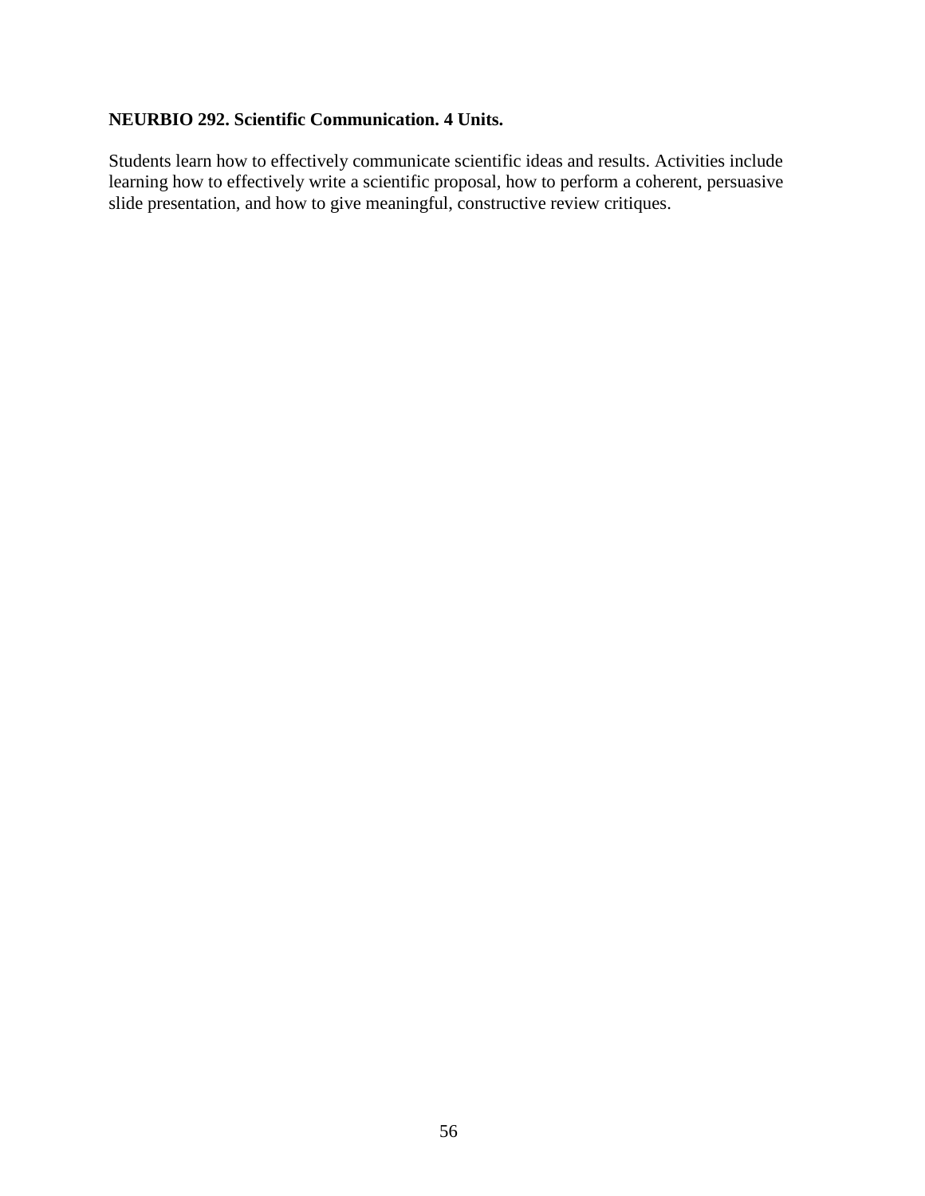**NEURBIO 292. Scientific Communication. 4 Units.**

Students learn how to effectively communicate scientific ideas and results. Activities include learning how to effectively write a scientific proposal, how to perform a coherent, persuasive slide presentation, and how to give meaningful, constructive review critiques.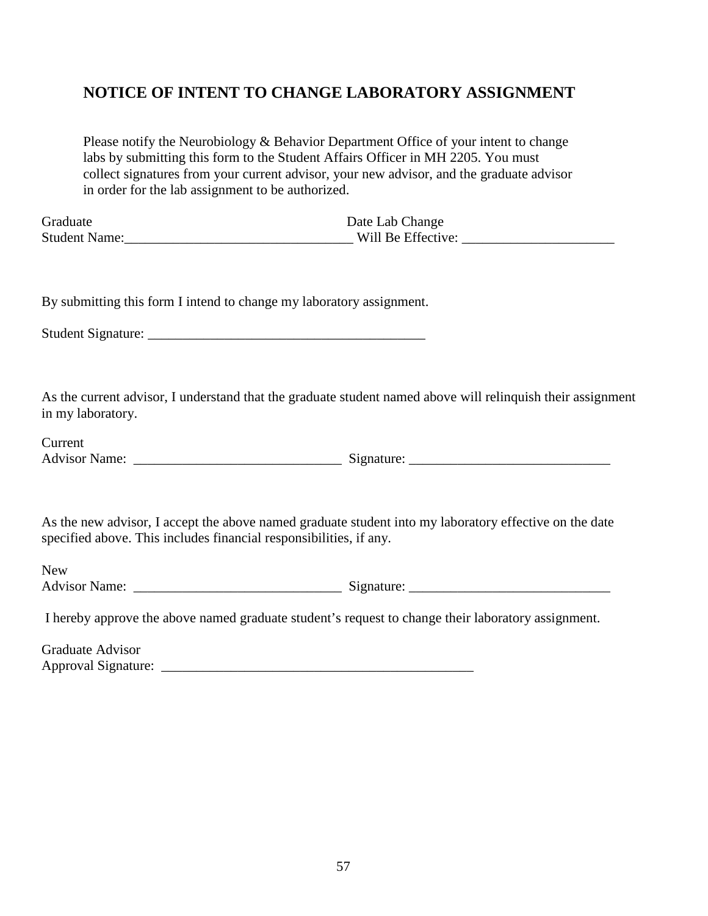## NOTICE OF INTENT TO CHANGE LABORATORY ASSIGNMENT

Please notify the Neurobiology & Behavior Department Office of your intent to change labs by submitting this form to the Student Affairs Officer in MH 2205. You must collect signatures from your current advisor, your new advisor, and the graduate advisor in order for the lab assignment to be authorized.

Graduate Student Name:_________________________________ Date Lab Change Will Be Effective: ______________________

By submitting this form I intend to change my laboratory assignment.

Student Signature: ________________________________________

As the current advisor, I understand that the graduate student named above will relinquish their assignment in my laboratory.

Current Advisor Name: ______________________________ Signature: _____________________________

As the new advisor, I accept the above named graduate student into my laboratory effective on the date specified above. This includes financial responsibilities, if any.

New Advisor Name: ______________________________ Signature: _____________________________

I hereby approve the above named graduate student's request to change their laboratory assignment.

Graduate Advisor Approval Signature: _____________________________________________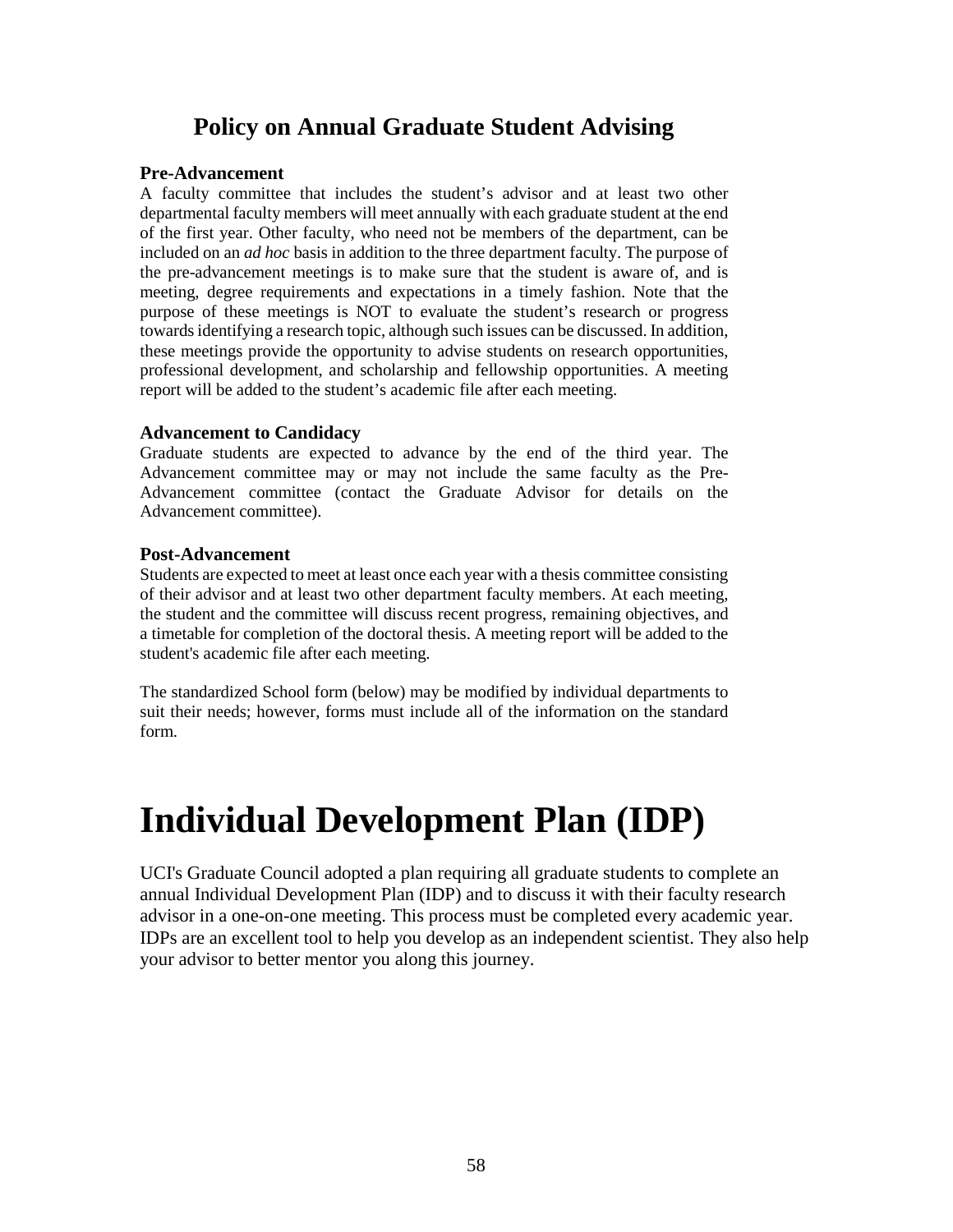## Policy on Annual Graduate Student Advising

**Pre-Advancement**

A faculty committee that includes the student's advisor and at least two other departmental faculty members will meet annually with each graduate student at the end of the first year. Other faculty, who need not be members of the department, can be included on an *ad hoc* basis in addition to the three department faculty. The purpose of the pre-advancement meetings is to make sure that the student is aware of, and is meeting, degree requirements and expectations in a timely fashion. Note that the purpose of these meetings is NOT to evaluate the student's research or progress towards identifying a research topic, although such issues can be discussed. In addition, these meetings provide the opportunity to advise students on research opportunities, professional development, and scholarship and fellowship opportunities. A meeting report will be added to the student's academic file after each meeting.

**Advancement to Candidacy**

Graduate students are expected to advance by the end of the third year. The Advancement committee may or may not include the same faculty as the Pre-Advancement committee (contact the Graduate Advisor for details on the Advancement committee).

**Post-Advancement**

Students are expected to meet at least once each year with a thesis committee consisting of their advisor and at least two other department faculty members. At each meeting, the student and the committee will discuss recent progress, remaining objectives, and a timetable for completion of the doctoral thesis. A meeting report will be added to the student's academic file after each meeting.

The standardized School form (below) may be modified by individual departments to suit their needs; however, forms must include all of the information on the standard form.

# Individual Development Plan (IDP)

UCI's Graduate Council adopted a plan requiring all graduate students to complete an annual Individual Development Plan (IDP) and to discuss it with their faculty research advisor in a one-on-one meeting. This process must be completed every academic year. IDPs are an excellent tool to help you develop as an independent scientist. They also help your advisor to better mentor you along this journey.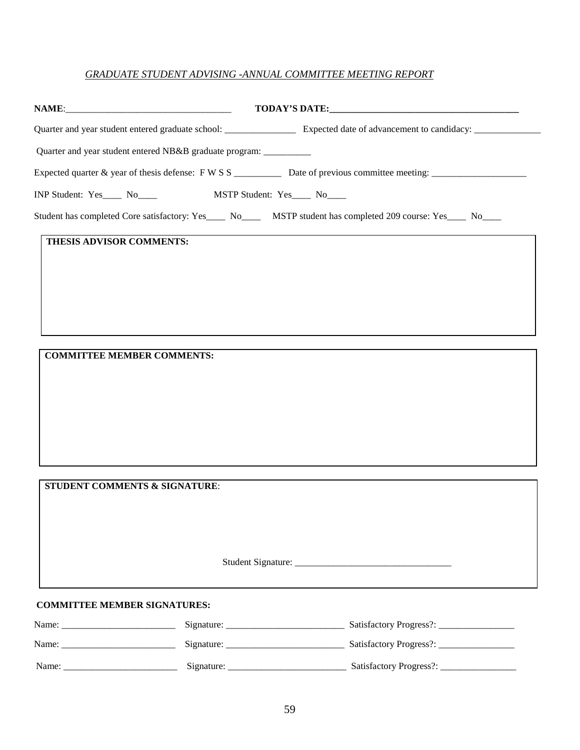*GRADUATE STUDENT ADVISING -ANNUAL COMMITTEE MEETING REPORT*

**NAME**:___________________________________ **TODAY'S DATE:**________________________________________

Quarter and year student entered graduate school: _______________ Expected date of advancement to candidacy: ______________

Quarter and year student entered NB&B graduate program: __________

Expected quarter & year of thesis defense: F W S S __________ Date of previous committee meeting: ____________________

INP Student: Yes____ No____ MSTP Student: Yes____ No____

Student has completed Core satisfactory: Yes____ No____ MSTP student has completed 209 course: Yes____ No____

**THESIS ADVISOR COMMENTS:**

**COMMITTEE MEMBER COMMENTS:**

**STUDENT COMMENTS & SIGNATURE**:

Student Signature: _________________________________

**COMMITTEE MEMBER SIGNATURES:**

Name: ________________________ Signature: _________________________ Satisfactory Progress?: ________________

Name: ________________________ Signature: _________________________ Satisfactory Progress?: ________________

Name: ________________________ Signature: _________________________ Satisfactory Progress?: ________________